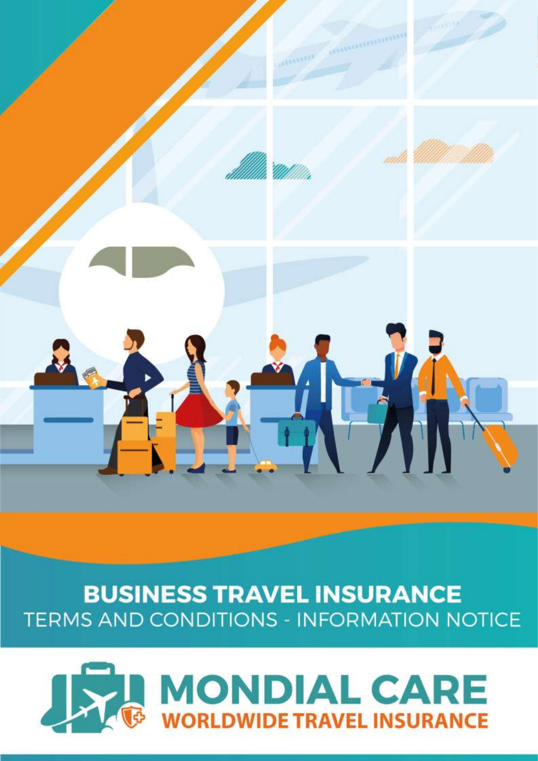# BUSINESS TRAVEL INSURANCE

TERMS AND CONDITIONS - INFORMATION NOTICE

**MONDIAL CARE**

**WORLDWIDE TRAVEL INSURANCE**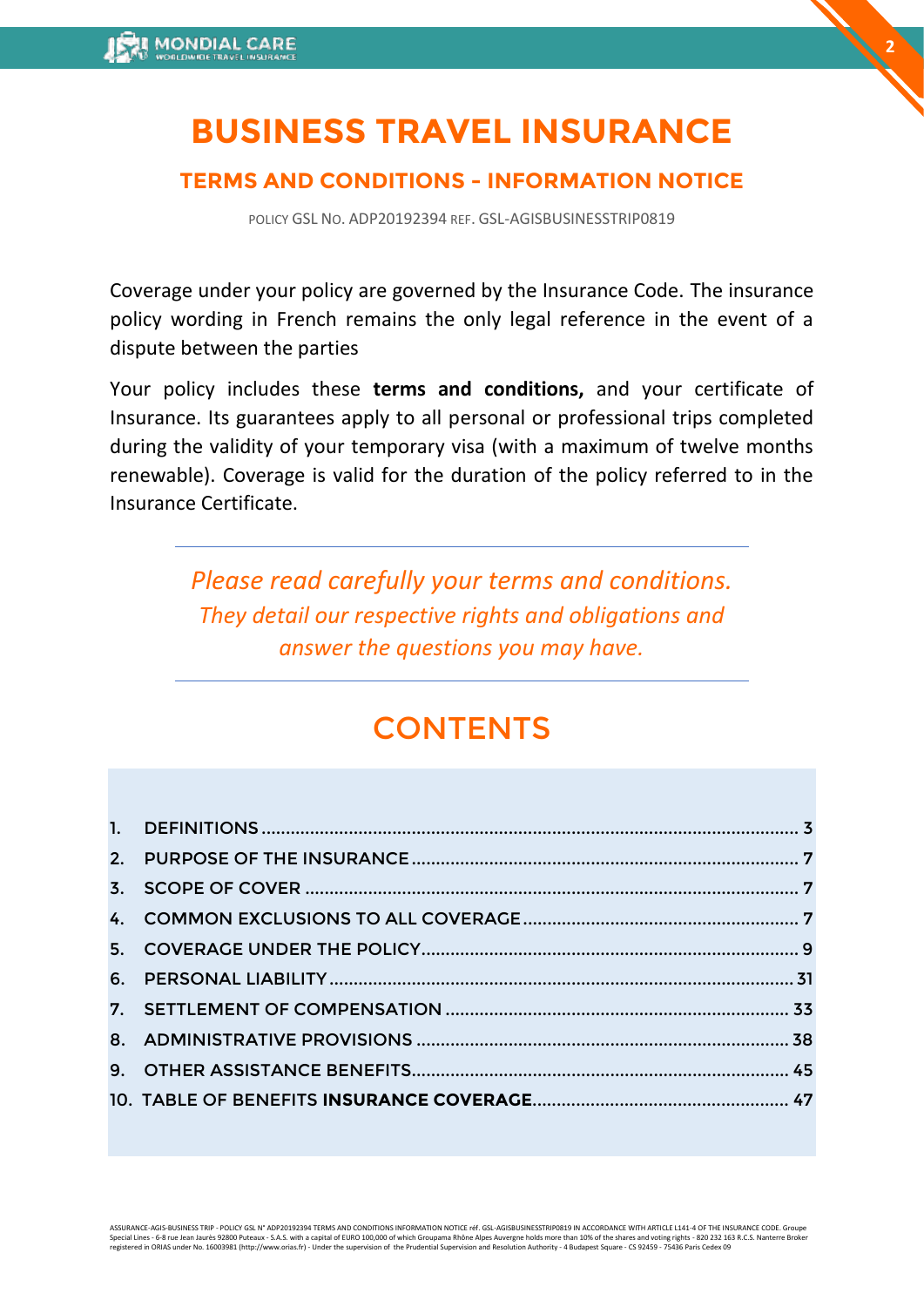# BUSINESS TRAVEL INSURANCE

## TERMS AND CONDITIONS – INFORMATION NOTICE

POLICY GSL NO. ADP20192394 REF. GSL-AGISBUSINESSTRIP0819

Coverage under your policy are governed by the Insurance Code. The insurance policy wording in French remains the only legal reference in the event of a dispute between the parties

Your policy includes these **terms and conditions,** and your certificate of Insurance. Its guarantees apply to all personal or professional trips completed during the validity of your temporary visa (with a maximum of twelve months renewable). Coverage is valid for the duration of the policy referred to in the Insurance Certificate.

---

*Please read carefully your terms and conditions. They detail our respective rights and obligations and answer the questions you may have.*

---

## CONTENTS

1. DEFINITIONS .......... 3
2. PURPOSE OF THE INSURANCE .......... 7
3. SCOPE OF COVER .......... 7
4. COMMON EXCLUSIONS TO ALL COVERAGE .......... 7
5. COVERAGE UNDER THE POLICY .......... 9
6. PERSONAL LIABILITY .......... 31
7. SETTLEMENT OF COMPENSATION .......... 33
8. ADMINISTRATIVE PROVISIONS .......... 38
9. OTHER ASSISTANCE BENEFITS .......... 45
10. TABLE OF BENEFITS **INSURANCE COVERAGE** .......... 47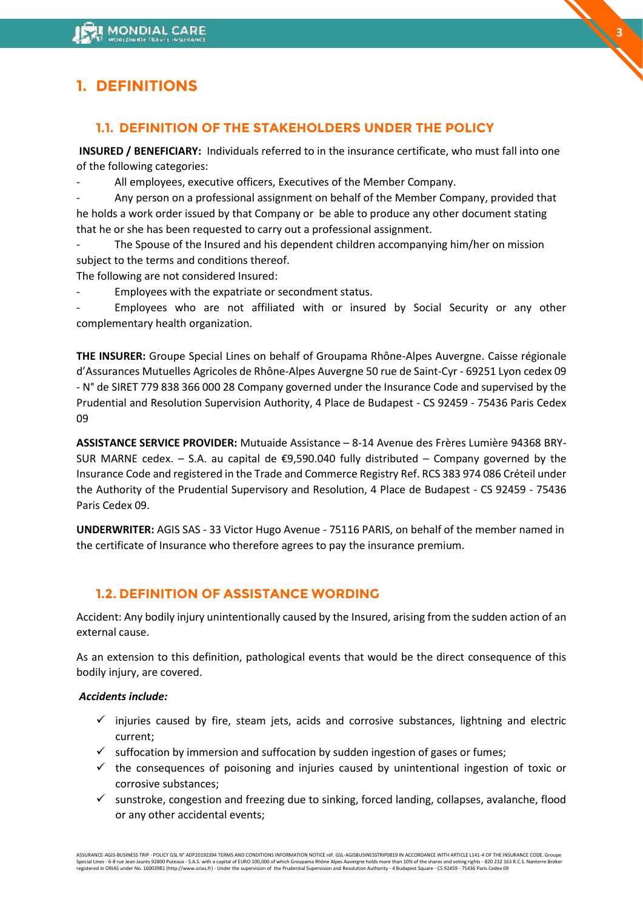# 1. DEFINITIONS

## 1.1. DEFINITION OF THE STAKEHOLDERS UNDER THE POLICY

**INSURED / BENEFICIARY:** Individuals referred to in the insurance certificate, who must fall into one of the following categories:

- All employees, executive officers, Executives of the Member Company.
- Any person on a professional assignment on behalf of the Member Company, provided that he holds a work order issued by that Company or be able to produce any other document stating that he or she has been requested to carry out a professional assignment.
- The Spouse of the Insured and his dependent children accompanying him/her on mission subject to the terms and conditions thereof.

The following are not considered Insured:

- Employees with the expatriate or secondment status.
- Employees who are not affiliated with or insured by Social Security or any other complementary health organization.

**THE INSURER:** Groupe Special Lines on behalf of Groupama Rhône-Alpes Auvergne. Caisse régionale d'Assurances Mutuelles Agricoles de Rhône-Alpes Auvergne 50 rue de Saint-Cyr - 69251 Lyon cedex 09 - N° de SIRET 779 838 366 000 28 Company governed under the Insurance Code and supervised by the Prudential and Resolution Supervision Authority, 4 Place de Budapest - CS 92459 - 75436 Paris Cedex 09

**ASSISTANCE SERVICE PROVIDER:** Mutuaide Assistance – 8-14 Avenue des Frères Lumière 94368 BRY-SUR MARNE cedex. – S.A. au capital de €9,590.040 fully distributed – Company governed by the Insurance Code and registered in the Trade and Commerce Registry Ref. RCS 383 974 086 Créteil under the Authority of the Prudential Supervisory and Resolution, 4 Place de Budapest - CS 92459 - 75436 Paris Cedex 09.

**UNDERWRITER:** AGIS SAS - 33 Victor Hugo Avenue - 75116 PARIS, on behalf of the member named in the certificate of Insurance who therefore agrees to pay the insurance premium.

## 1.2. DEFINITION OF ASSISTANCE WORDING

Accident: Any bodily injury unintentionally caused by the Insured, arising from the sudden action of an external cause.

As an extension to this definition, pathological events that would be the direct consequence of this bodily injury, are covered.

***Accidents include:***

- ✓ injuries caused by fire, steam jets, acids and corrosive substances, lightning and electric current;
- ✓ suffocation by immersion and suffocation by sudden ingestion of gases or fumes;
- ✓ the consequences of poisoning and injuries caused by unintentional ingestion of toxic or corrosive substances;
- ✓ sunstroke, congestion and freezing due to sinking, forced landing, collapses, avalanche, flood or any other accidental events;

ASSURANCE-AGIS-BUSINESS TRIP - POLICY GSL N° ADP20192394 TERMS AND CONDITIONS INFORMATION NOTICE réf. GSL-AGISBUSINESSTRIP0819 IN ACCORDANCE WITH ARTICLE L141-4 OF THE INSURANCE CODE. Groupe Special Lines - 6-8 rue Jean Jaurès 92800 Puteaux - S.A.S. with a capital of EURO 100,000 of which Groupama Rhône Alpes Auvergne holds more than 10% of the shares and voting rights - 820 232 163 R.C.S. Nanterre Broker registered in ORIAS under No. 16003981 (http://www.orias.fr) - Under the supervision of the Prudential Supervision and Resolution Authority - 4 Budapest Square - CS 92459 - 75436 Paris Cedex 09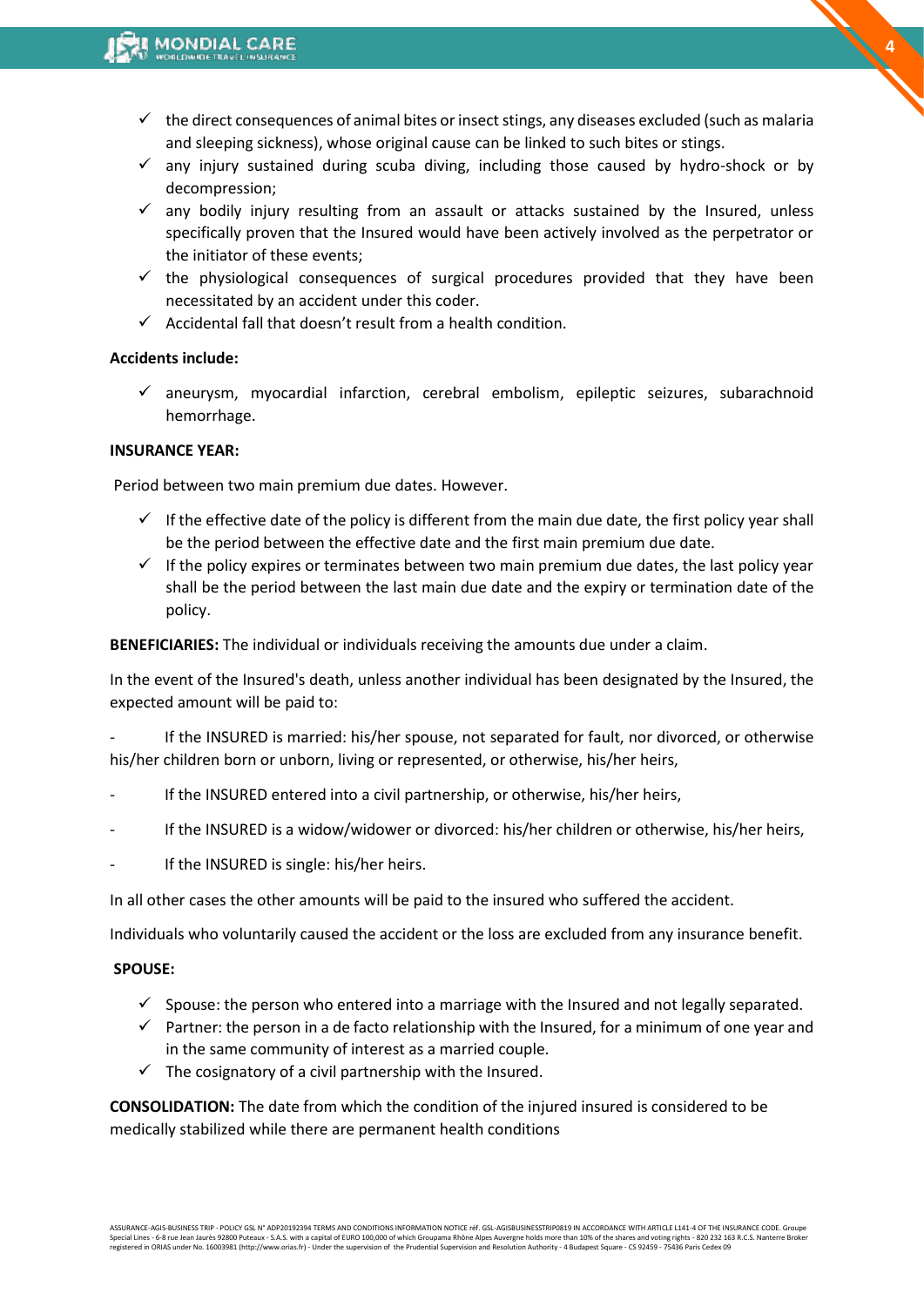- ✓ the direct consequences of animal bites or insect stings, any diseases excluded (such as malaria and sleeping sickness), whose original cause can be linked to such bites or stings.
- ✓ any injury sustained during scuba diving, including those caused by hydro-shock or by decompression;
- ✓ any bodily injury resulting from an assault or attacks sustained by the Insured, unless specifically proven that the Insured would have been actively involved as the perpetrator or the initiator of these events;
- ✓ the physiological consequences of surgical procedures provided that they have been necessitated by an accident under this coder.
- ✓ Accidental fall that doesn't result from a health condition.

**Accidents include:**

- ✓ aneurysm, myocardial infarction, cerebral embolism, epileptic seizures, subarachnoid hemorrhage.

**INSURANCE YEAR:**

Period between two main premium due dates. However.

- ✓ If the effective date of the policy is different from the main due date, the first policy year shall be the period between the effective date and the first main premium due date.
- ✓ If the policy expires or terminates between two main premium due dates, the last policy year shall be the period between the last main due date and the expiry or termination date of the policy.

**BENEFICIARIES:** The individual or individuals receiving the amounts due under a claim.

In the event of the Insured's death, unless another individual has been designated by the Insured, the expected amount will be paid to:

- If the INSURED is married: his/her spouse, not separated for fault, nor divorced, or otherwise his/her children born or unborn, living or represented, or otherwise, his/her heirs,
- If the INSURED entered into a civil partnership, or otherwise, his/her heirs,
- If the INSURED is a widow/widower or divorced: his/her children or otherwise, his/her heirs,
- If the INSURED is single: his/her heirs.

In all other cases the other amounts will be paid to the insured who suffered the accident.

Individuals who voluntarily caused the accident or the loss are excluded from any insurance benefit.

**SPOUSE:**

- ✓ Spouse: the person who entered into a marriage with the Insured and not legally separated.
- ✓ Partner: the person in a de facto relationship with the Insured, for a minimum of one year and in the same community of interest as a married couple.
- ✓ The cosignatory of a civil partnership with the Insured.

**CONSOLIDATION:** The date from which the condition of the injured insured is considered to be medically stabilized while there are permanent health conditions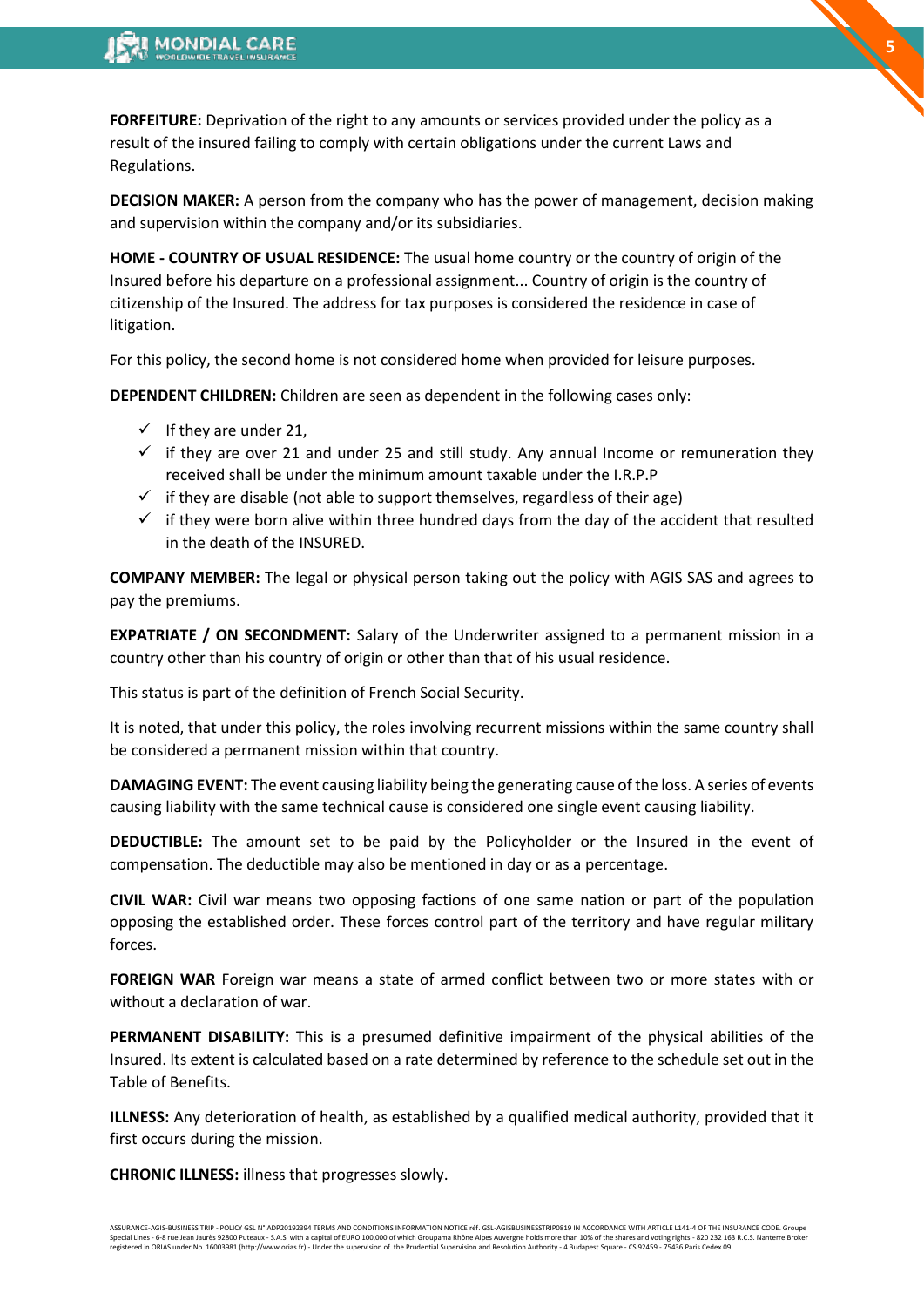**FORFEITURE:** Deprivation of the right to any amounts or services provided under the policy as a result of the insured failing to comply with certain obligations under the current Laws and Regulations.

**DECISION MAKER:** A person from the company who has the power of management, decision making and supervision within the company and/or its subsidiaries.

**HOME - COUNTRY OF USUAL RESIDENCE:** The usual home country or the country of origin of the Insured before his departure on a professional assignment... Country of origin is the country of citizenship of the Insured. The address for tax purposes is considered the residence in case of litigation.

For this policy, the second home is not considered home when provided for leisure purposes.

**DEPENDENT CHILDREN:** Children are seen as dependent in the following cases only:

- ✓ If they are under 21,
- ✓ if they are over 21 and under 25 and still study. Any annual Income or remuneration they received shall be under the minimum amount taxable under the I.R.P.P
- ✓ if they are disable (not able to support themselves, regardless of their age)
- ✓ if they were born alive within three hundred days from the day of the accident that resulted in the death of the INSURED.

**COMPANY MEMBER:** The legal or physical person taking out the policy with AGIS SAS and agrees to pay the premiums.

**EXPATRIATE / ON SECONDMENT:** Salary of the Underwriter assigned to a permanent mission in a country other than his country of origin or other than that of his usual residence.

This status is part of the definition of French Social Security.

It is noted, that under this policy, the roles involving recurrent missions within the same country shall be considered a permanent mission within that country.

**DAMAGING EVENT:** The event causing liability being the generating cause of the loss. A series of events causing liability with the same technical cause is considered one single event causing liability.

**DEDUCTIBLE:** The amount set to be paid by the Policyholder or the Insured in the event of compensation. The deductible may also be mentioned in day or as a percentage.

**CIVIL WAR:** Civil war means two opposing factions of one same nation or part of the population opposing the established order. These forces control part of the territory and have regular military forces.

**FOREIGN WAR** Foreign war means a state of armed conflict between two or more states with or without a declaration of war.

**PERMANENT DISABILITY:** This is a presumed definitive impairment of the physical abilities of the Insured. Its extent is calculated based on a rate determined by reference to the schedule set out in the Table of Benefits.

**ILLNESS:** Any deterioration of health, as established by a qualified medical authority, provided that it first occurs during the mission.

**CHRONIC ILLNESS:** illness that progresses slowly.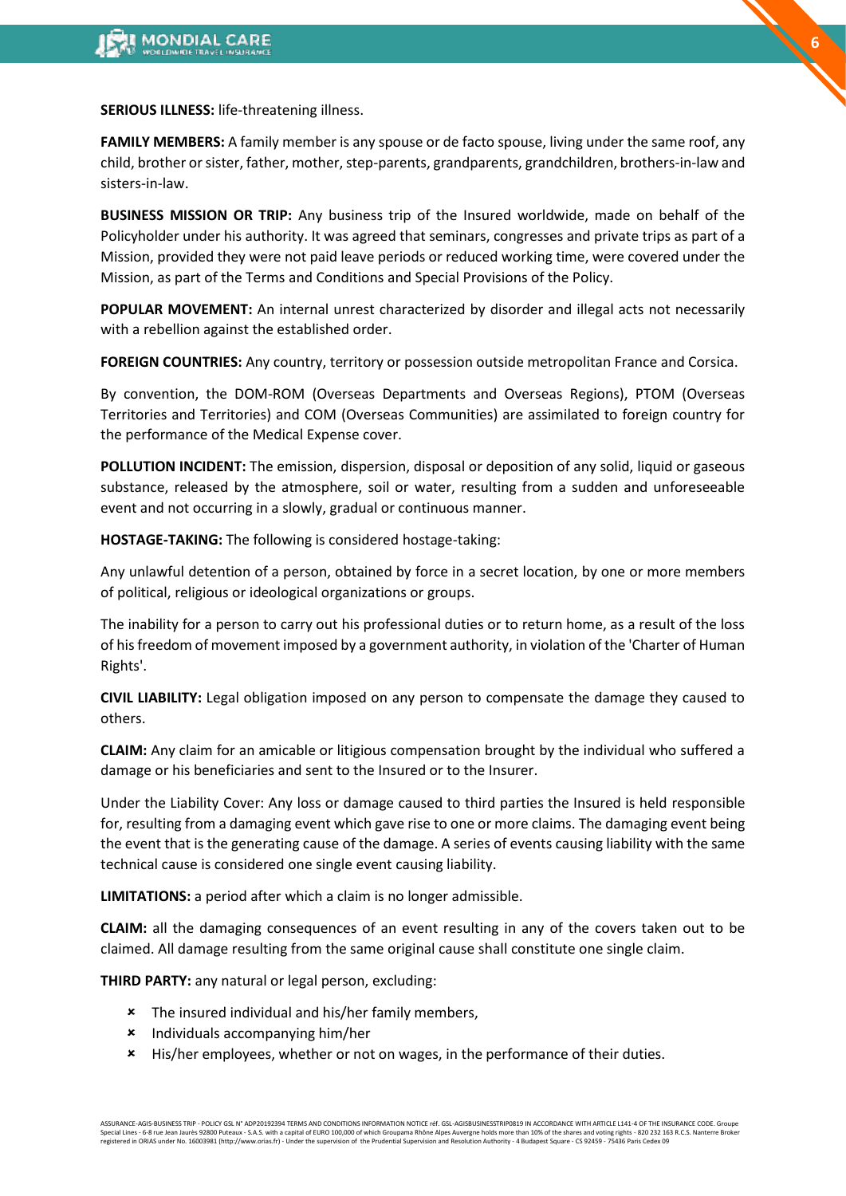**SERIOUS ILLNESS:** life-threatening illness.

**FAMILY MEMBERS:** A family member is any spouse or de facto spouse, living under the same roof, any child, brother or sister, father, mother, step-parents, grandparents, grandchildren, brothers-in-law and sisters-in-law.

**BUSINESS MISSION OR TRIP:** Any business trip of the Insured worldwide, made on behalf of the Policyholder under his authority. It was agreed that seminars, congresses and private trips as part of a Mission, provided they were not paid leave periods or reduced working time, were covered under the Mission, as part of the Terms and Conditions and Special Provisions of the Policy.

**POPULAR MOVEMENT:** An internal unrest characterized by disorder and illegal acts not necessarily with a rebellion against the established order.

**FOREIGN COUNTRIES:** Any country, territory or possession outside metropolitan France and Corsica.

By convention, the DOM-ROM (Overseas Departments and Overseas Regions), PTOM (Overseas Territories and Territories) and COM (Overseas Communities) are assimilated to foreign country for the performance of the Medical Expense cover.

**POLLUTION INCIDENT:** The emission, dispersion, disposal or deposition of any solid, liquid or gaseous substance, released by the atmosphere, soil or water, resulting from a sudden and unforeseeable event and not occurring in a slowly, gradual or continuous manner.

**HOSTAGE-TAKING:** The following is considered hostage-taking:

Any unlawful detention of a person, obtained by force in a secret location, by one or more members of political, religious or ideological organizations or groups.

The inability for a person to carry out his professional duties or to return home, as a result of the loss of his freedom of movement imposed by a government authority, in violation of the 'Charter of Human Rights'.

**CIVIL LIABILITY:** Legal obligation imposed on any person to compensate the damage they caused to others.

**CLAIM:** Any claim for an amicable or litigious compensation brought by the individual who suffered a damage or his beneficiaries and sent to the Insured or to the Insurer.

Under the Liability Cover: Any loss or damage caused to third parties the Insured is held responsible for, resulting from a damaging event which gave rise to one or more claims. The damaging event being the event that is the generating cause of the damage. A series of events causing liability with the same technical cause is considered one single event causing liability.

**LIMITATIONS:** a period after which a claim is no longer admissible.

**CLAIM:** all the damaging consequences of an event resulting in any of the covers taken out to be claimed. All damage resulting from the same original cause shall constitute one single claim.

**THIRD PARTY:** any natural or legal person, excluding:

- The insured individual and his/her family members,
- Individuals accompanying him/her
- His/her employees, whether or not on wages, in the performance of their duties.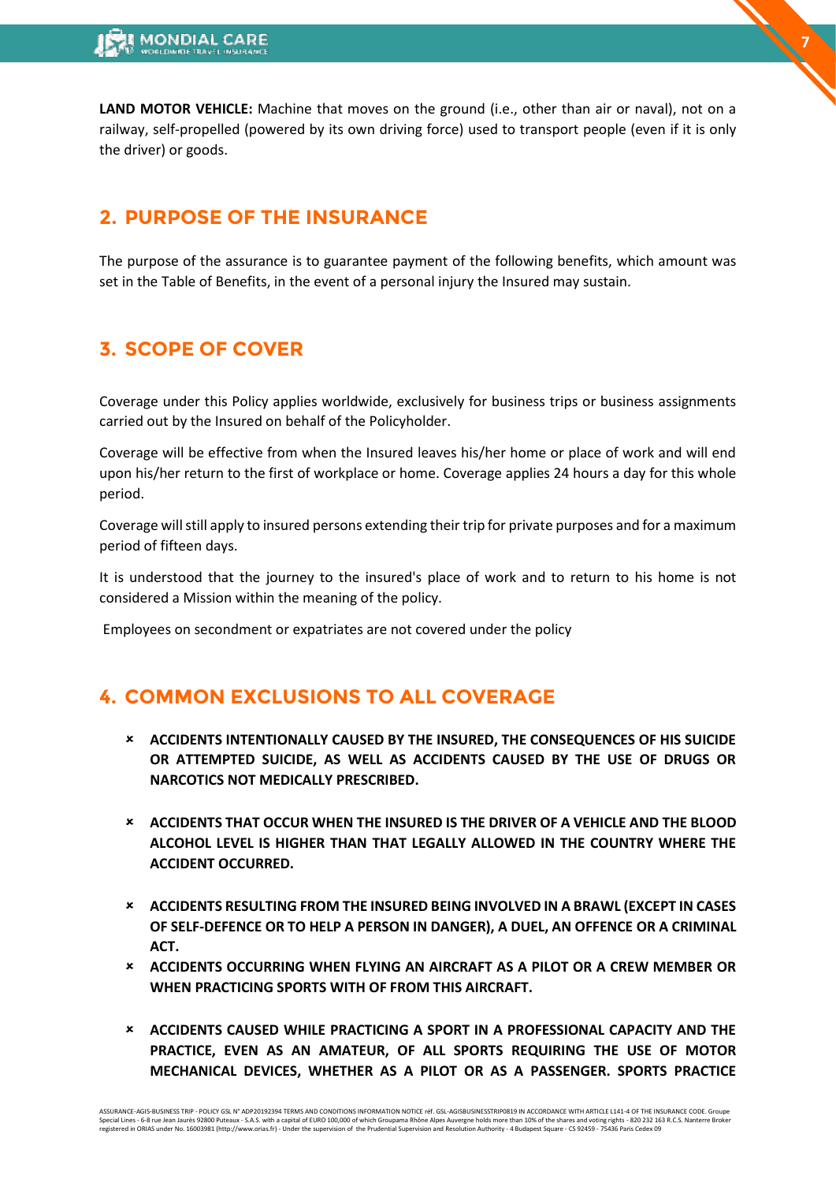**LAND MOTOR VEHICLE:** Machine that moves on the ground (i.e., other than air or naval), not on a railway, self-propelled (powered by its own driving force) used to transport people (even if it is only the driver) or goods.

## 2. PURPOSE OF THE INSURANCE

The purpose of the assurance is to guarantee payment of the following benefits, which amount was set in the Table of Benefits, in the event of a personal injury the Insured may sustain.

## 3. SCOPE OF COVER

Coverage under this Policy applies worldwide, exclusively for business trips or business assignments carried out by the Insured on behalf of the Policyholder.

Coverage will be effective from when the Insured leaves his/her home or place of work and will end upon his/her return to the first of workplace or home. Coverage applies 24 hours a day for this whole period.

Coverage will still apply to insured persons extending their trip for private purposes and for a maximum period of fifteen days.

It is understood that the journey to the insured's place of work and to return to his home is not considered a Mission within the meaning of the policy.

Employees on secondment or expatriates are not covered under the policy

## 4. COMMON EXCLUSIONS TO ALL COVERAGE

- **ACCIDENTS INTENTIONALLY CAUSED BY THE INSURED, THE CONSEQUENCES OF HIS SUICIDE OR ATTEMPTED SUICIDE, AS WELL AS ACCIDENTS CAUSED BY THE USE OF DRUGS OR NARCOTICS NOT MEDICALLY PRESCRIBED.**

- **ACCIDENTS THAT OCCUR WHEN THE INSURED IS THE DRIVER OF A VEHICLE AND THE BLOOD ALCOHOL LEVEL IS HIGHER THAN THAT LEGALLY ALLOWED IN THE COUNTRY WHERE THE ACCIDENT OCCURRED.**

- **ACCIDENTS RESULTING FROM THE INSURED BEING INVOLVED IN A BRAWL (EXCEPT IN CASES OF SELF-DEFENCE OR TO HELP A PERSON IN DANGER), A DUEL, AN OFFENCE OR A CRIMINAL ACT.**
- **ACCIDENTS OCCURRING WHEN FLYING AN AIRCRAFT AS A PILOT OR A CREW MEMBER OR WHEN PRACTICING SPORTS WITH OF FROM THIS AIRCRAFT.**

- **ACCIDENTS CAUSED WHILE PRACTICING A SPORT IN A PROFESSIONAL CAPACITY AND THE PRACTICE, EVEN AS AN AMATEUR, OF ALL SPORTS REQUIRING THE USE OF MOTOR MECHANICAL DEVICES, WHETHER AS A PILOT OR AS A PASSENGER. SPORTS PRACTICE**

ASSURANCE-AGIS-BUSINESS TRIP - POLICY GSL N° ADP20192394 TERMS AND CONDITIONS INFORMATION NOTICE réf. GSL-AGISBUSINESSTRIP0819 IN ACCORDANCE WITH ARTICLE L141-4 OF THE INSURANCE CODE. Groupe Special Lines - 6-8 rue Jean Jaurès 92800 Puteaux - S.A.S. with a capital of EURO 100,000 of which Groupama Rhône Alpes Auvergne holds more than 10% of the shares and voting rights - 820 232 163 R.C.S. Nanterre Broker registered in ORIAS under No. 16003981 (http://www.orias.fr) - Under the supervision of the Prudential Supervision and Resolution Authority - 4 Budapest Square - CS 92459 - 75436 Paris Cedex 09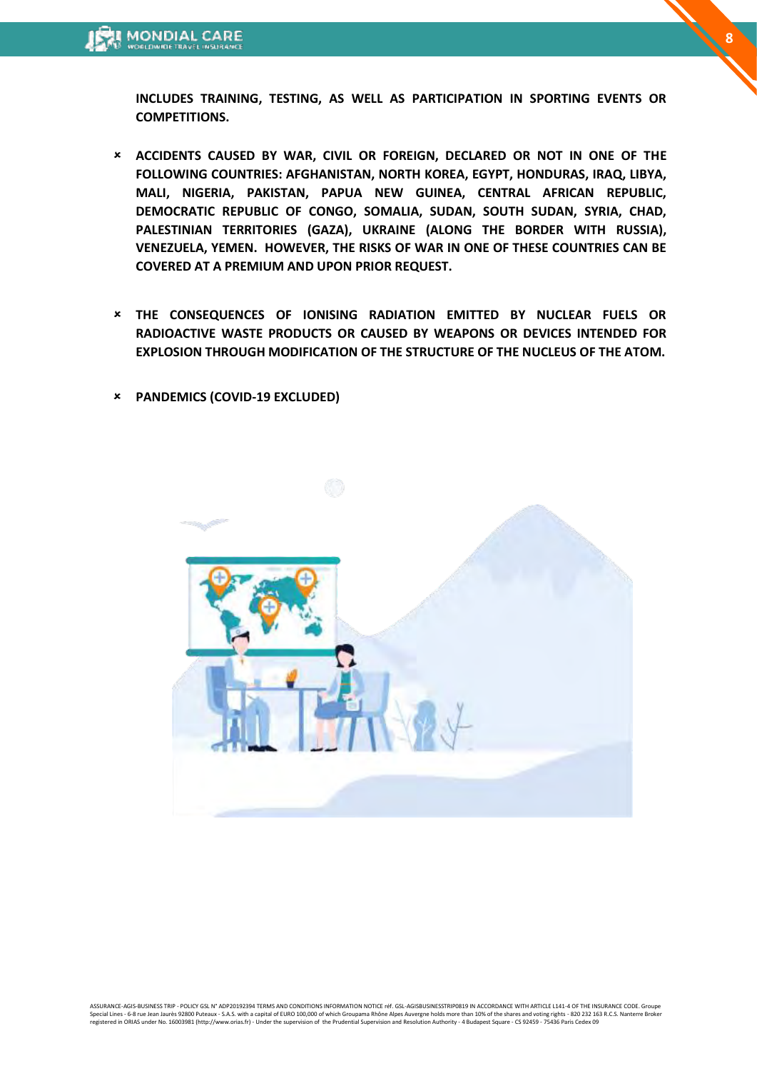**INCLUDES TRAINING, TESTING, AS WELL AS PARTICIPATION IN SPORTING EVENTS OR COMPETITIONS.**

- **ACCIDENTS CAUSED BY WAR, CIVIL OR FOREIGN, DECLARED OR NOT IN ONE OF THE FOLLOWING COUNTRIES: AFGHANISTAN, NORTH KOREA, EGYPT, HONDURAS, IRAQ, LIBYA, MALI, NIGERIA, PAKISTAN, PAPUA NEW GUINEA, CENTRAL AFRICAN REPUBLIC, DEMOCRATIC REPUBLIC OF CONGO, SOMALIA, SUDAN, SOUTH SUDAN, SYRIA, CHAD, PALESTINIAN TERRITORIES (GAZA), UKRAINE (ALONG THE BORDER WITH RUSSIA), VENEZUELA, YEMEN. HOWEVER, THE RISKS OF WAR IN ONE OF THESE COUNTRIES CAN BE COVERED AT A PREMIUM AND UPON PRIOR REQUEST.**

- **THE CONSEQUENCES OF IONISING RADIATION EMITTED BY NUCLEAR FUELS OR RADIOACTIVE WASTE PRODUCTS OR CAUSED BY WEAPONS OR DEVICES INTENDED FOR EXPLOSION THROUGH MODIFICATION OF THE STRUCTURE OF THE NUCLEUS OF THE ATOM.**

- **PANDEMICS (COVID-19 EXCLUDED)**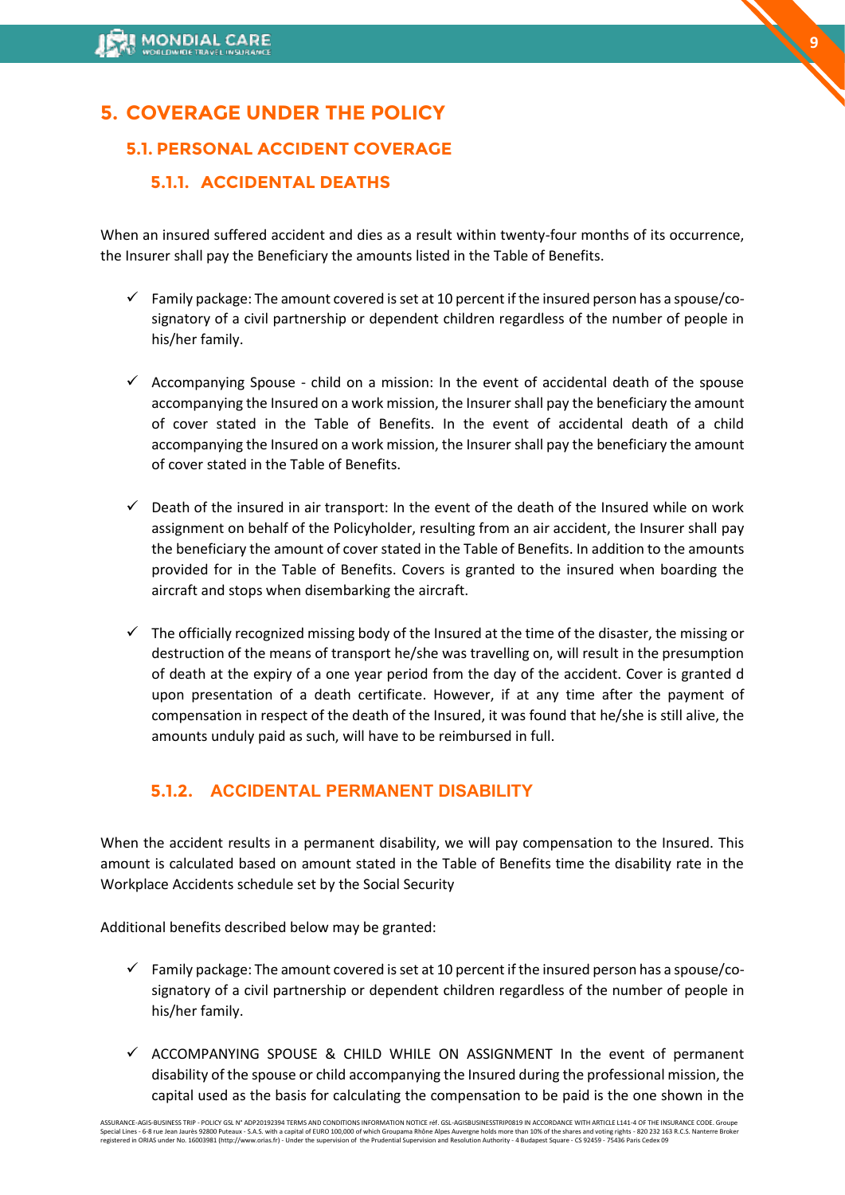# 5. COVERAGE UNDER THE POLICY

## 5.1. PERSONAL ACCIDENT COVERAGE

### 5.1.1. ACCIDENTAL DEATHS

When an insured suffered accident and dies as a result within twenty-four months of its occurrence, the Insurer shall pay the Beneficiary the amounts listed in the Table of Benefits.

- ✓ Family package: The amount covered is set at 10 percent if the insured person has a spouse/co-signatory of a civil partnership or dependent children regardless of the number of people in his/her family.

- ✓ Accompanying Spouse - child on a mission: In the event of accidental death of the spouse accompanying the Insured on a work mission, the Insurer shall pay the beneficiary the amount of cover stated in the Table of Benefits. In the event of accidental death of a child accompanying the Insured on a work mission, the Insurer shall pay the beneficiary the amount of cover stated in the Table of Benefits.

- ✓ Death of the insured in air transport: In the event of the death of the Insured while on work assignment on behalf of the Policyholder, resulting from an air accident, the Insurer shall pay the beneficiary the amount of cover stated in the Table of Benefits. In addition to the amounts provided for in the Table of Benefits. Covers is granted to the insured when boarding the aircraft and stops when disembarking the aircraft.

- ✓ The officially recognized missing body of the Insured at the time of the disaster, the missing or destruction of the means of transport he/she was travelling on, will result in the presumption of death at the expiry of a one year period from the day of the accident. Cover is granted d upon presentation of a death certificate. However, if at any time after the payment of compensation in respect of the death of the Insured, it was found that he/she is still alive, the amounts unduly paid as such, will have to be reimbursed in full.

### 5.1.2. ACCIDENTAL PERMANENT DISABILITY

When the accident results in a permanent disability, we will pay compensation to the Insured. This amount is calculated based on amount stated in the Table of Benefits time the disability rate in the Workplace Accidents schedule set by the Social Security

Additional benefits described below may be granted:

- ✓ Family package: The amount covered is set at 10 percent if the insured person has a spouse/co-signatory of a civil partnership or dependent children regardless of the number of people in his/her family.

- ✓ ACCOMPANYING SPOUSE & CHILD WHILE ON ASSIGNMENT In the event of permanent disability of the spouse or child accompanying the Insured during the professional mission, the capital used as the basis for calculating the compensation to be paid is the one shown in the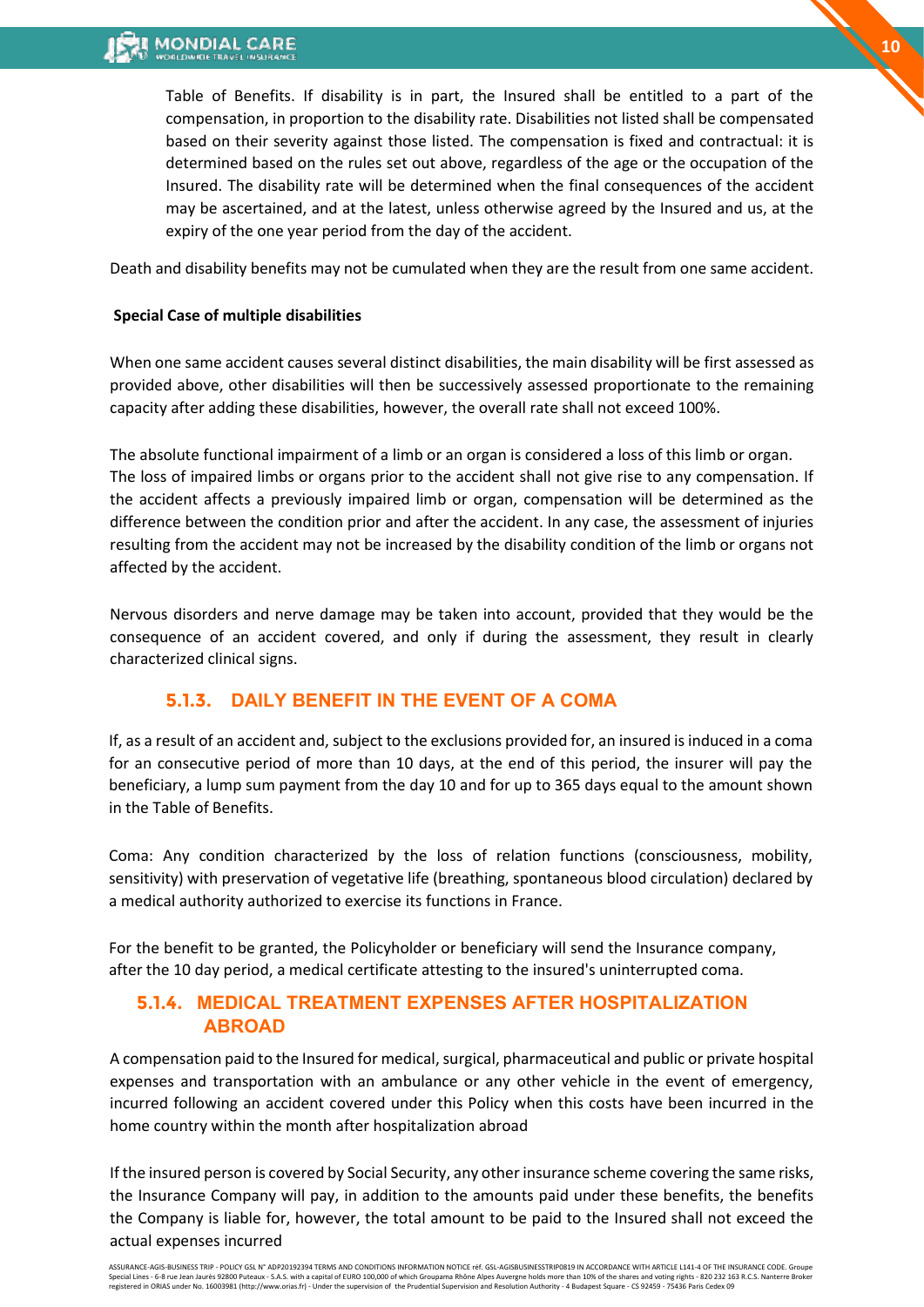Table of Benefits. If disability is in part, the Insured shall be entitled to a part of the compensation, in proportion to the disability rate. Disabilities not listed shall be compensated based on their severity against those listed. The compensation is fixed and contractual: it is determined based on the rules set out above, regardless of the age or the occupation of the Insured. The disability rate will be determined when the final consequences of the accident may be ascertained, and at the latest, unless otherwise agreed by the Insured and us, at the expiry of the one year period from the day of the accident.

Death and disability benefits may not be cumulated when they are the result from one same accident.

**Special Case of multiple disabilities**

When one same accident causes several distinct disabilities, the main disability will be first assessed as provided above, other disabilities will then be successively assessed proportionate to the remaining capacity after adding these disabilities, however, the overall rate shall not exceed 100%.

The absolute functional impairment of a limb or an organ is considered a loss of this limb or organ.
The loss of impaired limbs or organs prior to the accident shall not give rise to any compensation. If the accident affects a previously impaired limb or organ, compensation will be determined as the difference between the condition prior and after the accident. In any case, the assessment of injuries resulting from the accident may not be increased by the disability condition of the limb or organs not affected by the accident.

Nervous disorders and nerve damage may be taken into account, provided that they would be the consequence of an accident covered, and only if during the assessment, they result in clearly characterized clinical signs.

### 5.1.3. DAILY BENEFIT IN THE EVENT OF A COMA

If, as a result of an accident and, subject to the exclusions provided for, an insured is induced in a coma for an consecutive period of more than 10 days, at the end of this period, the insurer will pay the beneficiary, a lump sum payment from the day 10 and for up to 365 days equal to the amount shown in the Table of Benefits.

Coma: Any condition characterized by the loss of relation functions (consciousness, mobility, sensitivity) with preservation of vegetative life (breathing, spontaneous blood circulation) declared by a medical authority authorized to exercise its functions in France.

For the benefit to be granted, the Policyholder or beneficiary will send the Insurance company, after the 10 day period, a medical certificate attesting to the insured's uninterrupted coma.

### 5.1.4. MEDICAL TREATMENT EXPENSES AFTER HOSPITALIZATION ABROAD

A compensation paid to the Insured for medical, surgical, pharmaceutical and public or private hospital expenses and transportation with an ambulance or any other vehicle in the event of emergency, incurred following an accident covered under this Policy when this costs have been incurred in the home country within the month after hospitalization abroad

If the insured person is covered by Social Security, any other insurance scheme covering the same risks, the Insurance Company will pay, in addition to the amounts paid under these benefits, the benefits the Company is liable for, however, the total amount to be paid to the Insured shall not exceed the actual expenses incurred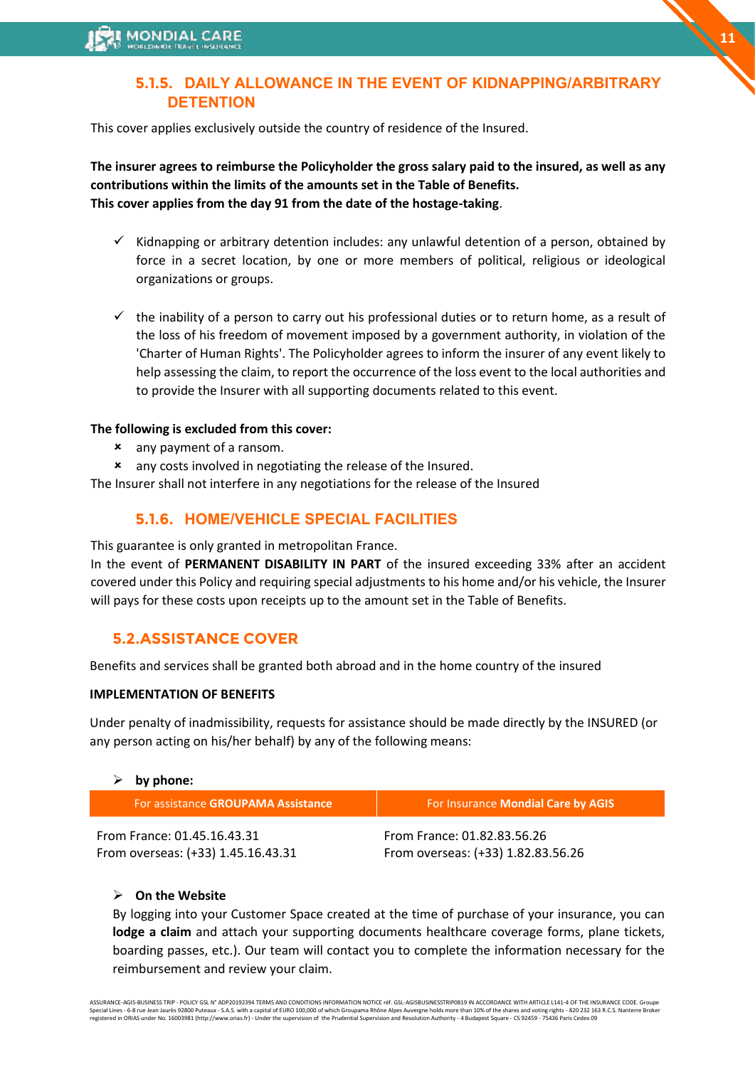### 5.1.5. DAILY ALLOWANCE IN THE EVENT OF KIDNAPPING/ARBITRARY DETENTION

This cover applies exclusively outside the country of residence of the Insured.

**The insurer agrees to reimburse the Policyholder the gross salary paid to the insured, as well as any contributions within the limits of the amounts set in the Table of Benefits.**
**This cover applies from the day 91 from the date of the hostage-taking**.

- ✓ Kidnapping or arbitrary detention includes: any unlawful detention of a person, obtained by force in a secret location, by one or more members of political, religious or ideological organizations or groups.

- ✓ the inability of a person to carry out his professional duties or to return home, as a result of the loss of his freedom of movement imposed by a government authority, in violation of the 'Charter of Human Rights'. The Policyholder agrees to inform the insurer of any event likely to help assessing the claim, to report the occurrence of the loss event to the local authorities and to provide the Insurer with all supporting documents related to this event.

**The following is excluded from this cover:**

- ✗ any payment of a ransom.
- ✗ any costs involved in negotiating the release of the Insured.

The Insurer shall not interfere in any negotiations for the release of the Insured

### 5.1.6. HOME/VEHICLE SPECIAL FACILITIES

This guarantee is only granted in metropolitan France.
In the event of **PERMANENT DISABILITY IN PART** of the insured exceeding 33% after an accident covered under this Policy and requiring special adjustments to his home and/or his vehicle, the Insurer will pays for these costs upon receipts up to the amount set in the Table of Benefits.

## 5.2. ASSISTANCE COVER

Benefits and services shall be granted both abroad and in the home country of the insured

**IMPLEMENTATION OF BENEFITS**

Under penalty of inadmissibility, requests for assistance should be made directly by the INSURED (or any person acting on his/her behalf) by any of the following means:

- **by phone:**

| For assistance **GROUPAMA Assistance** | For Insurance **Mondial Care by AGIS** |
|---|---|
| From France: 01.45.16.43.31<br>From overseas: (+33) 1.45.16.43.31 | From France: 01.82.83.56.26<br>From overseas: (+33) 1.82.83.56.26 |

- **On the Website**

By logging into your Customer Space created at the time of purchase of your insurance, you can **lodge a claim** and attach your supporting documents healthcare coverage forms, plane tickets, boarding passes, etc.). Our team will contact you to complete the information necessary for the reimbursement and review your claim.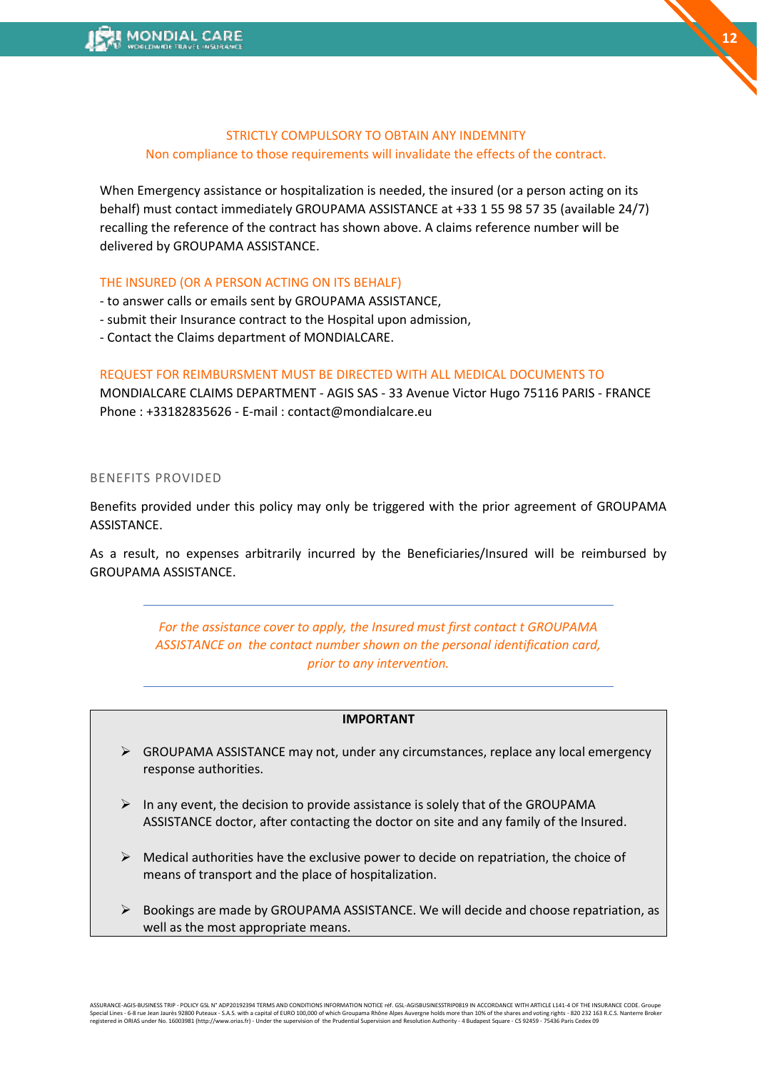STRICTLY COMPULSORY TO OBTAIN ANY INDEMNITY

Non compliance to those requirements will invalidate the effects of the contract.

When Emergency assistance or hospitalization is needed, the insured (or a person acting on its behalf) must contact immediately GROUPAMA ASSISTANCE at +33 1 55 98 57 35 (available 24/7) recalling the reference of the contract has shown above. A claims reference number will be delivered by GROUPAMA ASSISTANCE.

THE INSURED (OR A PERSON ACTING ON ITS BEHALF)

- to answer calls or emails sent by GROUPAMA ASSISTANCE,
- submit their Insurance contract to the Hospital upon admission,
- Contact the Claims department of MONDIALCARE.

REQUEST FOR REIMBURSMENT MUST BE DIRECTED WITH ALL MEDICAL DOCUMENTS TO

MONDIALCARE CLAIMS DEPARTMENT - AGIS SAS - 33 Avenue Victor Hugo 75116 PARIS - FRANCE
Phone : +33182835626 - E-mail : contact@mondialcare.eu

## BENEFITS PROVIDED

Benefits provided under this policy may only be triggered with the prior agreement of GROUPAMA ASSISTANCE.

As a result, no expenses arbitrarily incurred by the Beneficiaries/Insured will be reimbursed by GROUPAMA ASSISTANCE.

*For the assistance cover to apply, the Insured must first contact t GROUPAMA ASSISTANCE on the contact number shown on the personal identification card, prior to any intervention.*

**IMPORTANT**

- GROUPAMA ASSISTANCE may not, under any circumstances, replace any local emergency response authorities.
- In any event, the decision to provide assistance is solely that of the GROUPAMA ASSISTANCE doctor, after contacting the doctor on site and any family of the Insured.
- Medical authorities have the exclusive power to decide on repatriation, the choice of means of transport and the place of hospitalization.
- Bookings are made by GROUPAMA ASSISTANCE. We will decide and choose repatriation, as well as the most appropriate means.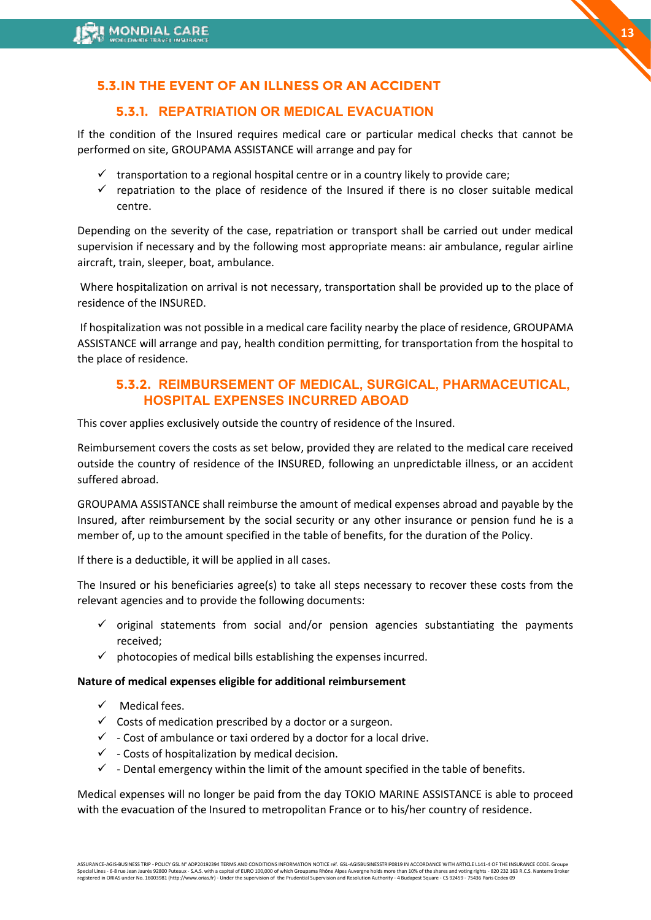## 5.3. IN THE EVENT OF AN ILLNESS OR AN ACCIDENT

### 5.3.1. REPATRIATION OR MEDICAL EVACUATION

If the condition of the Insured requires medical care or particular medical checks that cannot be performed on site, GROUPAMA ASSISTANCE will arrange and pay for

- ✓ transportation to a regional hospital centre or in a country likely to provide care;
- ✓ repatriation to the place of residence of the Insured if there is no closer suitable medical centre.

Depending on the severity of the case, repatriation or transport shall be carried out under medical supervision if necessary and by the following most appropriate means: air ambulance, regular airline aircraft, train, sleeper, boat, ambulance.

Where hospitalization on arrival is not necessary, transportation shall be provided up to the place of residence of the INSURED.

If hospitalization was not possible in a medical care facility nearby the place of residence, GROUPAMA ASSISTANCE will arrange and pay, health condition permitting, for transportation from the hospital to the place of residence.

### 5.3.2. REIMBURSEMENT OF MEDICAL, SURGICAL, PHARMACEUTICAL, HOSPITAL EXPENSES INCURRED ABOAD

This cover applies exclusively outside the country of residence of the Insured.

Reimbursement covers the costs as set below, provided they are related to the medical care received outside the country of residence of the INSURED, following an unpredictable illness, or an accident suffered abroad.

GROUPAMA ASSISTANCE shall reimburse the amount of medical expenses abroad and payable by the Insured, after reimbursement by the social security or any other insurance or pension fund he is a member of, up to the amount specified in the table of benefits, for the duration of the Policy.

If there is a deductible, it will be applied in all cases.

The Insured or his beneficiaries agree(s) to take all steps necessary to recover these costs from the relevant agencies and to provide the following documents:

- ✓ original statements from social and/or pension agencies substantiating the payments received;
- ✓ photocopies of medical bills establishing the expenses incurred.

**Nature of medical expenses eligible for additional reimbursement**

- ✓ Medical fees.
- ✓ Costs of medication prescribed by a doctor or a surgeon.
- ✓ - Cost of ambulance or taxi ordered by a doctor for a local drive.
- ✓ - Costs of hospitalization by medical decision.
- ✓ - Dental emergency within the limit of the amount specified in the table of benefits.

Medical expenses will no longer be paid from the day TOKIO MARINE ASSISTANCE is able to proceed with the evacuation of the Insured to metropolitan France or to his/her country of residence.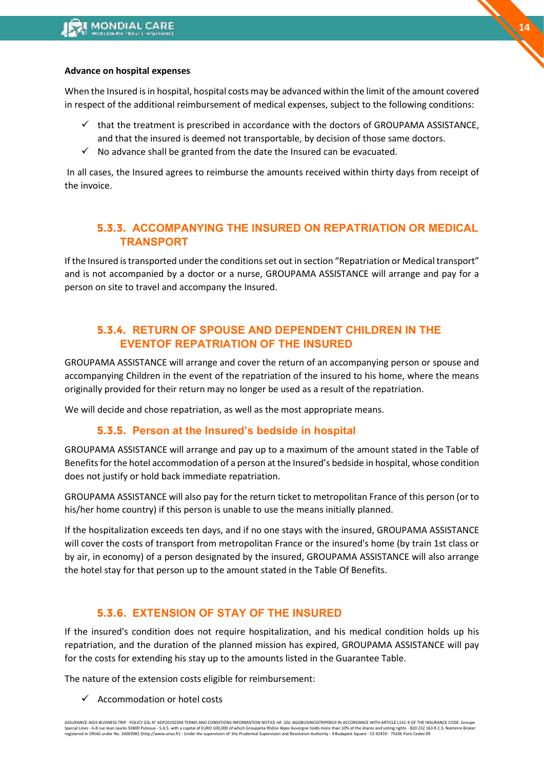**Advance on hospital expenses**

When the Insured is in hospital, hospital costs may be advanced within the limit of the amount covered in respect of the additional reimbursement of medical expenses, subject to the following conditions:

- ✓ that the treatment is prescribed in accordance with the doctors of GROUPAMA ASSISTANCE, and that the insured is deemed not transportable, by decision of those same doctors.
- ✓ No advance shall be granted from the date the Insured can be evacuated.

In all cases, the Insured agrees to reimburse the amounts received within thirty days from receipt of the invoice.

### 5.3.3. ACCOMPANYING THE INSURED ON REPATRIATION OR MEDICAL TRANSPORT

If the Insured is transported under the conditions set out in section "Repatriation or Medical transport" and is not accompanied by a doctor or a nurse, GROUPAMA ASSISTANCE will arrange and pay for a person on site to travel and accompany the Insured.

### 5.3.4. RETURN OF SPOUSE AND DEPENDENT CHILDREN IN THE EVENTOF REPATRIATION OF THE INSURED

GROUPAMA ASSISTANCE will arrange and cover the return of an accompanying person or spouse and accompanying Children in the event of the repatriation of the insured to his home, where the means originally provided for their return may no longer be used as a result of the repatriation.

We will decide and chose repatriation, as well as the most appropriate means.

### 5.3.5. Person at the Insured's bedside in hospital

GROUPAMA ASSISTANCE will arrange and pay up to a maximum of the amount stated in the Table of Benefits for the hotel accommodation of a person at the Insured's bedside in hospital, whose condition does not justify or hold back immediate repatriation.

GROUPAMA ASSISTANCE will also pay for the return ticket to metropolitan France of this person (or to his/her home country) if this person is unable to use the means initially planned.

If the hospitalization exceeds ten days, and if no one stays with the insured, GROUPAMA ASSISTANCE will cover the costs of transport from metropolitan France or the insured's home (by train 1st class or by air, in economy) of a person designated by the insured, GROUPAMA ASSISTANCE will also arrange the hotel stay for that person up to the amount stated in the Table Of Benefits.

### 5.3.6. EXTENSION OF STAY OF THE INSURED

If the insured's condition does not require hospitalization, and his medical condition holds up his repatriation, and the duration of the planned mission has expired, GROUPAMA ASSISTANCE will pay for the costs for extending his stay up to the amounts listed in the Guarantee Table.

The nature of the extension costs eligible for reimbursement:

- ✓ Accommodation or hotel costs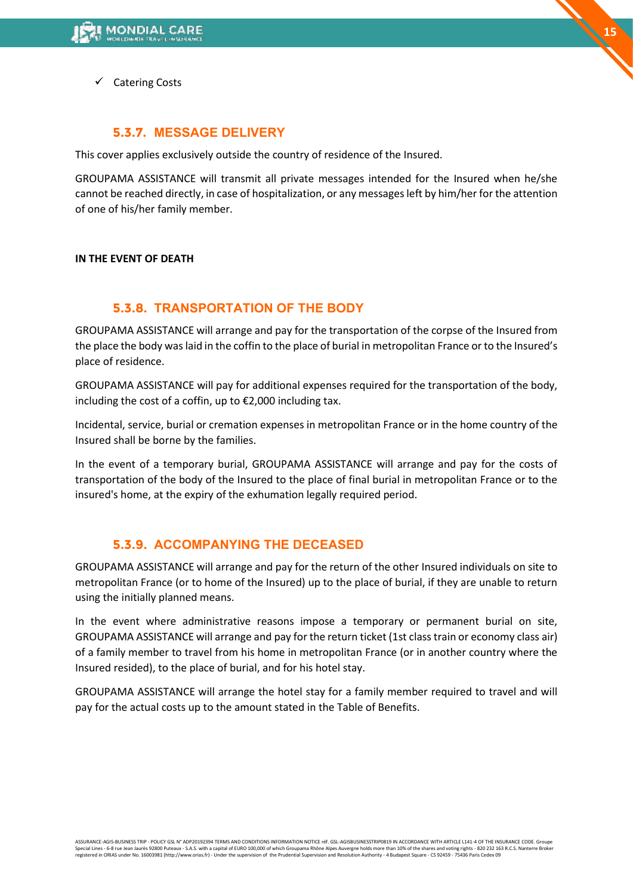- ✓ Catering Costs

### 5.3.7. MESSAGE DELIVERY

This cover applies exclusively outside the country of residence of the Insured.

GROUPAMA ASSISTANCE will transmit all private messages intended for the Insured when he/she cannot be reached directly, in case of hospitalization, or any messages left by him/her for the attention of one of his/her family member.

**IN THE EVENT OF DEATH**

### 5.3.8. TRANSPORTATION OF THE BODY

GROUPAMA ASSISTANCE will arrange and pay for the transportation of the corpse of the Insured from the place the body was laid in the coffin to the place of burial in metropolitan France or to the Insured's place of residence.

GROUPAMA ASSISTANCE will pay for additional expenses required for the transportation of the body, including the cost of a coffin, up to €2,000 including tax.

Incidental, service, burial or cremation expenses in metropolitan France or in the home country of the Insured shall be borne by the families.

In the event of a temporary burial, GROUPAMA ASSISTANCE will arrange and pay for the costs of transportation of the body of the Insured to the place of final burial in metropolitan France or to the insured's home, at the expiry of the exhumation legally required period.

### 5.3.9. ACCOMPANYING THE DECEASED

GROUPAMA ASSISTANCE will arrange and pay for the return of the other Insured individuals on site to metropolitan France (or to home of the Insured) up to the place of burial, if they are unable to return using the initially planned means.

In the event where administrative reasons impose a temporary or permanent burial on site, GROUPAMA ASSISTANCE will arrange and pay for the return ticket (1st class train or economy class air) of a family member to travel from his home in metropolitan France (or in another country where the Insured resided), to the place of burial, and for his hotel stay.

GROUPAMA ASSISTANCE will arrange the hotel stay for a family member required to travel and will pay for the actual costs up to the amount stated in the Table of Benefits.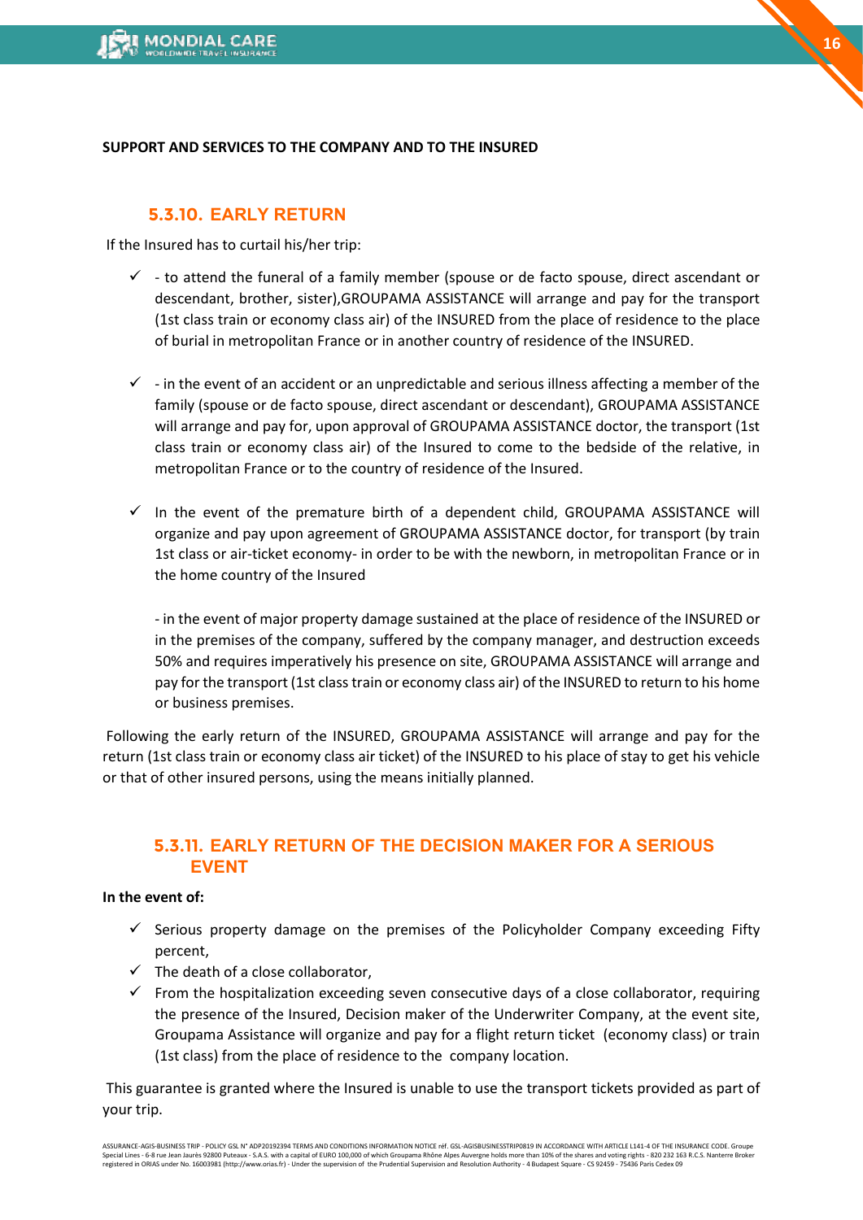**SUPPORT AND SERVICES TO THE COMPANY AND TO THE INSURED**

### 5.3.10. EARLY RETURN

If the Insured has to curtail his/her trip:

- ✓ - to attend the funeral of a family member (spouse or de facto spouse, direct ascendant or descendant, brother, sister),GROUPAMA ASSISTANCE will arrange and pay for the transport (1st class train or economy class air) of the INSURED from the place of residence to the place of burial in metropolitan France or in another country of residence of the INSURED.

- ✓ - in the event of an accident or an unpredictable and serious illness affecting a member of the family (spouse or de facto spouse, direct ascendant or descendant), GROUPAMA ASSISTANCE will arrange and pay for, upon approval of GROUPAMA ASSISTANCE doctor, the transport (1st class train or economy class air) of the Insured to come to the bedside of the relative, in metropolitan France or to the country of residence of the Insured.

- ✓ In the event of the premature birth of a dependent child, GROUPAMA ASSISTANCE will organize and pay upon agreement of GROUPAMA ASSISTANCE doctor, for transport (by train 1st class or air-ticket economy- in order to be with the newborn, in metropolitan France or in the home country of the Insured

  - in the event of major property damage sustained at the place of residence of the INSURED or in the premises of the company, suffered by the company manager, and destruction exceeds 50% and requires imperatively his presence on site, GROUPAMA ASSISTANCE will arrange and pay for the transport (1st class train or economy class air) of the INSURED to return to his home or business premises.

Following the early return of the INSURED, GROUPAMA ASSISTANCE will arrange and pay for the return (1st class train or economy class air ticket) of the INSURED to his place of stay to get his vehicle or that of other insured persons, using the means initially planned.

### 5.3.11. EARLY RETURN OF THE DECISION MAKER FOR A SERIOUS EVENT

**In the event of:**

- ✓ Serious property damage on the premises of the Policyholder Company exceeding Fifty percent,
- ✓ The death of a close collaborator,
- ✓ From the hospitalization exceeding seven consecutive days of a close collaborator, requiring the presence of the Insured, Decision maker of the Underwriter Company, at the event site, Groupama Assistance will organize and pay for a flight return ticket (economy class) or train (1st class) from the place of residence to the company location.

This guarantee is granted where the Insured is unable to use the transport tickets provided as part of your trip.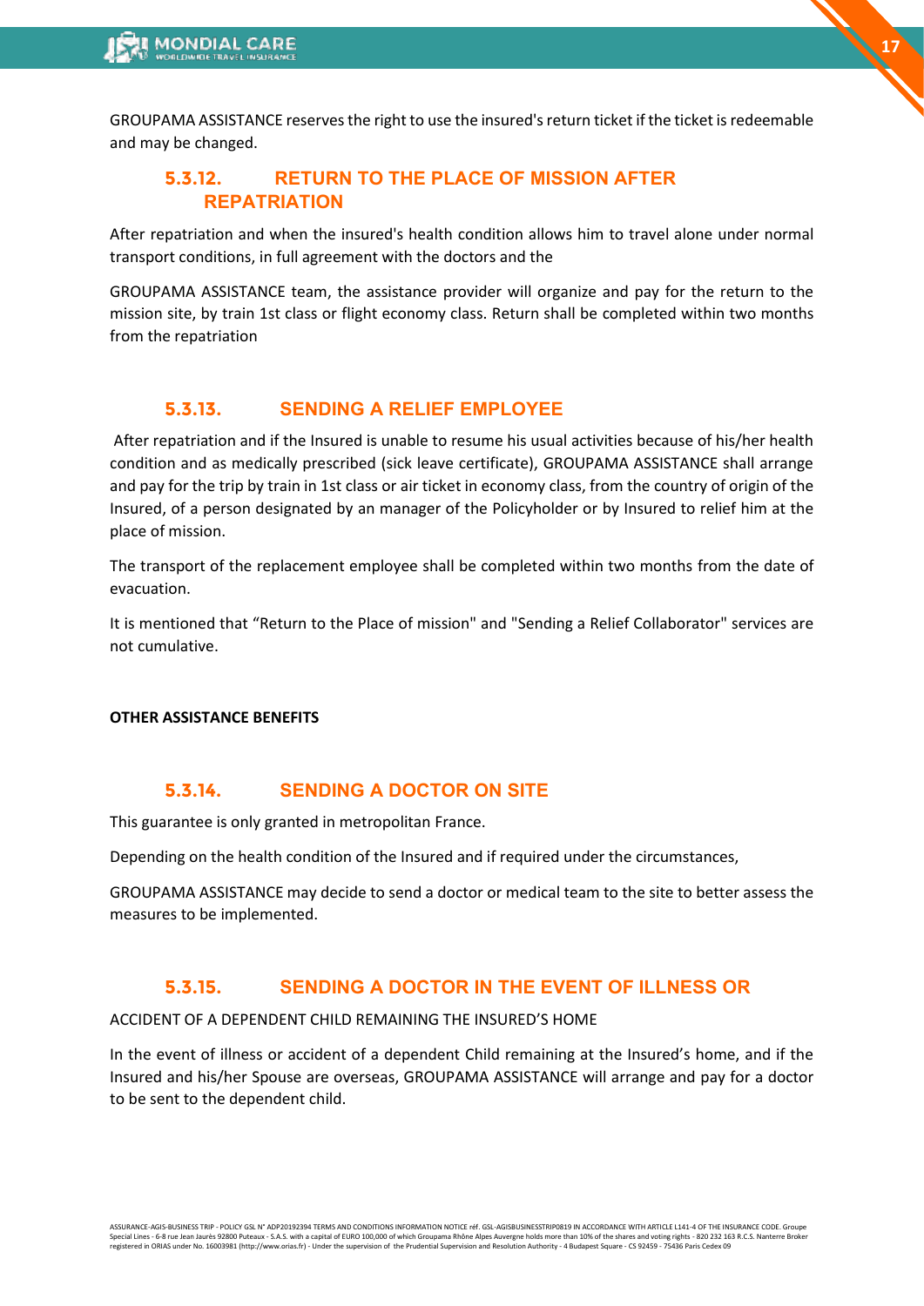GROUPAMA ASSISTANCE reserves the right to use the insured's return ticket if the ticket is redeemable and may be changed.

### 5.3.12. RETURN TO THE PLACE OF MISSION AFTER REPATRIATION

After repatriation and when the insured's health condition allows him to travel alone under normal transport conditions, in full agreement with the doctors and the

GROUPAMA ASSISTANCE team, the assistance provider will organize and pay for the return to the mission site, by train 1st class or flight economy class. Return shall be completed within two months from the repatriation

### 5.3.13. SENDING A RELIEF EMPLOYEE

After repatriation and if the Insured is unable to resume his usual activities because of his/her health condition and as medically prescribed (sick leave certificate), GROUPAMA ASSISTANCE shall arrange and pay for the trip by train in 1st class or air ticket in economy class, from the country of origin of the Insured, of a person designated by an manager of the Policyholder or by Insured to relief him at the place of mission.

The transport of the replacement employee shall be completed within two months from the date of evacuation.

It is mentioned that “Return to the Place of mission" and "Sending a Relief Collaborator" services are not cumulative.

**OTHER ASSISTANCE BENEFITS**

### 5.3.14. SENDING A DOCTOR ON SITE

This guarantee is only granted in metropolitan France.

Depending on the health condition of the Insured and if required under the circumstances,

GROUPAMA ASSISTANCE may decide to send a doctor or medical team to the site to better assess the measures to be implemented.

### 5.3.15. SENDING A DOCTOR IN THE EVENT OF ILLNESS OR

ACCIDENT OF A DEPENDENT CHILD REMAINING THE INSURED’S HOME

In the event of illness or accident of a dependent Child remaining at the Insured’s home, and if the Insured and his/her Spouse are overseas, GROUPAMA ASSISTANCE will arrange and pay for a doctor to be sent to the dependent child.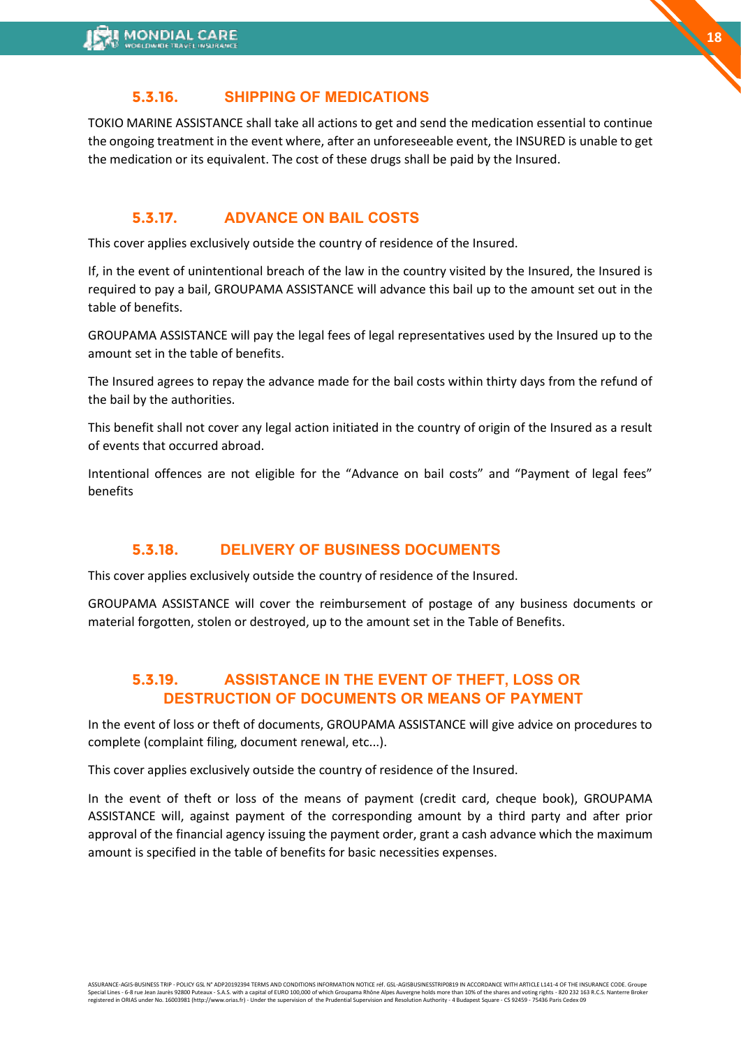### 5.3.16. SHIPPING OF MEDICATIONS

TOKIO MARINE ASSISTANCE shall take all actions to get and send the medication essential to continue the ongoing treatment in the event where, after an unforeseeable event, the INSURED is unable to get the medication or its equivalent. The cost of these drugs shall be paid by the Insured.

### 5.3.17. ADVANCE ON BAIL COSTS

This cover applies exclusively outside the country of residence of the Insured.

If, in the event of unintentional breach of the law in the country visited by the Insured, the Insured is required to pay a bail, GROUPAMA ASSISTANCE will advance this bail up to the amount set out in the table of benefits.

GROUPAMA ASSISTANCE will pay the legal fees of legal representatives used by the Insured up to the amount set in the table of benefits.

The Insured agrees to repay the advance made for the bail costs within thirty days from the refund of the bail by the authorities.

This benefit shall not cover any legal action initiated in the country of origin of the Insured as a result of events that occurred abroad.

Intentional offences are not eligible for the "Advance on bail costs" and "Payment of legal fees" benefits

### 5.3.18. DELIVERY OF BUSINESS DOCUMENTS

This cover applies exclusively outside the country of residence of the Insured.

GROUPAMA ASSISTANCE will cover the reimbursement of postage of any business documents or material forgotten, stolen or destroyed, up to the amount set in the Table of Benefits.

### 5.3.19. ASSISTANCE IN THE EVENT OF THEFT, LOSS OR DESTRUCTION OF DOCUMENTS OR MEANS OF PAYMENT

In the event of loss or theft of documents, GROUPAMA ASSISTANCE will give advice on procedures to complete (complaint filing, document renewal, etc...).

This cover applies exclusively outside the country of residence of the Insured.

In the event of theft or loss of the means of payment (credit card, cheque book), GROUPAMA ASSISTANCE will, against payment of the corresponding amount by a third party and after prior approval of the financial agency issuing the payment order, grant a cash advance which the maximum amount is specified in the table of benefits for basic necessities expenses.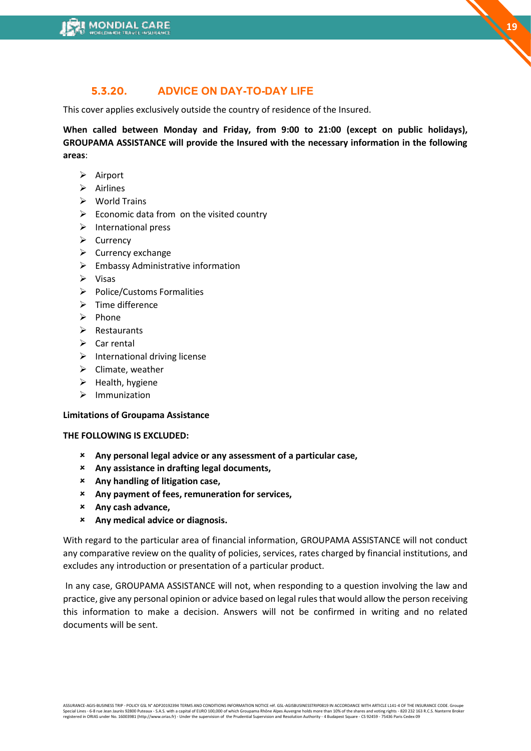### 5.3.20. ADVICE ON DAY-TO-DAY LIFE

This cover applies exclusively outside the country of residence of the Insured.

**When called between Monday and Friday, from 9:00 to 21:00 (except on public holidays), GROUPAMA ASSISTANCE will provide the Insured with the necessary information in the following areas**:

- Airport
- Airlines
- World Trains
- Economic data from on the visited country
- International press
- Currency
- Currency exchange
- Embassy Administrative information
- Visas
- Police/Customs Formalities
- Time difference
- Phone
- Restaurants
- Car rental
- International driving license
- Climate, weather
- Health, hygiene
- Immunization

**Limitations of Groupama Assistance**

**THE FOLLOWING IS EXCLUDED:**

- **Any personal legal advice or any assessment of a particular case,**
- **Any assistance in drafting legal documents,**
- **Any handling of litigation case,**
- **Any payment of fees, remuneration for services,**
- **Any cash advance,**
- **Any medical advice or diagnosis.**

With regard to the particular area of financial information, GROUPAMA ASSISTANCE will not conduct any comparative review on the quality of policies, services, rates charged by financial institutions, and excludes any introduction or presentation of a particular product.

In any case, GROUPAMA ASSISTANCE will not, when responding to a question involving the law and practice, give any personal opinion or advice based on legal rules that would allow the person receiving this information to make a decision. Answers will not be confirmed in writing and no related documents will be sent.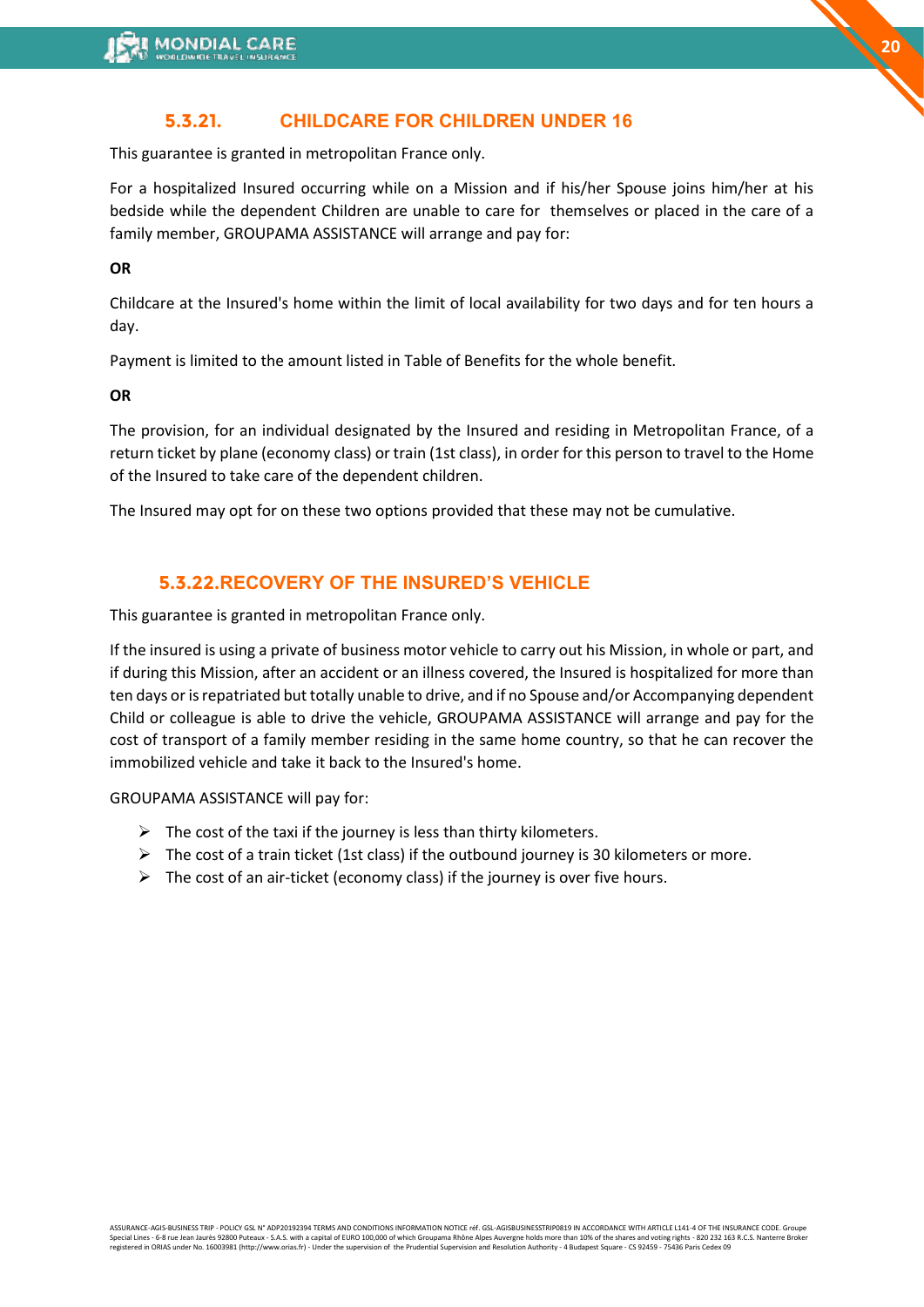### 5.3.21. CHILDCARE FOR CHILDREN UNDER 16

This guarantee is granted in metropolitan France only.

For a hospitalized Insured occurring while on a Mission and if his/her Spouse joins him/her at his bedside while the dependent Children are unable to care for  themselves or placed in the care of a family member, GROUPAMA ASSISTANCE will arrange and pay for:

**OR**

Childcare at the Insured's home within the limit of local availability for two days and for ten hours a day.

Payment is limited to the amount listed in Table of Benefits for the whole benefit.

**OR**

The provision, for an individual designated by the Insured and residing in Metropolitan France, of a return ticket by plane (economy class) or train (1st class), in order for this person to travel to the Home of the Insured to take care of the dependent children.

The Insured may opt for on these two options provided that these may not be cumulative.

### 5.3.22.RECOVERY OF THE INSURED'S VEHICLE

This guarantee is granted in metropolitan France only.

If the insured is using a private of business motor vehicle to carry out his Mission, in whole or part, and if during this Mission, after an accident or an illness covered, the Insured is hospitalized for more than ten days or is repatriated but totally unable to drive, and if no Spouse and/or Accompanying dependent Child or colleague is able to drive the vehicle, GROUPAMA ASSISTANCE will arrange and pay for the cost of transport of a family member residing in the same home country, so that he can recover the immobilized vehicle and take it back to the Insured's home.

GROUPAMA ASSISTANCE will pay for:

- The cost of the taxi if the journey is less than thirty kilometers.
- The cost of a train ticket (1st class) if the outbound journey is 30 kilometers or more.
- The cost of an air-ticket (economy class) if the journey is over five hours.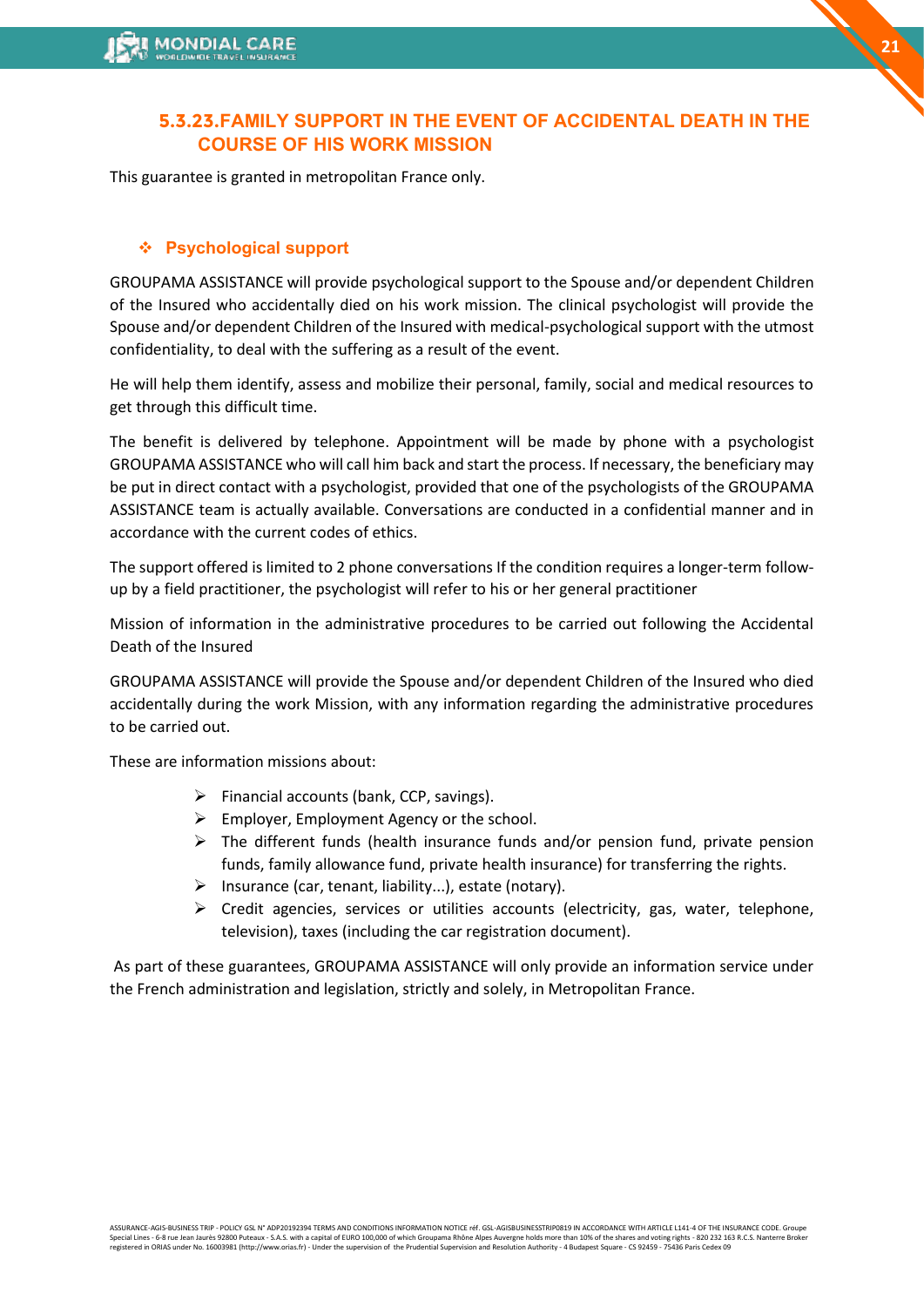### 5.3.23. FAMILY SUPPORT IN THE EVENT OF ACCIDENTAL DEATH IN THE COURSE OF HIS WORK MISSION

This guarantee is granted in metropolitan France only.

#### ❖ Psychological support

GROUPAMA ASSISTANCE will provide psychological support to the Spouse and/or dependent Children of the Insured who accidentally died on his work mission. The clinical psychologist will provide the Spouse and/or dependent Children of the Insured with medical-psychological support with the utmost confidentiality, to deal with the suffering as a result of the event.

He will help them identify, assess and mobilize their personal, family, social and medical resources to get through this difficult time.

The benefit is delivered by telephone. Appointment will be made by phone with a psychologist GROUPAMA ASSISTANCE who will call him back and start the process. If necessary, the beneficiary may be put in direct contact with a psychologist, provided that one of the psychologists of the GROUPAMA ASSISTANCE team is actually available. Conversations are conducted in a confidential manner and in accordance with the current codes of ethics.

The support offered is limited to 2 phone conversations If the condition requires a longer-term follow-up by a field practitioner, the psychologist will refer to his or her general practitioner

Mission of information in the administrative procedures to be carried out following the Accidental Death of the Insured

GROUPAMA ASSISTANCE will provide the Spouse and/or dependent Children of the Insured who died accidentally during the work Mission, with any information regarding the administrative procedures to be carried out.

These are information missions about:

- Financial accounts (bank, CCP, savings).
- Employer, Employment Agency or the school.
- The different funds (health insurance funds and/or pension fund, private pension funds, family allowance fund, private health insurance) for transferring the rights.
- Insurance (car, tenant, liability...), estate (notary).
- Credit agencies, services or utilities accounts (electricity, gas, water, telephone, television), taxes (including the car registration document).

As part of these guarantees, GROUPAMA ASSISTANCE will only provide an information service under the French administration and legislation, strictly and solely, in Metropolitan France.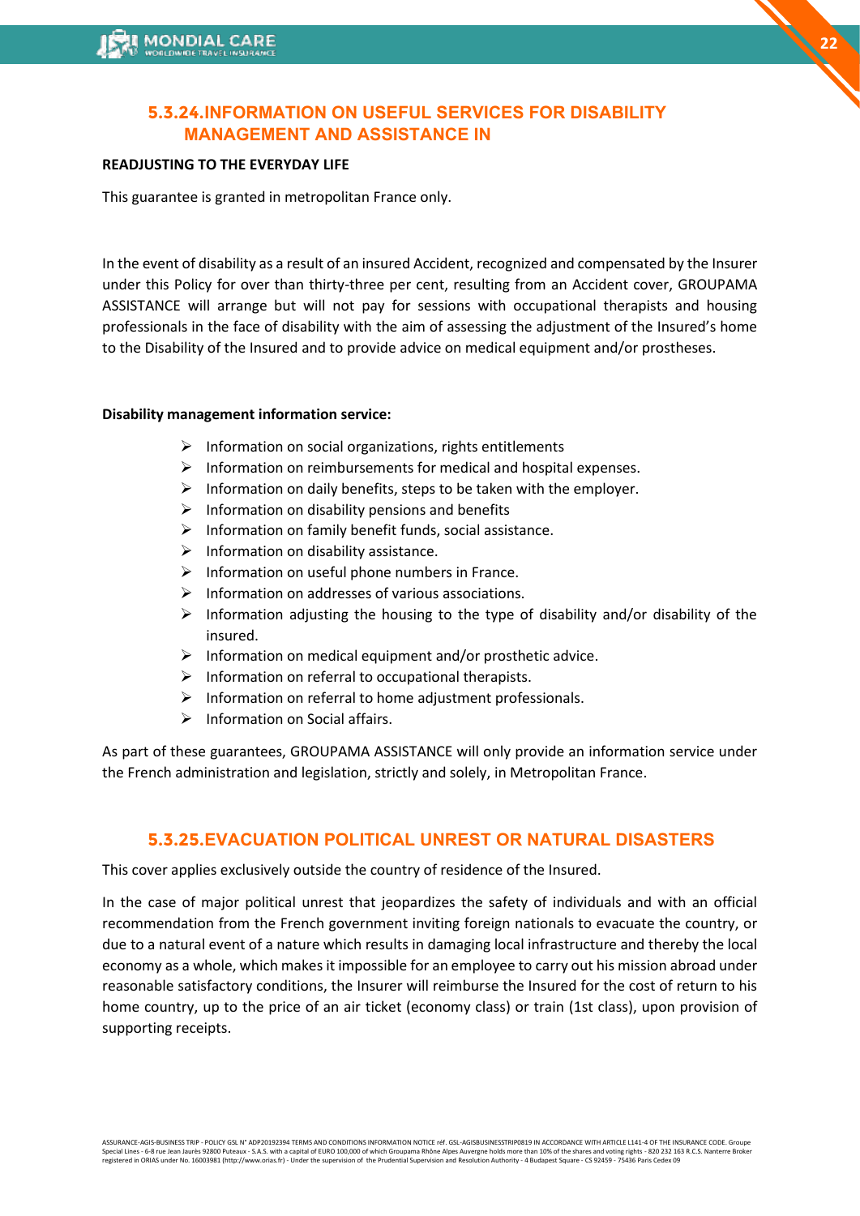### 5.3.24.INFORMATION ON USEFUL SERVICES FOR DISABILITY MANAGEMENT AND ASSISTANCE IN

**READJUSTING TO THE EVERYDAY LIFE**

This guarantee is granted in metropolitan France only.

In the event of disability as a result of an insured Accident, recognized and compensated by the Insurer under this Policy for over than thirty-three per cent, resulting from an Accident cover, GROUPAMA ASSISTANCE will arrange but will not pay for sessions with occupational therapists and housing professionals in the face of disability with the aim of assessing the adjustment of the Insured's home to the Disability of the Insured and to provide advice on medical equipment and/or prostheses.

**Disability management information service:**

- Information on social organizations, rights entitlements
- Information on reimbursements for medical and hospital expenses.
- Information on daily benefits, steps to be taken with the employer.
- Information on disability pensions and benefits
- Information on family benefit funds, social assistance.
- Information on disability assistance.
- Information on useful phone numbers in France.
- Information on addresses of various associations.
- Information adjusting the housing to the type of disability and/or disability of the insured.
- Information on medical equipment and/or prosthetic advice.
- Information on referral to occupational therapists.
- Information on referral to home adjustment professionals.
- Information on Social affairs.

As part of these guarantees, GROUPAMA ASSISTANCE will only provide an information service under the French administration and legislation, strictly and solely, in Metropolitan France.

### 5.3.25.EVACUATION POLITICAL UNREST OR NATURAL DISASTERS

This cover applies exclusively outside the country of residence of the Insured.

In the case of major political unrest that jeopardizes the safety of individuals and with an official recommendation from the French government inviting foreign nationals to evacuate the country, or due to a natural event of a nature which results in damaging local infrastructure and thereby the local economy as a whole, which makes it impossible for an employee to carry out his mission abroad under reasonable satisfactory conditions, the Insurer will reimburse the Insured for the cost of return to his home country, up to the price of an air ticket (economy class) or train (1st class), upon provision of supporting receipts.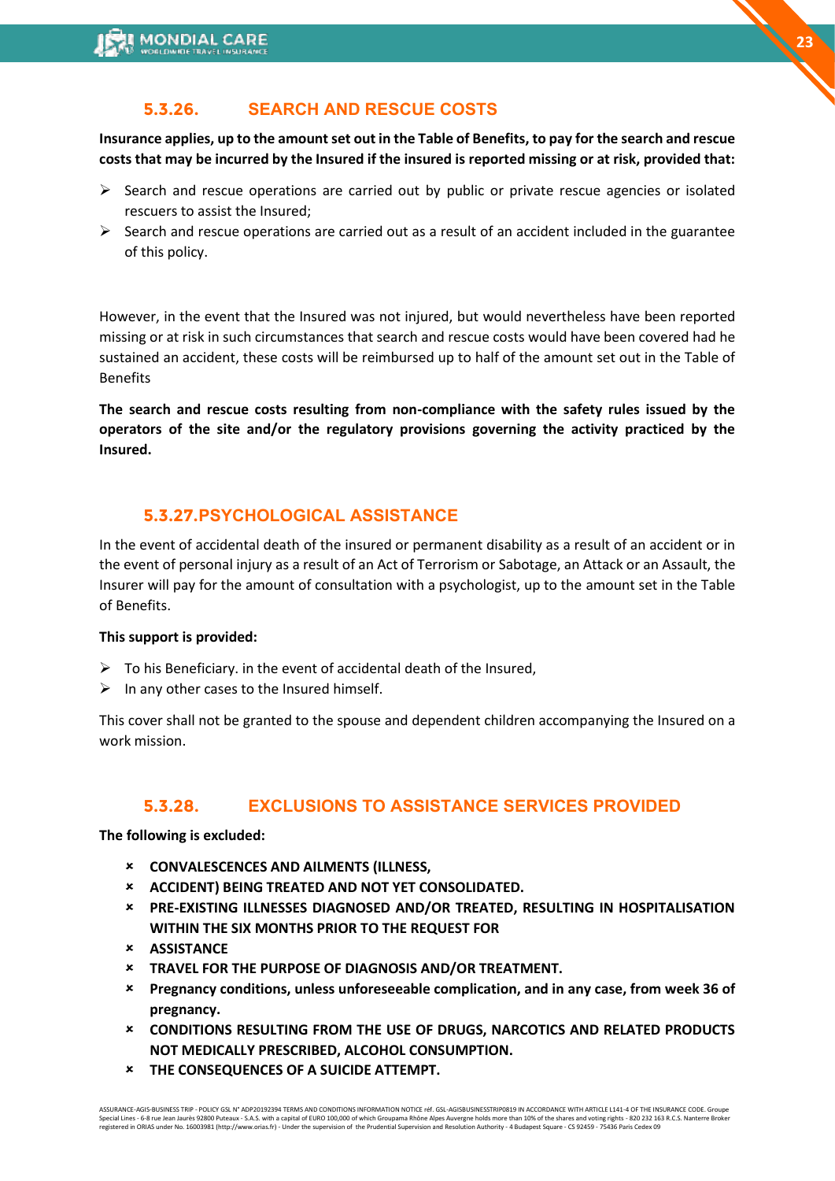### 5.3.26. SEARCH AND RESCUE COSTS

**Insurance applies, up to the amount set out in the Table of Benefits, to pay for the search and rescue costs that may be incurred by the Insured if the insured is reported missing or at risk, provided that:**

- Search and rescue operations are carried out by public or private rescue agencies or isolated rescuers to assist the Insured;
- Search and rescue operations are carried out as a result of an accident included in the guarantee of this policy.

However, in the event that the Insured was not injured, but would nevertheless have been reported missing or at risk in such circumstances that search and rescue costs would have been covered had he sustained an accident, these costs will be reimbursed up to half of the amount set out in the Table of Benefits

**The search and rescue costs resulting from non-compliance with the safety rules issued by the operators of the site and/or the regulatory provisions governing the activity practiced by the Insured.**

### 5.3.27. PSYCHOLOGICAL ASSISTANCE

In the event of accidental death of the insured or permanent disability as a result of an accident or in the event of personal injury as a result of an Act of Terrorism or Sabotage, an Attack or an Assault, the Insurer will pay for the amount of consultation with a psychologist, up to the amount set in the Table of Benefits.

**This support is provided:**

- To his Beneficiary. in the event of accidental death of the Insured,
- In any other cases to the Insured himself.

This cover shall not be granted to the spouse and dependent children accompanying the Insured on a work mission.

### 5.3.28. EXCLUSIONS TO ASSISTANCE SERVICES PROVIDED

**The following is excluded:**

- **CONVALESCENCES AND AILMENTS (ILLNESS,**
- **ACCIDENT) BEING TREATED AND NOT YET CONSOLIDATED.**
- **PRE-EXISTING ILLNESSES DIAGNOSED AND/OR TREATED, RESULTING IN HOSPITALISATION WITHIN THE SIX MONTHS PRIOR TO THE REQUEST FOR**
- **ASSISTANCE**
- **TRAVEL FOR THE PURPOSE OF DIAGNOSIS AND/OR TREATMENT.**
- **Pregnancy conditions, unless unforeseeable complication, and in any case, from week 36 of pregnancy.**
- **CONDITIONS RESULTING FROM THE USE OF DRUGS, NARCOTICS AND RELATED PRODUCTS NOT MEDICALLY PRESCRIBED, ALCOHOL CONSUMPTION.**
- **THE CONSEQUENCES OF A SUICIDE ATTEMPT.**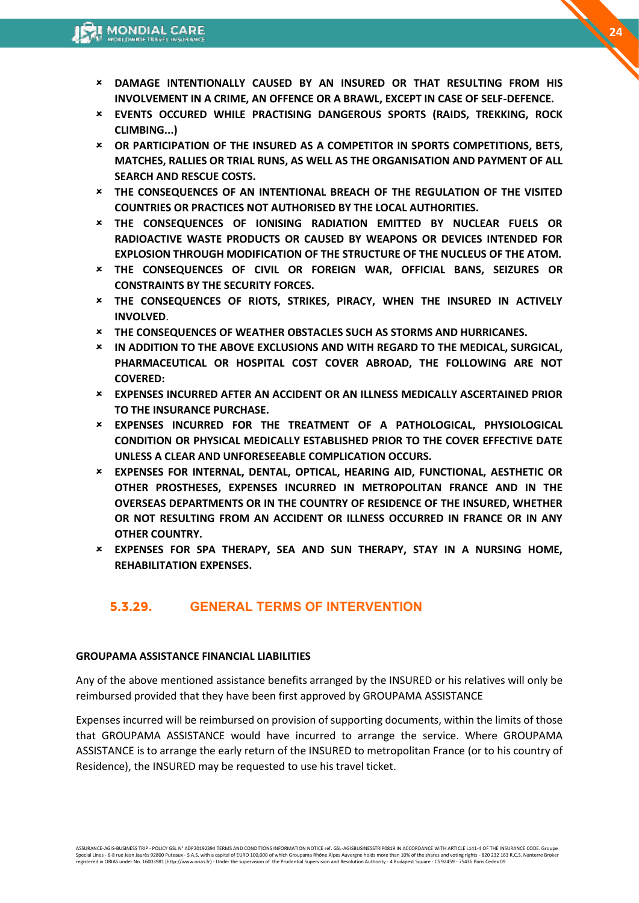- **DAMAGE INTENTIONALLY CAUSED BY AN INSURED OR THAT RESULTING FROM HIS INVOLVEMENT IN A CRIME, AN OFFENCE OR A BRAWL, EXCEPT IN CASE OF SELF-DEFENCE.**
- **EVENTS OCCURED WHILE PRACTISING DANGEROUS SPORTS (RAIDS, TREKKING, ROCK CLIMBING...)**
- **OR PARTICIPATION OF THE INSURED AS A COMPETITOR IN SPORTS COMPETITIONS, BETS, MATCHES, RALLIES OR TRIAL RUNS, AS WELL AS THE ORGANISATION AND PAYMENT OF ALL SEARCH AND RESCUE COSTS.**
- **THE CONSEQUENCES OF AN INTENTIONAL BREACH OF THE REGULATION OF THE VISITED COUNTRIES OR PRACTICES NOT AUTHORISED BY THE LOCAL AUTHORITIES.**
- **THE CONSEQUENCES OF IONISING RADIATION EMITTED BY NUCLEAR FUELS OR RADIOACTIVE WASTE PRODUCTS OR CAUSED BY WEAPONS OR DEVICES INTENDED FOR EXPLOSION THROUGH MODIFICATION OF THE STRUCTURE OF THE NUCLEUS OF THE ATOM.**
- **THE CONSEQUENCES OF CIVIL OR FOREIGN WAR, OFFICIAL BANS, SEIZURES OR CONSTRAINTS BY THE SECURITY FORCES.**
- **THE CONSEQUENCES OF RIOTS, STRIKES, PIRACY, WHEN THE INSURED IN ACTIVELY INVOLVED**.
- **THE CONSEQUENCES OF WEATHER OBSTACLES SUCH AS STORMS AND HURRICANES.**
- **IN ADDITION TO THE ABOVE EXCLUSIONS AND WITH REGARD TO THE MEDICAL, SURGICAL, PHARMACEUTICAL OR HOSPITAL COST COVER ABROAD, THE FOLLOWING ARE NOT COVERED:**
- **EXPENSES INCURRED AFTER AN ACCIDENT OR AN ILLNESS MEDICALLY ASCERTAINED PRIOR TO THE INSURANCE PURCHASE.**
- **EXPENSES INCURRED FOR THE TREATMENT OF A PATHOLOGICAL, PHYSIOLOGICAL CONDITION OR PHYSICAL MEDICALLY ESTABLISHED PRIOR TO THE COVER EFFECTIVE DATE UNLESS A CLEAR AND UNFORESEEABLE COMPLICATION OCCURS.**
- **EXPENSES FOR INTERNAL, DENTAL, OPTICAL, HEARING AID, FUNCTIONAL, AESTHETIC OR OTHER PROSTHESES, EXPENSES INCURRED IN METROPOLITAN FRANCE AND IN THE OVERSEAS DEPARTMENTS OR IN THE COUNTRY OF RESIDENCE OF THE INSURED, WHETHER OR NOT RESULTING FROM AN ACCIDENT OR ILLNESS OCCURRED IN FRANCE OR IN ANY OTHER COUNTRY.**
- **EXPENSES FOR SPA THERAPY, SEA AND SUN THERAPY, STAY IN A NURSING HOME, REHABILITATION EXPENSES.**

### 5.3.29. GENERAL TERMS OF INTERVENTION

**GROUPAMA ASSISTANCE FINANCIAL LIABILITIES**

Any of the above mentioned assistance benefits arranged by the INSURED or his relatives will only be reimbursed provided that they have been first approved by GROUPAMA ASSISTANCE

Expenses incurred will be reimbursed on provision of supporting documents, within the limits of those that GROUPAMA ASSISTANCE would have incurred to arrange the service. Where GROUPAMA ASSISTANCE is to arrange the early return of the INSURED to metropolitan France (or to his country of Residence), the INSURED may be requested to use his travel ticket.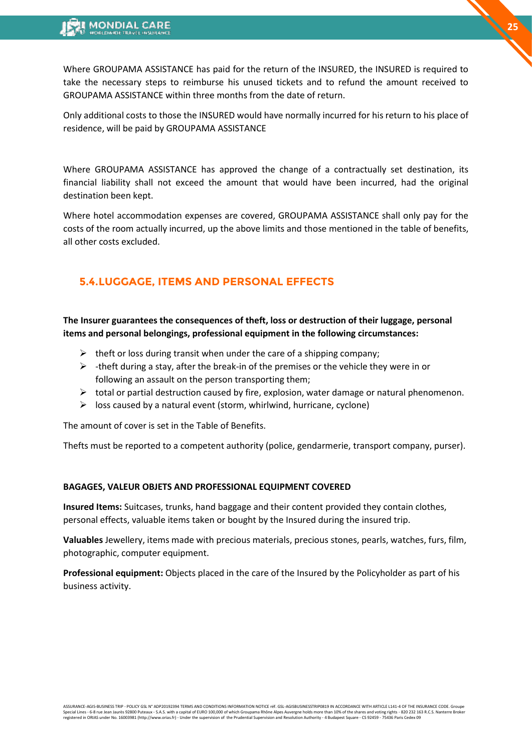Where GROUPAMA ASSISTANCE has paid for the return of the INSURED, the INSURED is required to take the necessary steps to reimburse his unused tickets and to refund the amount received to GROUPAMA ASSISTANCE within three months from the date of return.

Only additional costs to those the INSURED would have normally incurred for his return to his place of residence, will be paid by GROUPAMA ASSISTANCE

Where GROUPAMA ASSISTANCE has approved the change of a contractually set destination, its financial liability shall not exceed the amount that would have been incurred, had the original destination been kept.

Where hotel accommodation expenses are covered, GROUPAMA ASSISTANCE shall only pay for the costs of the room actually incurred, up the above limits and those mentioned in the table of benefits, all other costs excluded.

## 5.4.LUGGAGE, ITEMS AND PERSONAL EFFECTS

**The Insurer guarantees the consequences of theft, loss or destruction of their luggage, personal items and personal belongings, professional equipment in the following circumstances:**

- theft or loss during transit when under the care of a shipping company;
- -theft during a stay, after the break-in of the premises or the vehicle they were in or following an assault on the person transporting them;
- total or partial destruction caused by fire, explosion, water damage or natural phenomenon.
- loss caused by a natural event (storm, whirlwind, hurricane, cyclone)

The amount of cover is set in the Table of Benefits.

Thefts must be reported to a competent authority (police, gendarmerie, transport company, purser).

**BAGAGES, VALEUR OBJETS AND PROFESSIONAL EQUIPMENT COVERED**

**Insured Items:** Suitcases, trunks, hand baggage and their content provided they contain clothes, personal effects, valuable items taken or bought by the Insured during the insured trip.

**Valuables** Jewellery, items made with precious materials, precious stones, pearls, watches, furs, film, photographic, computer equipment.

**Professional equipment:** Objects placed in the care of the Insured by the Policyholder as part of his business activity.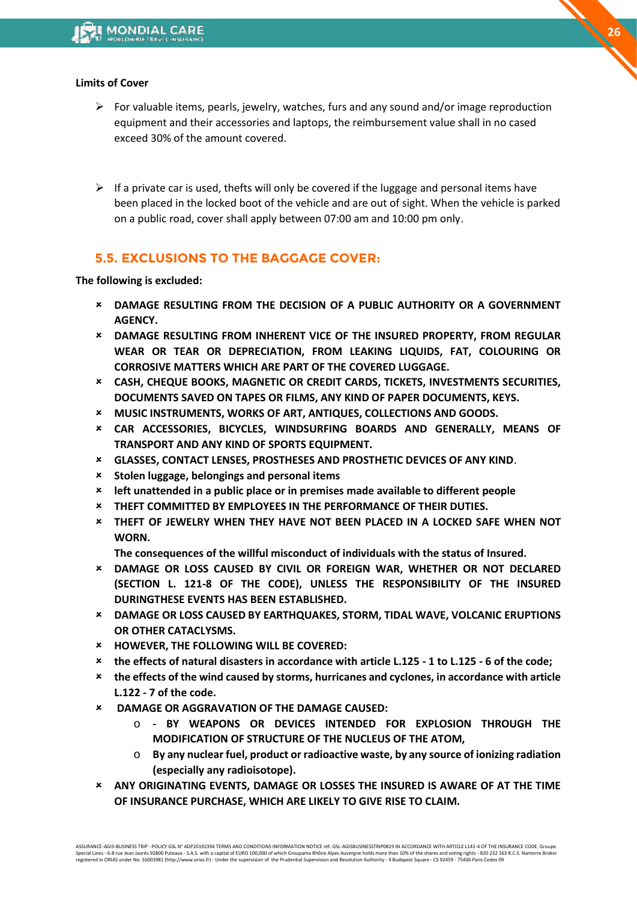**Limits of Cover**

- For valuable items, pearls, jewelry, watches, furs and any sound and/or image reproduction equipment and their accessories and laptops, the reimbursement value shall in no cased exceed 30% of the amount covered.

- If a private car is used, thefts will only be covered if the luggage and personal items have been placed in the locked boot of the vehicle and are out of sight. When the vehicle is parked on a public road, cover shall apply between 07:00 am and 10:00 pm only.

## 5.5. EXCLUSIONS TO THE BAGGAGE COVER:

**The following is excluded:**

- **DAMAGE RESULTING FROM THE DECISION OF A PUBLIC AUTHORITY OR A GOVERNMENT AGENCY.**
- **DAMAGE RESULTING FROM INHERENT VICE OF THE INSURED PROPERTY, FROM REGULAR WEAR OR TEAR OR DEPRECIATION, FROM LEAKING LIQUIDS, FAT, COLOURING OR CORROSIVE MATTERS WHICH ARE PART OF THE COVERED LUGGAGE.**
- **CASH, CHEQUE BOOKS, MAGNETIC OR CREDIT CARDS, TICKETS, INVESTMENTS SECURITIES, DOCUMENTS SAVED ON TAPES OR FILMS, ANY KIND OF PAPER DOCUMENTS, KEYS.**
- **MUSIC INSTRUMENTS, WORKS OF ART, ANTIQUES, COLLECTIONS AND GOODS.**
- **CAR ACCESSORIES, BICYCLES, WINDSURFING BOARDS AND GENERALLY, MEANS OF TRANSPORT AND ANY KIND OF SPORTS EQUIPMENT.**
- **GLASSES, CONTACT LENSES, PROSTHESES AND PROSTHETIC DEVICES OF ANY KIND**.
- **Stolen luggage, belongings and personal items**
- **left unattended in a public place or in premises made available to different people**
- **THEFT COMMITTED BY EMPLOYEES IN THE PERFORMANCE OF THEIR DUTIES.**
- **THEFT OF JEWELRY WHEN THEY HAVE NOT BEEN PLACED IN A LOCKED SAFE WHEN NOT WORN.**

  **The consequences of the willful misconduct of individuals with the status of Insured.**
- **DAMAGE OR LOSS CAUSED BY CIVIL OR FOREIGN WAR, WHETHER OR NOT DECLARED (SECTION L. 121-8 OF THE CODE), UNLESS THE RESPONSIBILITY OF THE INSURED DURINGTHESE EVENTS HAS BEEN ESTABLISHED.**
- **DAMAGE OR LOSS CAUSED BY EARTHQUAKES, STORM, TIDAL WAVE, VOLCANIC ERUPTIONS OR OTHER CATACLYSMS.**
- **HOWEVER, THE FOLLOWING WILL BE COVERED:**
- **the effects of natural disasters in accordance with article L.125 - 1 to L.125 - 6 of the code;**
- **the effects of the wind caused by storms, hurricanes and cyclones, in accordance with article L.122 - 7 of the code.**
- **DAMAGE OR AGGRAVATION OF THE DAMAGE CAUSED:**
  - **- BY WEAPONS OR DEVICES INTENDED FOR EXPLOSION THROUGH THE MODIFICATION OF STRUCTURE OF THE NUCLEUS OF THE ATOM,**
  - **By any nuclear fuel, product or radioactive waste, by any source of ionizing radiation (especially any radioisotope).**
- **ANY ORIGINATING EVENTS, DAMAGE OR LOSSES THE INSURED IS AWARE OF AT THE TIME OF INSURANCE PURCHASE, WHICH ARE LIKELY TO GIVE RISE TO CLAIM.**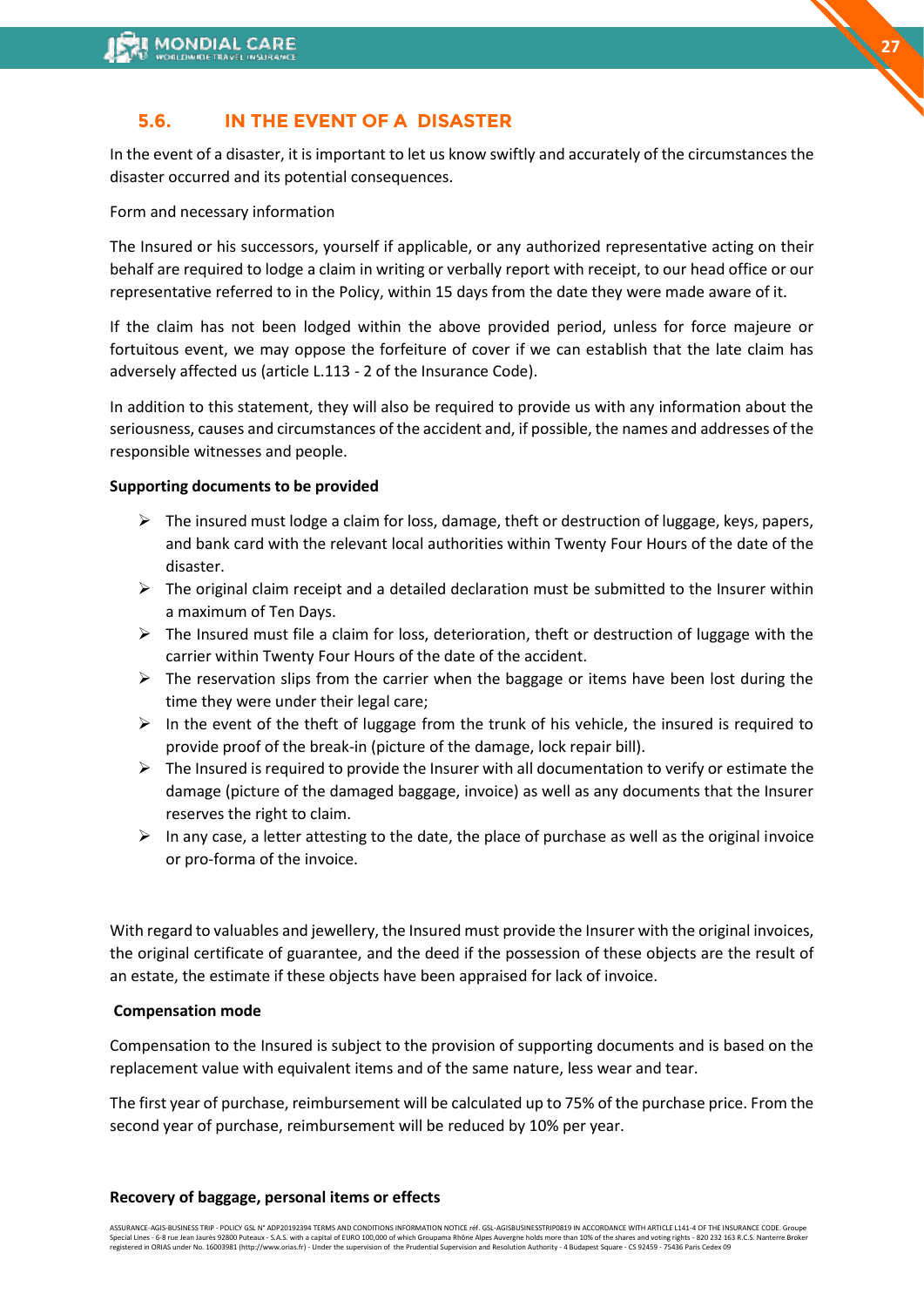## 5.6. IN THE EVENT OF A DISASTER

In the event of a disaster, it is important to let us know swiftly and accurately of the circumstances the disaster occurred and its potential consequences.

Form and necessary information

The Insured or his successors, yourself if applicable, or any authorized representative acting on their behalf are required to lodge a claim in writing or verbally report with receipt, to our head office or our representative referred to in the Policy, within 15 days from the date they were made aware of it.

If the claim has not been lodged within the above provided period, unless for force majeure or fortuitous event, we may oppose the forfeiture of cover if we can establish that the late claim has adversely affected us (article L.113 - 2 of the Insurance Code).

In addition to this statement, they will also be required to provide us with any information about the seriousness, causes and circumstances of the accident and, if possible, the names and addresses of the responsible witnesses and people.

**Supporting documents to be provided**

- The insured must lodge a claim for loss, damage, theft or destruction of luggage, keys, papers, and bank card with the relevant local authorities within Twenty Four Hours of the date of the disaster.
- The original claim receipt and a detailed declaration must be submitted to the Insurer within a maximum of Ten Days.
- The Insured must file a claim for loss, deterioration, theft or destruction of luggage with the carrier within Twenty Four Hours of the date of the accident.
- The reservation slips from the carrier when the baggage or items have been lost during the time they were under their legal care;
- In the event of the theft of luggage from the trunk of his vehicle, the insured is required to provide proof of the break-in (picture of the damage, lock repair bill).
- The Insured is required to provide the Insurer with all documentation to verify or estimate the damage (picture of the damaged baggage, invoice) as well as any documents that the Insurer reserves the right to claim.
- In any case, a letter attesting to the date, the place of purchase as well as the original invoice or pro-forma of the invoice.

With regard to valuables and jewellery, the Insured must provide the Insurer with the original invoices, the original certificate of guarantee, and the deed if the possession of these objects are the result of an estate, the estimate if these objects have been appraised for lack of invoice.

**Compensation mode**

Compensation to the Insured is subject to the provision of supporting documents and is based on the replacement value with equivalent items and of the same nature, less wear and tear.

The first year of purchase, reimbursement will be calculated up to 75% of the purchase price. From the second year of purchase, reimbursement will be reduced by 10% per year.

**Recovery of baggage, personal items or effects**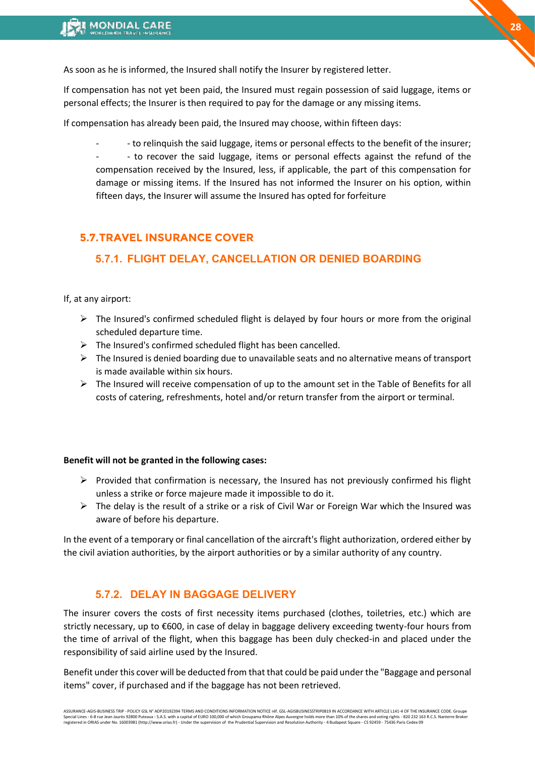As soon as he is informed, the Insured shall notify the Insurer by registered letter.

If compensation has not yet been paid, the Insured must regain possession of said luggage, items or personal effects; the Insurer is then required to pay for the damage or any missing items.

If compensation has already been paid, the Insured may choose, within fifteen days:

- - to relinquish the said luggage, items or personal effects to the benefit of the insurer;
- - to recover the said luggage, items or personal effects against the refund of the compensation received by the Insured, less, if applicable, the part of this compensation for damage or missing items. If the Insured has not informed the Insurer on his option, within fifteen days, the Insurer will assume the Insured has opted for forfeiture

## 5.7. TRAVEL INSURANCE COVER

### 5.7.1. FLIGHT DELAY, CANCELLATION OR DENIED BOARDING

If, at any airport:

- The Insured's confirmed scheduled flight is delayed by four hours or more from the original scheduled departure time.
- The Insured's confirmed scheduled flight has been cancelled.
- The Insured is denied boarding due to unavailable seats and no alternative means of transport is made available within six hours.
- The Insured will receive compensation of up to the amount set in the Table of Benefits for all costs of catering, refreshments, hotel and/or return transfer from the airport or terminal.

**Benefit will not be granted in the following cases:**

- Provided that confirmation is necessary, the Insured has not previously confirmed his flight unless a strike or force majeure made it impossible to do it.
- The delay is the result of a strike or a risk of Civil War or Foreign War which the Insured was aware of before his departure.

In the event of a temporary or final cancellation of the aircraft's flight authorization, ordered either by the civil aviation authorities, by the airport authorities or by a similar authority of any country.

### 5.7.2. DELAY IN BAGGAGE DELIVERY

The insurer covers the costs of first necessity items purchased (clothes, toiletries, etc.) which are strictly necessary, up to €600, in case of delay in baggage delivery exceeding twenty-four hours from the time of arrival of the flight, when this baggage has been duly checked-in and placed under the responsibility of said airline used by the Insured.

Benefit under this cover will be deducted from that that could be paid under the "Baggage and personal items" cover, if purchased and if the baggage has not been retrieved.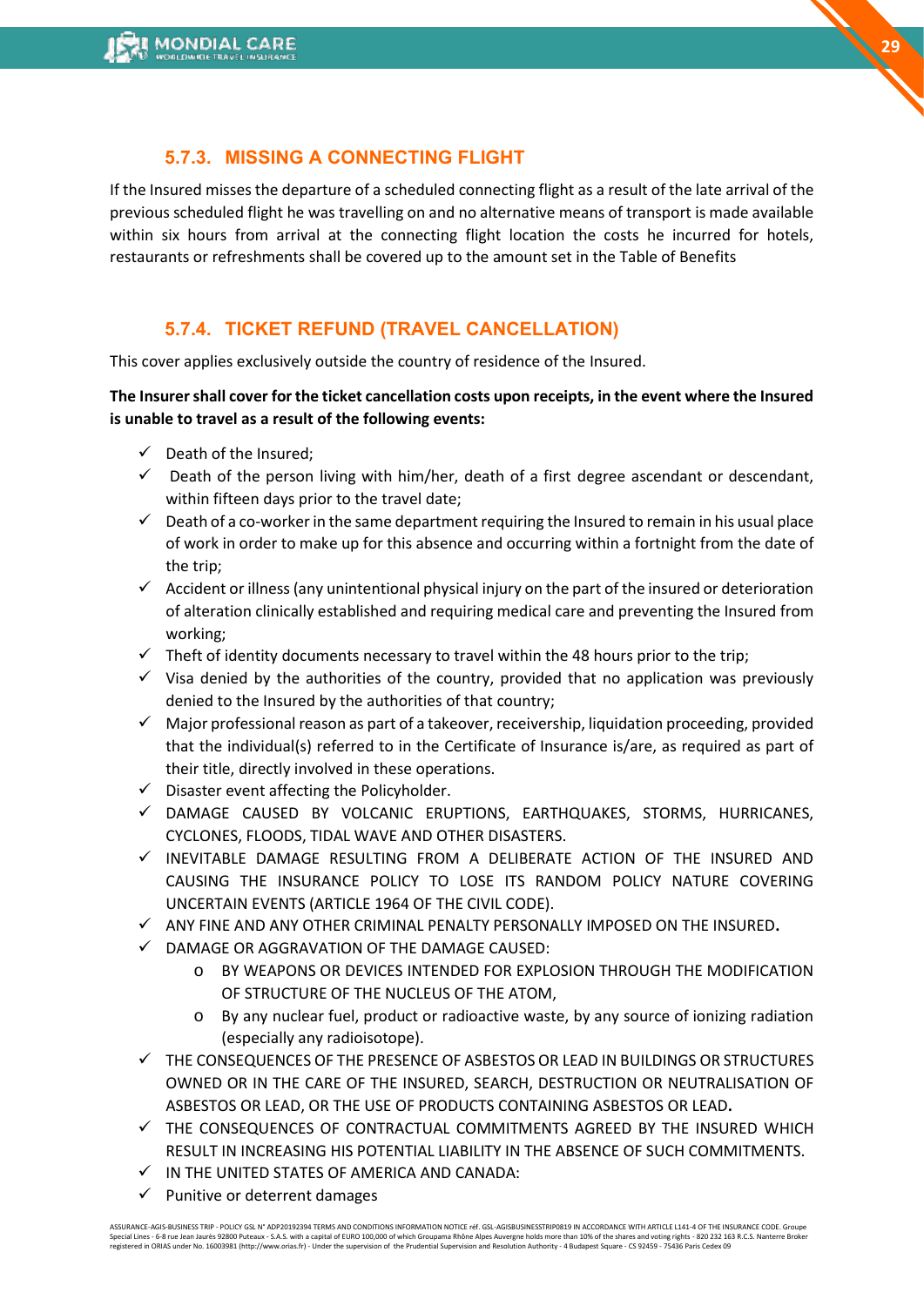### 5.7.3. MISSING A CONNECTING FLIGHT

If the Insured misses the departure of a scheduled connecting flight as a result of the late arrival of the previous scheduled flight he was travelling on and no alternative means of transport is made available within six hours from arrival at the connecting flight location the costs he incurred for hotels, restaurants or refreshments shall be covered up to the amount set in the Table of Benefits

### 5.7.4. TICKET REFUND (TRAVEL CANCELLATION)

This cover applies exclusively outside the country of residence of the Insured.

**The Insurer shall cover for the ticket cancellation costs upon receipts, in the event where the Insured is unable to travel as a result of the following events:**

- ✓ Death of the Insured;
- ✓ Death of the person living with him/her, death of a first degree ascendant or descendant, within fifteen days prior to the travel date;
- ✓ Death of a co-worker in the same department requiring the Insured to remain in his usual place of work in order to make up for this absence and occurring within a fortnight from the date of the trip;
- ✓ Accident or illness (any unintentional physical injury on the part of the insured or deterioration of alteration clinically established and requiring medical care and preventing the Insured from working;
- ✓ Theft of identity documents necessary to travel within the 48 hours prior to the trip;
- ✓ Visa denied by the authorities of the country, provided that no application was previously denied to the Insured by the authorities of that country;
- ✓ Major professional reason as part of a takeover, receivership, liquidation proceeding, provided that the individual(s) referred to in the Certificate of Insurance is/are, as required as part of their title, directly involved in these operations.
- ✓ Disaster event affecting the Policyholder.
- ✓ DAMAGE CAUSED BY VOLCANIC ERUPTIONS, EARTHQUAKES, STORMS, HURRICANES, CYCLONES, FLOODS, TIDAL WAVE AND OTHER DISASTERS.
- ✓ INEVITABLE DAMAGE RESULTING FROM A DELIBERATE ACTION OF THE INSURED AND CAUSING THE INSURANCE POLICY TO LOSE ITS RANDOM POLICY NATURE COVERING UNCERTAIN EVENTS (ARTICLE 1964 OF THE CIVIL CODE).
- ✓ ANY FINE AND ANY OTHER CRIMINAL PENALTY PERSONALLY IMPOSED ON THE INSURED**.**
- ✓ DAMAGE OR AGGRAVATION OF THE DAMAGE CAUSED:
  - o BY WEAPONS OR DEVICES INTENDED FOR EXPLOSION THROUGH THE MODIFICATION OF STRUCTURE OF THE NUCLEUS OF THE ATOM,
  - o By any nuclear fuel, product or radioactive waste, by any source of ionizing radiation (especially any radioisotope).
- ✓ THE CONSEQUENCES OF THE PRESENCE OF ASBESTOS OR LEAD IN BUILDINGS OR STRUCTURES OWNED OR IN THE CARE OF THE INSURED, SEARCH, DESTRUCTION OR NEUTRALISATION OF ASBESTOS OR LEAD, OR THE USE OF PRODUCTS CONTAINING ASBESTOS OR LEAD**.**
- ✓ THE CONSEQUENCES OF CONTRACTUAL COMMITMENTS AGREED BY THE INSURED WHICH RESULT IN INCREASING HIS POTENTIAL LIABILITY IN THE ABSENCE OF SUCH COMMITMENTS.
- ✓ IN THE UNITED STATES OF AMERICA AND CANADA:
- ✓ Punitive or deterrent damages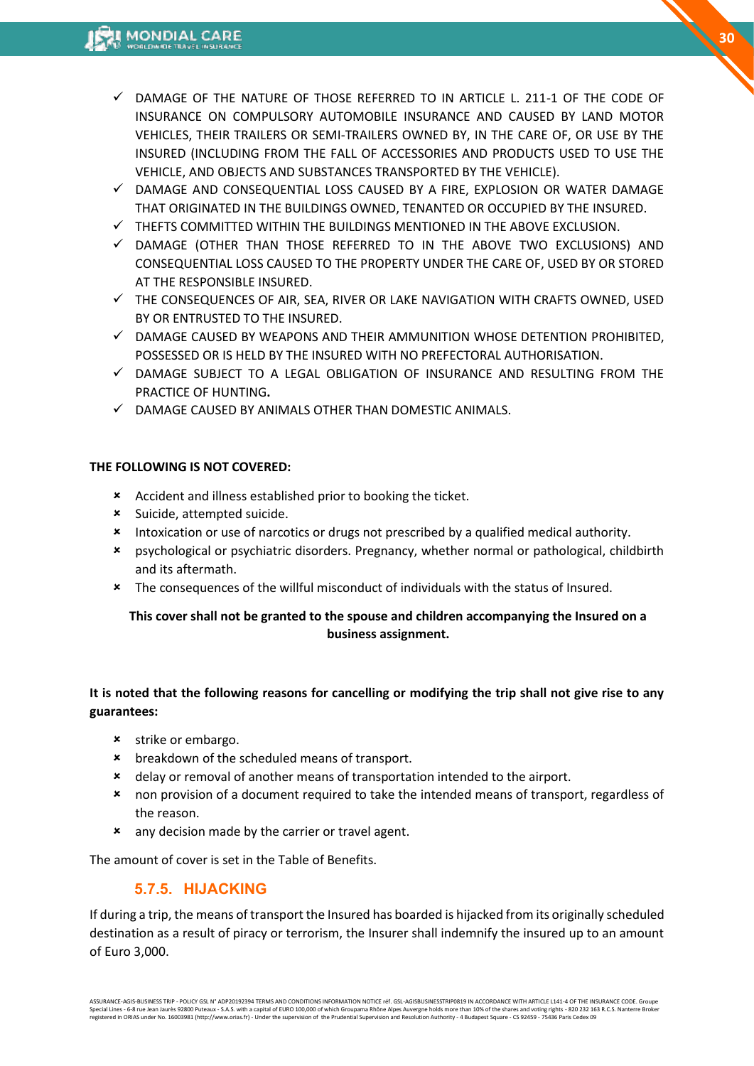- ✓ DAMAGE OF THE NATURE OF THOSE REFERRED TO IN ARTICLE L. 211-1 OF THE CODE OF INSURANCE ON COMPULSORY AUTOMOBILE INSURANCE AND CAUSED BY LAND MOTOR VEHICLES, THEIR TRAILERS OR SEMI-TRAILERS OWNED BY, IN THE CARE OF, OR USE BY THE INSURED (INCLUDING FROM THE FALL OF ACCESSORIES AND PRODUCTS USED TO USE THE VEHICLE, AND OBJECTS AND SUBSTANCES TRANSPORTED BY THE VEHICLE).
- ✓ DAMAGE AND CONSEQUENTIAL LOSS CAUSED BY A FIRE, EXPLOSION OR WATER DAMAGE THAT ORIGINATED IN THE BUILDINGS OWNED, TENANTED OR OCCUPIED BY THE INSURED.
- ✓ THEFTS COMMITTED WITHIN THE BUILDINGS MENTIONED IN THE ABOVE EXCLUSION.
- ✓ DAMAGE (OTHER THAN THOSE REFERRED TO IN THE ABOVE TWO EXCLUSIONS) AND CONSEQUENTIAL LOSS CAUSED TO THE PROPERTY UNDER THE CARE OF, USED BY OR STORED AT THE RESPONSIBLE INSURED.
- ✓ THE CONSEQUENCES OF AIR, SEA, RIVER OR LAKE NAVIGATION WITH CRAFTS OWNED, USED BY OR ENTRUSTED TO THE INSURED.
- ✓ DAMAGE CAUSED BY WEAPONS AND THEIR AMMUNITION WHOSE DETENTION PROHIBITED, POSSESSED OR IS HELD BY THE INSURED WITH NO PREFECTORAL AUTHORISATION.
- ✓ DAMAGE SUBJECT TO A LEGAL OBLIGATION OF INSURANCE AND RESULTING FROM THE PRACTICE OF HUNTING**.**
- ✓ DAMAGE CAUSED BY ANIMALS OTHER THAN DOMESTIC ANIMALS.

**THE FOLLOWING IS NOT COVERED:**

- ✗ Accident and illness established prior to booking the ticket.
- ✗ Suicide, attempted suicide.
- ✗ Intoxication or use of narcotics or drugs not prescribed by a qualified medical authority.
- ✗ psychological or psychiatric disorders. Pregnancy, whether normal or pathological, childbirth and its aftermath.
- ✗ The consequences of the willful misconduct of individuals with the status of Insured.

**This cover shall not be granted to the spouse and children accompanying the Insured on a business assignment.**

**It is noted that the following reasons for cancelling or modifying the trip shall not give rise to any guarantees:**

- ✗ strike or embargo.
- ✗ breakdown of the scheduled means of transport.
- ✗ delay or removal of another means of transportation intended to the airport.
- ✗ non provision of a document required to take the intended means of transport, regardless of the reason.
- ✗ any decision made by the carrier or travel agent.

The amount of cover is set in the Table of Benefits.

### 5.7.5. HIJACKING

If during a trip, the means of transport the Insured has boarded is hijacked from its originally scheduled destination as a result of piracy or terrorism, the Insurer shall indemnify the insured up to an amount of Euro 3,000.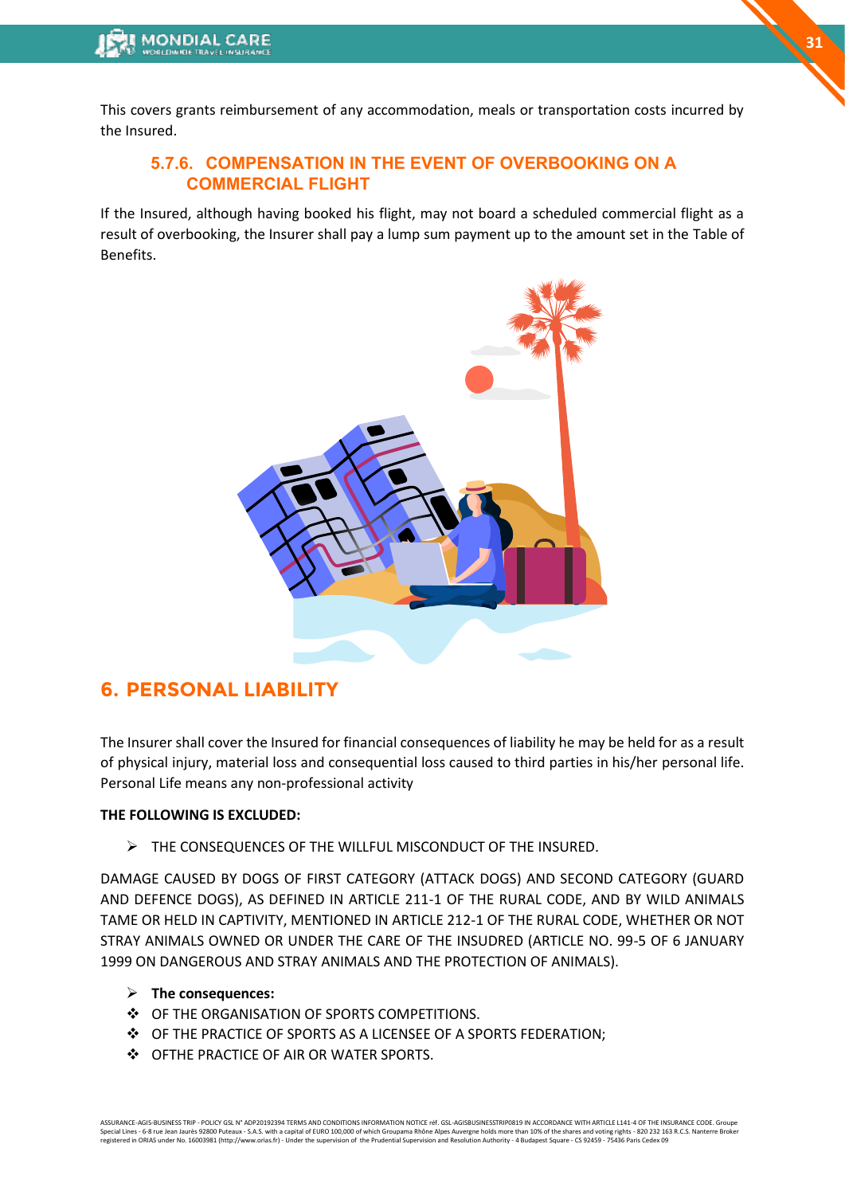This covers grants reimbursement of any accommodation, meals or transportation costs incurred by the Insured.

### 5.7.6. COMPENSATION IN THE EVENT OF OVERBOOKING ON A COMMERCIAL FLIGHT

If the Insured, although having booked his flight, may not board a scheduled commercial flight as a result of overbooking, the Insurer shall pay a lump sum payment up to the amount set in the Table of Benefits.

# 6. PERSONAL LIABILITY

The Insurer shall cover the Insured for financial consequences of liability he may be held for as a result of physical injury, material loss and consequential loss caused to third parties in his/her personal life. Personal Life means any non-professional activity

**THE FOLLOWING IS EXCLUDED:**

- THE CONSEQUENCES OF THE WILLFUL MISCONDUCT OF THE INSURED.

DAMAGE CAUSED BY DOGS OF FIRST CATEGORY (ATTACK DOGS) AND SECOND CATEGORY (GUARD AND DEFENCE DOGS), AS DEFINED IN ARTICLE 211-1 OF THE RURAL CODE, AND BY WILD ANIMALS TAME OR HELD IN CAPTIVITY, MENTIONED IN ARTICLE 212-1 OF THE RURAL CODE, WHETHER OR NOT STRAY ANIMALS OWNED OR UNDER THE CARE OF THE INSUDRED (ARTICLE NO. 99-5 OF 6 JANUARY 1999 ON DANGEROUS AND STRAY ANIMALS AND THE PROTECTION OF ANIMALS).

- **The consequences:**
  - OF THE ORGANISATION OF SPORTS COMPETITIONS.
  - OF THE PRACTICE OF SPORTS AS A LICENSEE OF A SPORTS FEDERATION;
  - OFTHE PRACTICE OF AIR OR WATER SPORTS.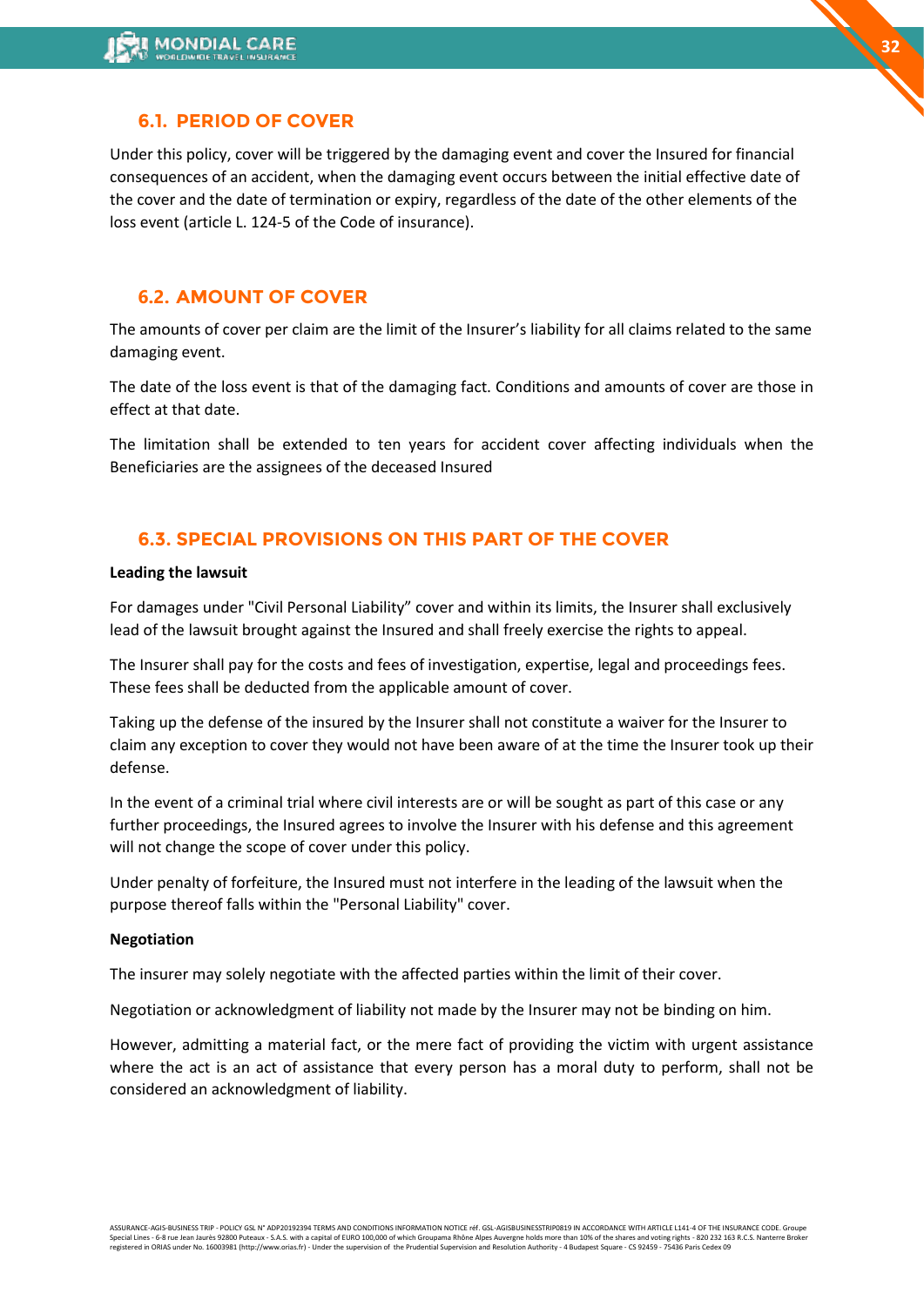## 6.1. PERIOD OF COVER

Under this policy, cover will be triggered by the damaging event and cover the Insured for financial consequences of an accident, when the damaging event occurs between the initial effective date of the cover and the date of termination or expiry, regardless of the date of the other elements of the loss event (article L. 124-5 of the Code of insurance).

## 6.2. AMOUNT OF COVER

The amounts of cover per claim are the limit of the Insurer's liability for all claims related to the same damaging event.

The date of the loss event is that of the damaging fact. Conditions and amounts of cover are those in effect at that date.

The limitation shall be extended to ten years for accident cover affecting individuals when the Beneficiaries are the assignees of the deceased Insured

## 6.3. SPECIAL PROVISIONS ON THIS PART OF THE COVER

**Leading the lawsuit**

For damages under "Civil Personal Liability" cover and within its limits, the Insurer shall exclusively lead of the lawsuit brought against the Insured and shall freely exercise the rights to appeal.

The Insurer shall pay for the costs and fees of investigation, expertise, legal and proceedings fees. These fees shall be deducted from the applicable amount of cover.

Taking up the defense of the insured by the Insurer shall not constitute a waiver for the Insurer to claim any exception to cover they would not have been aware of at the time the Insurer took up their defense.

In the event of a criminal trial where civil interests are or will be sought as part of this case or any further proceedings, the Insured agrees to involve the Insurer with his defense and this agreement will not change the scope of cover under this policy.

Under penalty of forfeiture, the Insured must not interfere in the leading of the lawsuit when the purpose thereof falls within the "Personal Liability" cover.

**Negotiation**

The insurer may solely negotiate with the affected parties within the limit of their cover.

Negotiation or acknowledgment of liability not made by the Insurer may not be binding on him.

However, admitting a material fact, or the mere fact of providing the victim with urgent assistance where the act is an act of assistance that every person has a moral duty to perform, shall not be considered an acknowledgment of liability.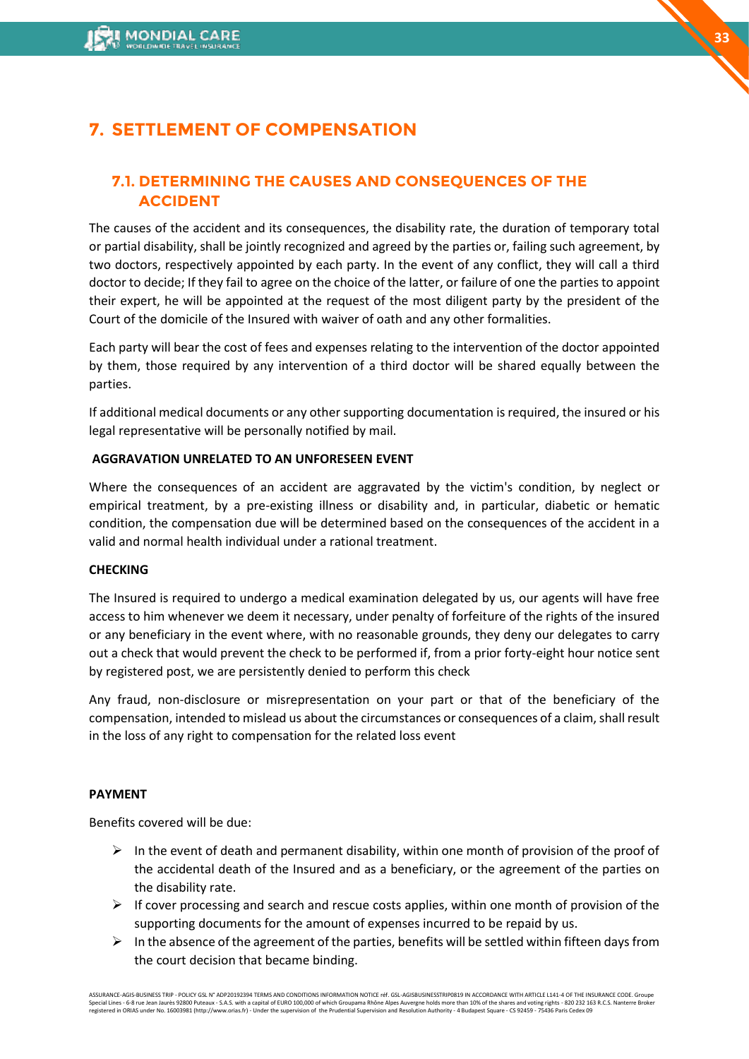# 7. SETTLEMENT OF COMPENSATION

## 7.1. DETERMINING THE CAUSES AND CONSEQUENCES OF THE ACCIDENT

The causes of the accident and its consequences, the disability rate, the duration of temporary total or partial disability, shall be jointly recognized and agreed by the parties or, failing such agreement, by two doctors, respectively appointed by each party. In the event of any conflict, they will call a third doctor to decide; If they fail to agree on the choice of the latter, or failure of one the parties to appoint their expert, he will be appointed at the request of the most diligent party by the president of the Court of the domicile of the Insured with waiver of oath and any other formalities.

Each party will bear the cost of fees and expenses relating to the intervention of the doctor appointed by them, those required by any intervention of a third doctor will be shared equally between the parties.

If additional medical documents or any other supporting documentation is required, the insured or his legal representative will be personally notified by mail.

**AGGRAVATION UNRELATED TO AN UNFORESEEN EVENT**

Where the consequences of an accident are aggravated by the victim's condition, by neglect or empirical treatment, by a pre-existing illness or disability and, in particular, diabetic or hematic condition, the compensation due will be determined based on the consequences of the accident in a valid and normal health individual under a rational treatment.

**CHECKING**

The Insured is required to undergo a medical examination delegated by us, our agents will have free access to him whenever we deem it necessary, under penalty of forfeiture of the rights of the insured or any beneficiary in the event where, with no reasonable grounds, they deny our delegates to carry out a check that would prevent the check to be performed if, from a prior forty-eight hour notice sent by registered post, we are persistently denied to perform this check

Any fraud, non-disclosure or misrepresentation on your part or that of the beneficiary of the compensation, intended to mislead us about the circumstances or consequences of a claim, shall result in the loss of any right to compensation for the related loss event

**PAYMENT**

Benefits covered will be due:

- In the event of death and permanent disability, within one month of provision of the proof of the accidental death of the Insured and as a beneficiary, or the agreement of the parties on the disability rate.
- If cover processing and search and rescue costs applies, within one month of provision of the supporting documents for the amount of expenses incurred to be repaid by us.
- In the absence of the agreement of the parties, benefits will be settled within fifteen days from the court decision that became binding.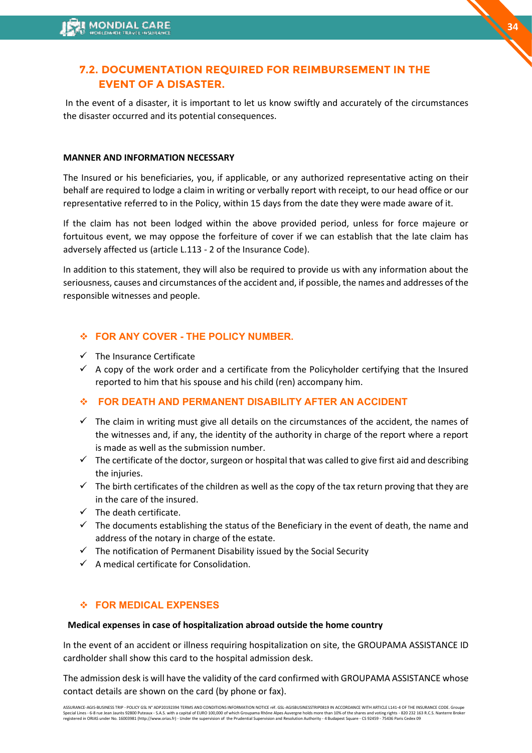## 7.2. DOCUMENTATION REQUIRED FOR REIMBURSEMENT IN THE EVENT OF A DISASTER.

In the event of a disaster, it is important to let us know swiftly and accurately of the circumstances the disaster occurred and its potential consequences.

**MANNER AND INFORMATION NECESSARY**

The Insured or his beneficiaries, you, if applicable, or any authorized representative acting on their behalf are required to lodge a claim in writing or verbally report with receipt, to our head office or our representative referred to in the Policy, within 15 days from the date they were made aware of it.

If the claim has not been lodged within the above provided period, unless for force majeure or fortuitous event, we may oppose the forfeiture of cover if we can establish that the late claim has adversely affected us (article L.113 - 2 of the Insurance Code).

In addition to this statement, they will also be required to provide us with any information about the seriousness, causes and circumstances of the accident and, if possible, the names and addresses of the responsible witnesses and people.

### ❖ FOR ANY COVER - THE POLICY NUMBER.

- ✓ The Insurance Certificate
- ✓ A copy of the work order and a certificate from the Policyholder certifying that the Insured reported to him that his spouse and his child (ren) accompany him.

### ❖ FOR DEATH AND PERMANENT DISABILITY AFTER AN ACCIDENT

- ✓ The claim in writing must give all details on the circumstances of the accident, the names of the witnesses and, if any, the identity of the authority in charge of the report where a report is made as well as the submission number.
- ✓ The certificate of the doctor, surgeon or hospital that was called to give first aid and describing the injuries.
- ✓ The birth certificates of the children as well as the copy of the tax return proving that they are in the care of the insured.
- ✓ The death certificate.
- ✓ The documents establishing the status of the Beneficiary in the event of death, the name and address of the notary in charge of the estate.
- ✓ The notification of Permanent Disability issued by the Social Security
- ✓ A medical certificate for Consolidation.

### ❖ FOR MEDICAL EXPENSES

**Medical expenses in case of hospitalization abroad outside the home country**

In the event of an accident or illness requiring hospitalization on site, the GROUPAMA ASSISTANCE ID cardholder shall show this card to the hospital admission desk.

The admission desk is will have the validity of the card confirmed with GROUPAMA ASSISTANCE whose contact details are shown on the card (by phone or fax).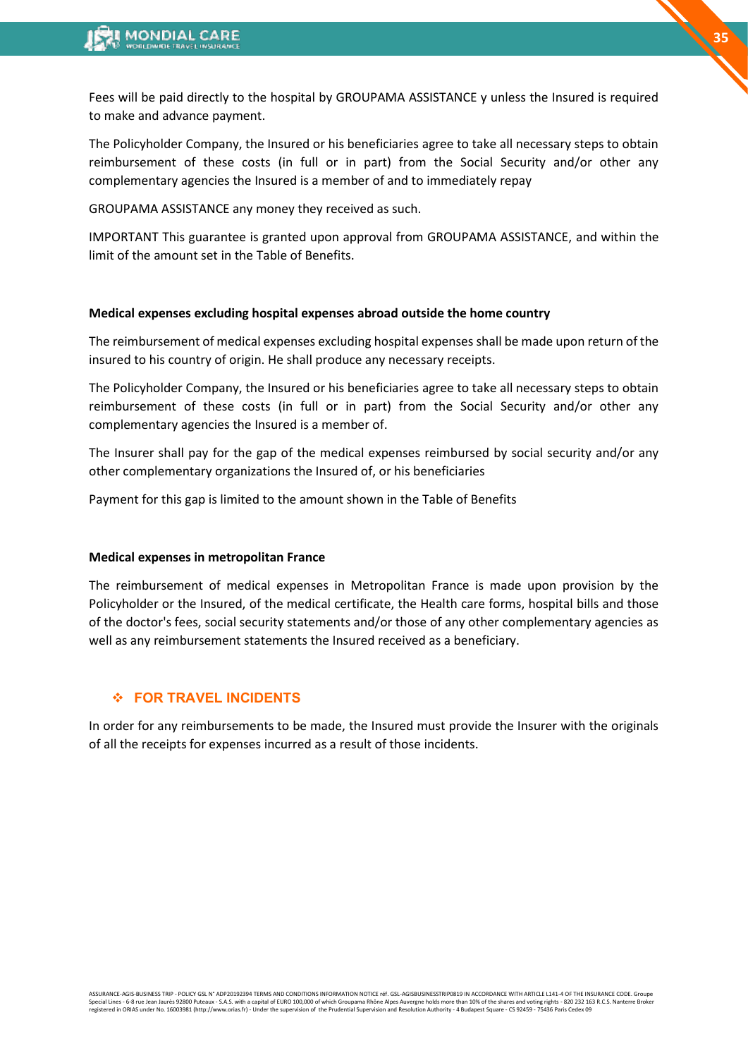Fees will be paid directly to the hospital by GROUPAMA ASSISTANCE y unless the Insured is required to make and advance payment.

The Policyholder Company, the Insured or his beneficiaries agree to take all necessary steps to obtain reimbursement of these costs (in full or in part) from the Social Security and/or other any complementary agencies the Insured is a member of and to immediately repay

GROUPAMA ASSISTANCE any money they received as such.

IMPORTANT This guarantee is granted upon approval from GROUPAMA ASSISTANCE, and within the limit of the amount set in the Table of Benefits.

**Medical expenses excluding hospital expenses abroad outside the home country**

The reimbursement of medical expenses excluding hospital expenses shall be made upon return of the insured to his country of origin. He shall produce any necessary receipts.

The Policyholder Company, the Insured or his beneficiaries agree to take all necessary steps to obtain reimbursement of these costs (in full or in part) from the Social Security and/or other any complementary agencies the Insured is a member of.

The Insurer shall pay for the gap of the medical expenses reimbursed by social security and/or any other complementary organizations the Insured of, or his beneficiaries

Payment for this gap is limited to the amount shown in the Table of Benefits

**Medical expenses in metropolitan France**

The reimbursement of medical expenses in Metropolitan France is made upon provision by the Policyholder or the Insured, of the medical certificate, the Health care forms, hospital bills and those of the doctor's fees, social security statements and/or those of any other complementary agencies as well as any reimbursement statements the Insured received as a beneficiary.

### ❖ FOR TRAVEL INCIDENTS

In order for any reimbursements to be made, the Insured must provide the Insurer with the originals of all the receipts for expenses incurred as a result of those incidents.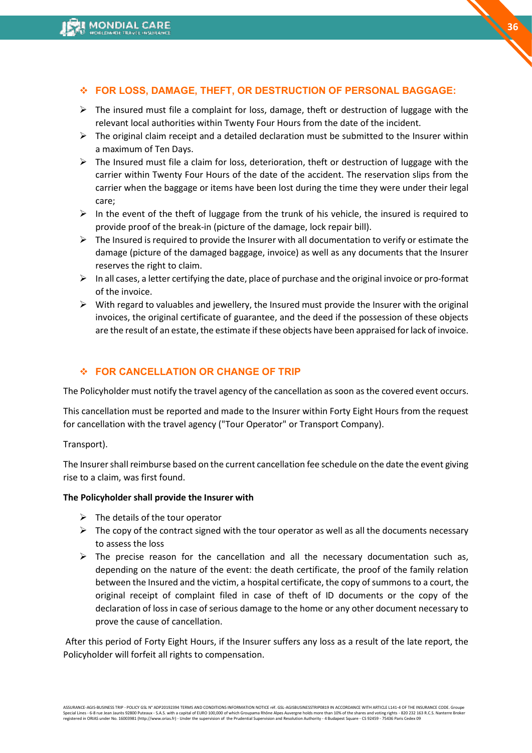### ❖ FOR LOSS, DAMAGE, THEFT, OR DESTRUCTION OF PERSONAL BAGGAGE:

- The insured must file a complaint for loss, damage, theft or destruction of luggage with the relevant local authorities within Twenty Four Hours from the date of the incident.
- The original claim receipt and a detailed declaration must be submitted to the Insurer within a maximum of Ten Days.
- The Insured must file a claim for loss, deterioration, theft or destruction of luggage with the carrier within Twenty Four Hours of the date of the accident. The reservation slips from the carrier when the baggage or items have been lost during the time they were under their legal care;
- In the event of the theft of luggage from the trunk of his vehicle, the insured is required to provide proof of the break-in (picture of the damage, lock repair bill).
- The Insured is required to provide the Insurer with all documentation to verify or estimate the damage (picture of the damaged baggage, invoice) as well as any documents that the Insurer reserves the right to claim.
- In all cases, a letter certifying the date, place of purchase and the original invoice or pro-format of the invoice.
- With regard to valuables and jewellery, the Insured must provide the Insurer with the original invoices, the original certificate of guarantee, and the deed if the possession of these objects are the result of an estate, the estimate if these objects have been appraised for lack of invoice.

### ❖ FOR CANCELLATION OR CHANGE OF TRIP

The Policyholder must notify the travel agency of the cancellation as soon as the covered event occurs.

This cancellation must be reported and made to the Insurer within Forty Eight Hours from the request for cancellation with the travel agency ("Tour Operator" or Transport Company).

Transport).

The Insurer shall reimburse based on the current cancellation fee schedule on the date the event giving rise to a claim, was first found.

**The Policyholder shall provide the Insurer with**

- The details of the tour operator
- The copy of the contract signed with the tour operator as well as all the documents necessary to assess the loss
- The precise reason for the cancellation and all the necessary documentation such as, depending on the nature of the event: the death certificate, the proof of the family relation between the Insured and the victim, a hospital certificate, the copy of summons to a court, the original receipt of complaint filed in case of theft of ID documents or the copy of the declaration of loss in case of serious damage to the home or any other document necessary to prove the cause of cancellation.

After this period of Forty Eight Hours, if the Insurer suffers any loss as a result of the late report, the Policyholder will forfeit all rights to compensation.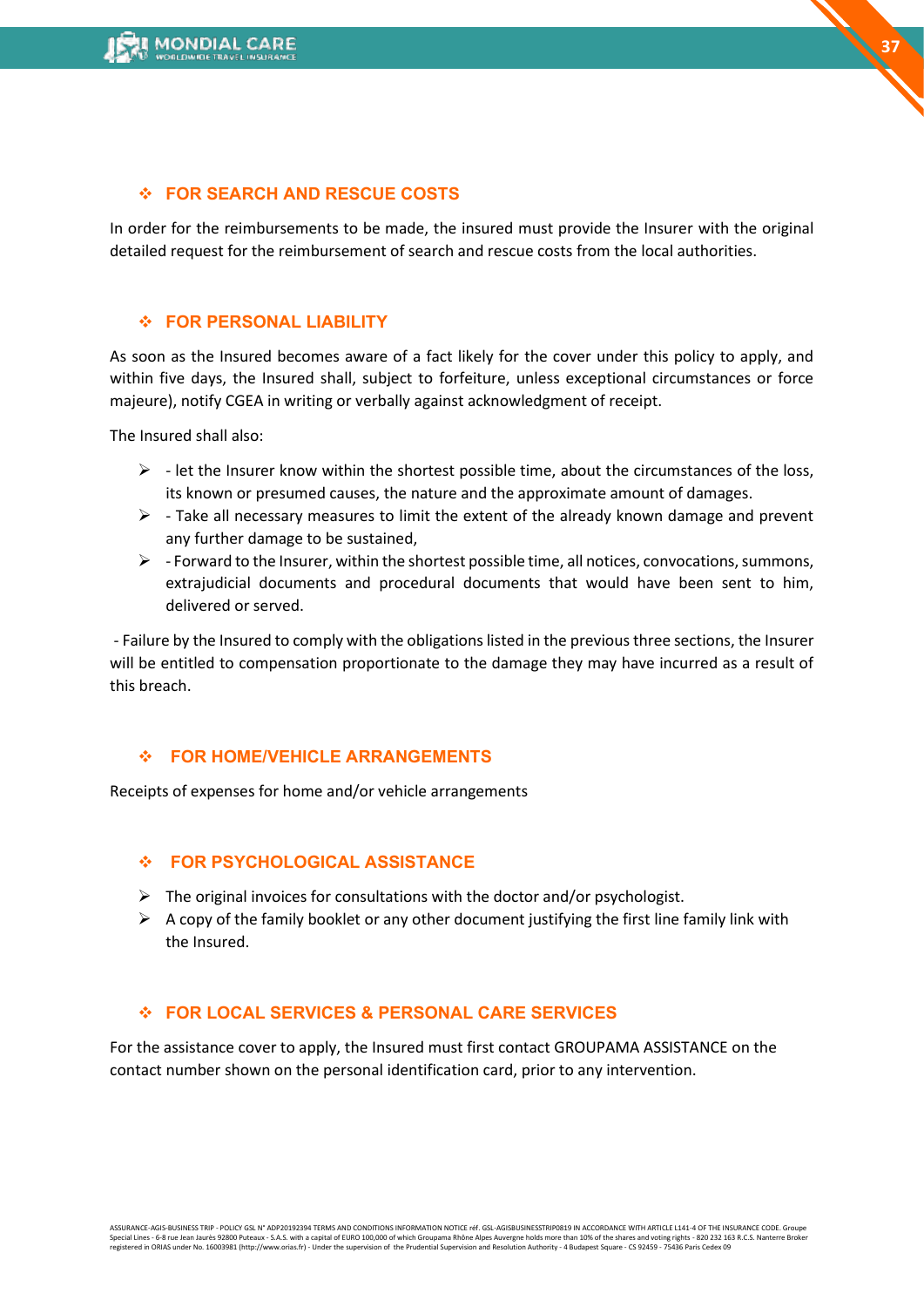## ❖ FOR SEARCH AND RESCUE COSTS

In order for the reimbursements to be made, the insured must provide the Insurer with the original detailed request for the reimbursement of search and rescue costs from the local authorities.

## ❖ FOR PERSONAL LIABILITY

As soon as the Insured becomes aware of a fact likely for the cover under this policy to apply, and within five days, the Insured shall, subject to forfeiture, unless exceptional circumstances or force majeure), notify CGEA in writing or verbally against acknowledgment of receipt.

The Insured shall also:

- - let the Insurer know within the shortest possible time, about the circumstances of the loss, its known or presumed causes, the nature and the approximate amount of damages.
- - Take all necessary measures to limit the extent of the already known damage and prevent any further damage to be sustained,
- - Forward to the Insurer, within the shortest possible time, all notices, convocations, summons, extrajudicial documents and procedural documents that would have been sent to him, delivered or served.

- Failure by the Insured to comply with the obligations listed in the previous three sections, the Insurer will be entitled to compensation proportionate to the damage they may have incurred as a result of this breach.

## ❖ FOR HOME/VEHICLE ARRANGEMENTS

Receipts of expenses for home and/or vehicle arrangements

## ❖ FOR PSYCHOLOGICAL ASSISTANCE

- The original invoices for consultations with the doctor and/or psychologist.
- A copy of the family booklet or any other document justifying the first line family link with the Insured.

## ❖ FOR LOCAL SERVICES & PERSONAL CARE SERVICES

For the assistance cover to apply, the Insured must first contact GROUPAMA ASSISTANCE on the contact number shown on the personal identification card, prior to any intervention.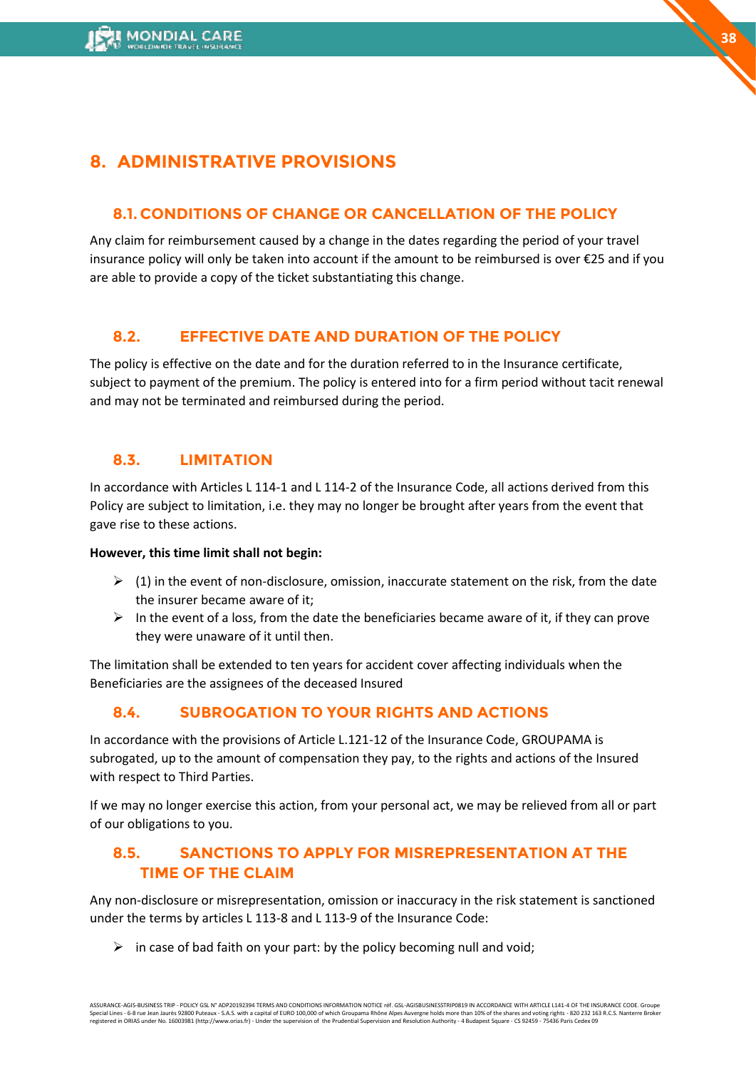# 8. ADMINISTRATIVE PROVISIONS

## 8.1. CONDITIONS OF CHANGE OR CANCELLATION OF THE POLICY

Any claim for reimbursement caused by a change in the dates regarding the period of your travel insurance policy will only be taken into account if the amount to be reimbursed is over €25 and if you are able to provide a copy of the ticket substantiating this change.

## 8.2. EFFECTIVE DATE AND DURATION OF THE POLICY

The policy is effective on the date and for the duration referred to in the Insurance certificate, subject to payment of the premium. The policy is entered into for a firm period without tacit renewal and may not be terminated and reimbursed during the period.

## 8.3. LIMITATION

In accordance with Articles L 114-1 and L 114-2 of the Insurance Code, all actions derived from this Policy are subject to limitation, i.e. they may no longer be brought after years from the event that gave rise to these actions.

**However, this time limit shall not begin:**

- (1) in the event of non-disclosure, omission, inaccurate statement on the risk, from the date the insurer became aware of it;
- In the event of a loss, from the date the beneficiaries became aware of it, if they can prove they were unaware of it until then.

The limitation shall be extended to ten years for accident cover affecting individuals when the Beneficiaries are the assignees of the deceased Insured

## 8.4. SUBROGATION TO YOUR RIGHTS AND ACTIONS

In accordance with the provisions of Article L.121-12 of the Insurance Code, GROUPAMA is subrogated, up to the amount of compensation they pay, to the rights and actions of the Insured with respect to Third Parties.

If we may no longer exercise this action, from your personal act, we may be relieved from all or part of our obligations to you.

## 8.5. SANCTIONS TO APPLY FOR MISREPRESENTATION AT THE TIME OF THE CLAIM

Any non-disclosure or misrepresentation, omission or inaccuracy in the risk statement is sanctioned under the terms by articles L 113-8 and L 113-9 of the Insurance Code:

- in case of bad faith on your part: by the policy becoming null and void;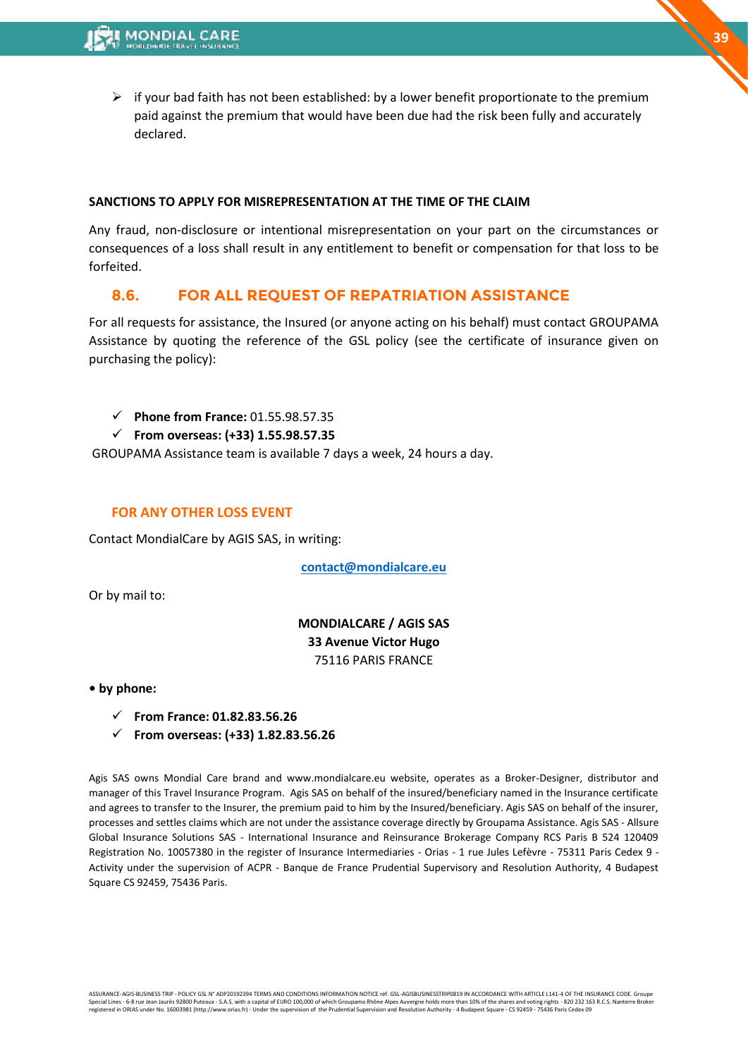- if your bad faith has not been established: by a lower benefit proportionate to the premium paid against the premium that would have been due had the risk been fully and accurately declared.

**SANCTIONS TO APPLY FOR MISREPRESENTATION AT THE TIME OF THE CLAIM**

Any fraud, non-disclosure or intentional misrepresentation on your part on the circumstances or consequences of a loss shall result in any entitlement to benefit or compensation for that loss to be forfeited.

## 8.6. FOR ALL REQUEST OF REPATRIATION ASSISTANCE

For all requests for assistance, the Insured (or anyone acting on his behalf) must contact GROUPAMA Assistance by quoting the reference of the GSL policy (see the certificate of insurance given on purchasing the policy):

- ✓ **Phone from France:** 01.55.98.57.35
- ✓ **From overseas: (+33) 1.55.98.57.35**

GROUPAMA Assistance team is available 7 days a week, 24 hours a day.

### FOR ANY OTHER LOSS EVENT

Contact MondialCare by AGIS SAS, in writing:

**contact@mondialcare.eu**

Or by mail to:

**MONDIALCARE / AGIS SAS**
**33 Avenue Victor Hugo**
75116 PARIS FRANCE

**• by phone:**

- ✓ **From France: 01.82.83.56.26**
- ✓ **From overseas: (+33) 1.82.83.56.26**

Agis SAS owns Mondial Care brand and www.mondialcare.eu website, operates as a Broker-Designer, distributor and manager of this Travel Insurance Program. Agis SAS on behalf of the insured/beneficiary named in the Insurance certificate and agrees to transfer to the Insurer, the premium paid to him by the Insured/beneficiary. Agis SAS on behalf of the insurer, processes and settles claims which are not under the assistance coverage directly by Groupama Assistance. Agis SAS - Allsure Global Insurance Solutions SAS - International Insurance and Reinsurance Brokerage Company RCS Paris B 524 120409 Registration No. 10057380 in the register of Insurance Intermediaries - Orias - 1 rue Jules Lefèvre - 75311 Paris Cedex 9 - Activity under the supervision of ACPR - Banque de France Prudential Supervisory and Resolution Authority, 4 Budapest Square CS 92459, 75436 Paris.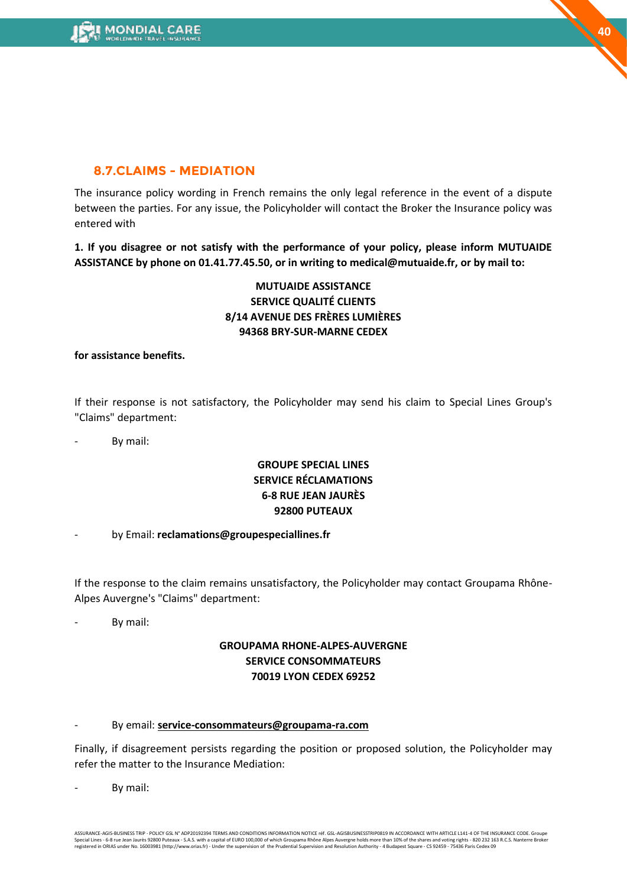## 8.7.CLAIMS - MEDIATION

The insurance policy wording in French remains the only legal reference in the event of a dispute between the parties. For any issue, the Policyholder will contact the Broker the Insurance policy was entered with

**1. If you disagree or not satisfy with the performance of your policy, please inform MUTUAIDE ASSISTANCE by phone on 01.41.77.45.50, or in writing to medical@mutuaide.fr, or by mail to:**

**MUTUAIDE ASSISTANCE**
**SERVICE QUALITÉ CLIENTS**
**8/14 AVENUE DES FRÈRES LUMIÈRES**
**94368 BRY-SUR-MARNE CEDEX**

**for assistance benefits.**

If their response is not satisfactory, the Policyholder may send his claim to Special Lines Group's "Claims" department:

- By mail:

**GROUPE SPECIAL LINES**
**SERVICE RÉCLAMATIONS**
**6-8 RUE JEAN JAURÈS**
**92800 PUTEAUX**

- by Email: **reclamations@groupespeciallines.fr**

If the response to the claim remains unsatisfactory, the Policyholder may contact Groupama Rhône-Alpes Auvergne's "Claims" department:

- By mail:

**GROUPAMA RHONE-ALPES-AUVERGNE**
**SERVICE CONSOMMATEURS**
**70019 LYON CEDEX 69252**

- By email: **service-consommateurs@groupama-ra.com**

Finally, if disagreement persists regarding the position or proposed solution, the Policyholder may refer the matter to the Insurance Mediation:

- By mail: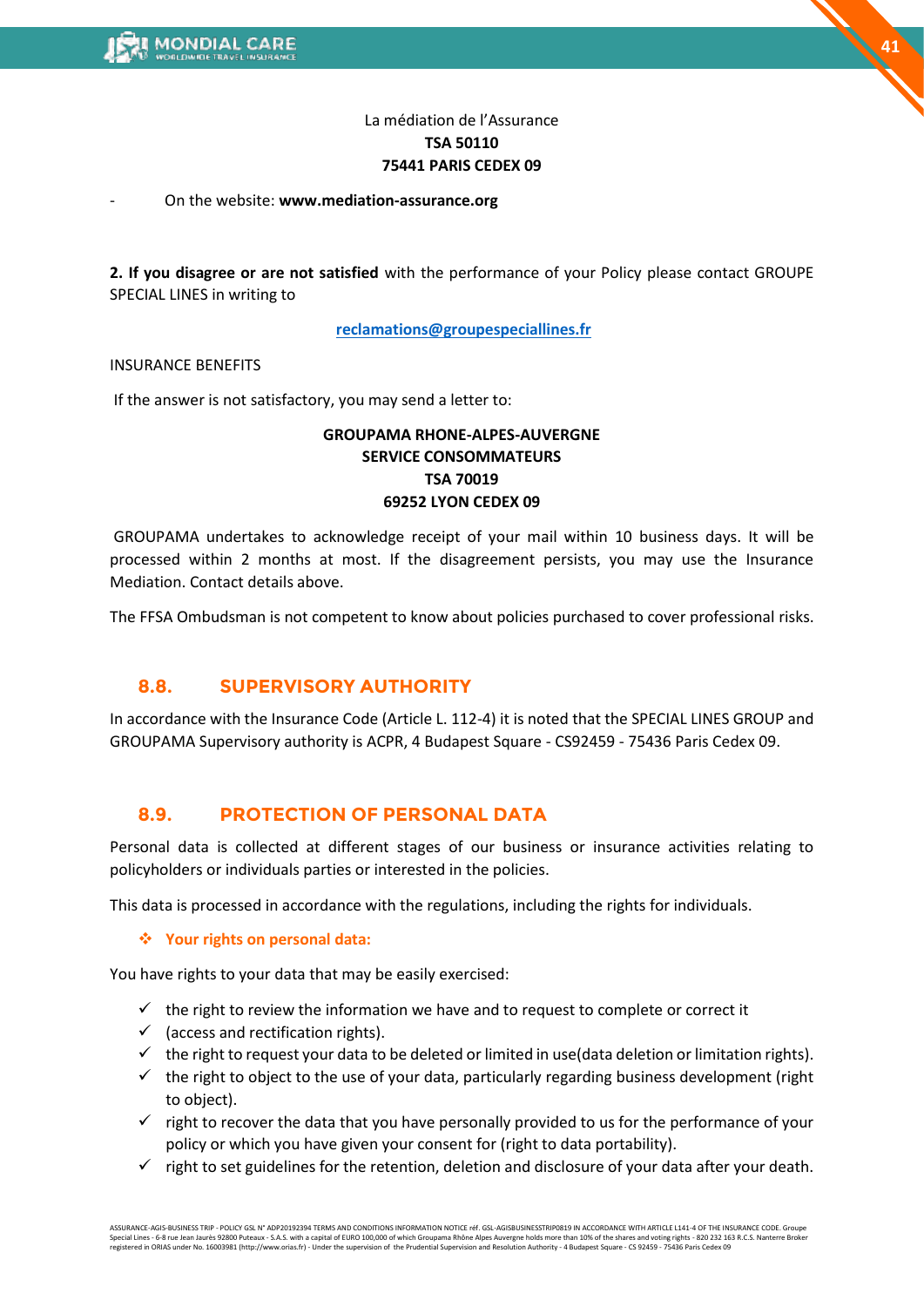La médiation de l'Assurance
**TSA 50110**
**75441 PARIS CEDEX 09**

- On the website: **www.mediation-assurance.org**

**2. If you disagree or are not satisfied** with the performance of your Policy please contact GROUPE SPECIAL LINES in writing to

**reclamations@groupespeciallines.fr**

INSURANCE BENEFITS

If the answer is not satisfactory, you may send a letter to:

**GROUPAMA RHONE-ALPES-AUVERGNE**
**SERVICE CONSOMMATEURS**
**TSA 70019**
**69252 LYON CEDEX 09**

GROUPAMA undertakes to acknowledge receipt of your mail within 10 business days. It will be processed within 2 months at most. If the disagreement persists, you may use the Insurance Mediation. Contact details above.

The FFSA Ombudsman is not competent to know about policies purchased to cover professional risks.

## 8.8. SUPERVISORY AUTHORITY

In accordance with the Insurance Code (Article L. 112-4) it is noted that the SPECIAL LINES GROUP and GROUPAMA Supervisory authority is ACPR, 4 Budapest Square - CS92459 - 75436 Paris Cedex 09.

## 8.9. PROTECTION OF PERSONAL DATA

Personal data is collected at different stages of our business or insurance activities relating to policyholders or individuals parties or interested in the policies.

This data is processed in accordance with the regulations, including the rights for individuals.

- **Your rights on personal data:**

You have rights to your data that may be easily exercised:

- ✓ the right to review the information we have and to request to complete or correct it
- ✓ (access and rectification rights).
- ✓ the right to request your data to be deleted or limited in use(data deletion or limitation rights).
- ✓ the right to object to the use of your data, particularly regarding business development (right to object).
- ✓ right to recover the data that you have personally provided to us for the performance of your policy or which you have given your consent for (right to data portability).
- ✓ right to set guidelines for the retention, deletion and disclosure of your data after your death.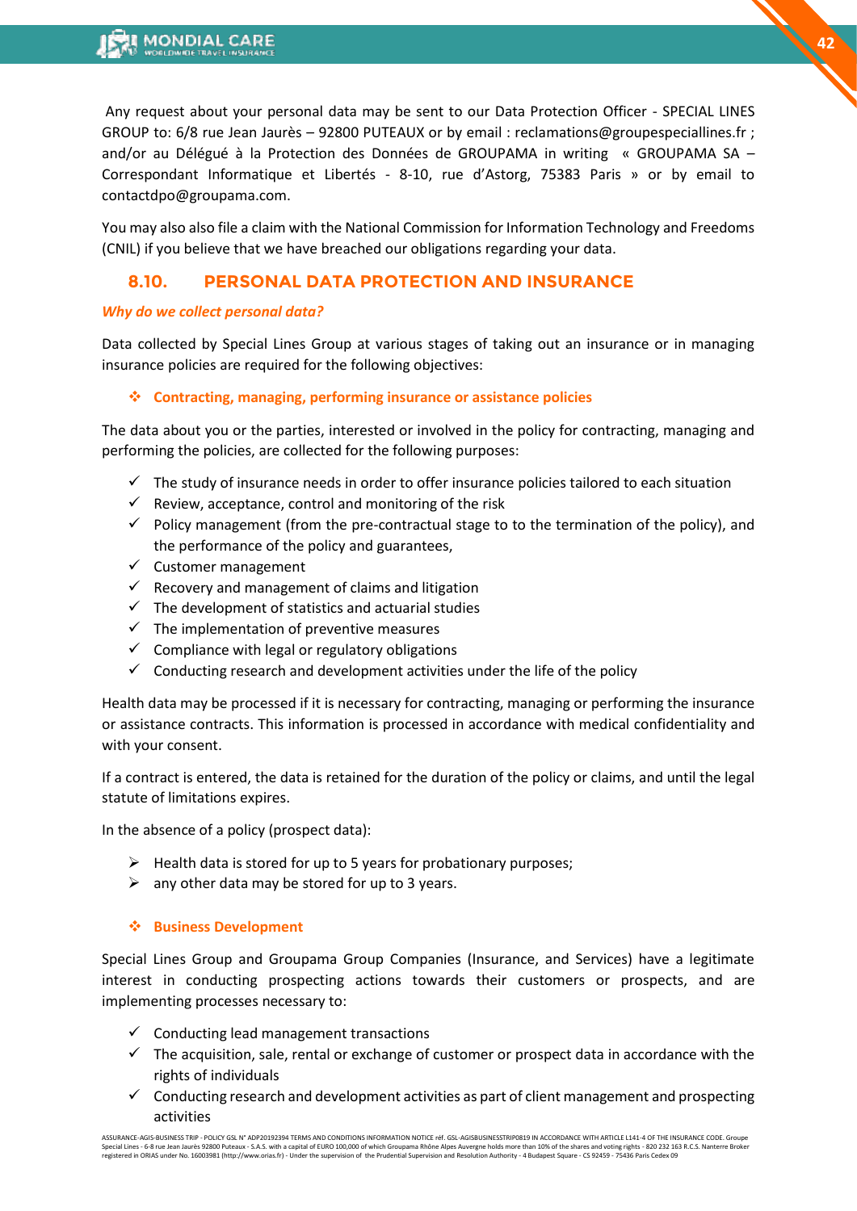Any request about your personal data may be sent to our Data Protection Officer - SPECIAL LINES GROUP to: 6/8 rue Jean Jaurès – 92800 PUTEAUX or by email : reclamations@groupespeciallines.fr ; and/or au Délégué à la Protection des Données de GROUPAMA in writing « GROUPAMA SA – Correspondant Informatique et Libertés - 8-10, rue d'Astorg, 75383 Paris » or by email to contactdpo@groupama.com.

You may also also file a claim with the National Commission for Information Technology and Freedoms (CNIL) if you believe that we have breached our obligations regarding your data.

## 8.10. PERSONAL DATA PROTECTION AND INSURANCE

***Why do we collect personal data?***

Data collected by Special Lines Group at various stages of taking out an insurance or in managing insurance policies are required for the following objectives:

❖ **Contracting, managing, performing insurance or assistance policies**

The data about you or the parties, interested or involved in the policy for contracting, managing and performing the policies, are collected for the following purposes:

- ✓ The study of insurance needs in order to offer insurance policies tailored to each situation
- ✓ Review, acceptance, control and monitoring of the risk
- ✓ Policy management (from the pre-contractual stage to to the termination of the policy), and the performance of the policy and guarantees,
- ✓ Customer management
- ✓ Recovery and management of claims and litigation
- ✓ The development of statistics and actuarial studies
- ✓ The implementation of preventive measures
- ✓ Compliance with legal or regulatory obligations
- ✓ Conducting research and development activities under the life of the policy

Health data may be processed if it is necessary for contracting, managing or performing the insurance or assistance contracts. This information is processed in accordance with medical confidentiality and with your consent.

If a contract is entered, the data is retained for the duration of the policy or claims, and until the legal statute of limitations expires.

In the absence of a policy (prospect data):

- ➢ Health data is stored for up to 5 years for probationary purposes;
- ➢ any other data may be stored for up to 3 years.

❖ **Business Development**

Special Lines Group and Groupama Group Companies (Insurance, and Services) have a legitimate interest in conducting prospecting actions towards their customers or prospects, and are implementing processes necessary to:

- ✓ Conducting lead management transactions
- ✓ The acquisition, sale, rental or exchange of customer or prospect data in accordance with the rights of individuals
- ✓ Conducting research and development activities as part of client management and prospecting activities

ASSURANCE-AGIS-BUSINESS TRIP - POLICY GSL N° ADP20192394 TERMS AND CONDITIONS INFORMATION NOTICE réf. GSL-AGISBUSINESSTRIP0819 IN ACCORDANCE WITH ARTICLE L141-4 OF THE INSURANCE CODE. Groupe Special Lines - 6-8 rue Jean Jaurès 92800 Puteaux - S.A.S. with a capital of EURO 100,000 of which Groupama Rhône Alpes Auvergne holds more than 10% of the shares and voting rights - 820 232 163 R.C.S. Nanterre Broker registered in ORIAS under No. 16003981 (http://www.orias.fr) - Under the supervision of the Prudential Supervision and Resolution Authority - 4 Budapest Square - CS 92459 - 75436 Paris Cedex 09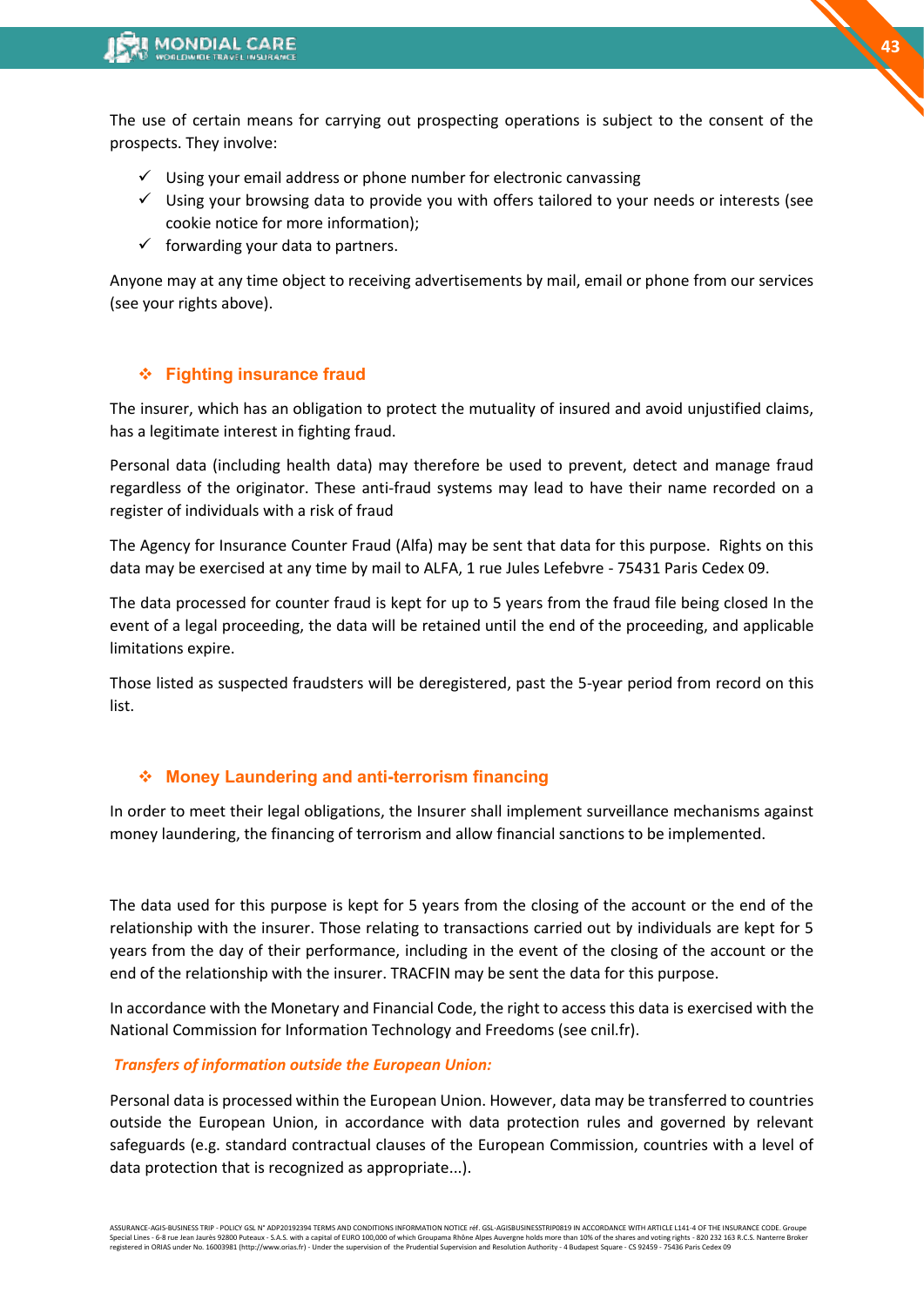The use of certain means for carrying out prospecting operations is subject to the consent of the prospects. They involve:

- ✓ Using your email address or phone number for electronic canvassing
- ✓ Using your browsing data to provide you with offers tailored to your needs or interests (see cookie notice for more information);
- ✓ forwarding your data to partners.

Anyone may at any time object to receiving advertisements by mail, email or phone from our services (see your rights above).

### ❖ Fighting insurance fraud

The insurer, which has an obligation to protect the mutuality of insured and avoid unjustified claims, has a legitimate interest in fighting fraud.

Personal data (including health data) may therefore be used to prevent, detect and manage fraud regardless of the originator. These anti-fraud systems may lead to have their name recorded on a register of individuals with a risk of fraud

The Agency for Insurance Counter Fraud (Alfa) may be sent that data for this purpose. Rights on this data may be exercised at any time by mail to ALFA, 1 rue Jules Lefebvre - 75431 Paris Cedex 09.

The data processed for counter fraud is kept for up to 5 years from the fraud file being closed In the event of a legal proceeding, the data will be retained until the end of the proceeding, and applicable limitations expire.

Those listed as suspected fraudsters will be deregistered, past the 5-year period from record on this list.

### ❖ Money Laundering and anti-terrorism financing

In order to meet their legal obligations, the Insurer shall implement surveillance mechanisms against money laundering, the financing of terrorism and allow financial sanctions to be implemented.

The data used for this purpose is kept for 5 years from the closing of the account or the end of the relationship with the insurer. Those relating to transactions carried out by individuals are kept for 5 years from the day of their performance, including in the event of the closing of the account or the end of the relationship with the insurer. TRACFIN may be sent the data for this purpose.

In accordance with the Monetary and Financial Code, the right to access this data is exercised with the National Commission for Information Technology and Freedoms (see cnil.fr).

***Transfers of information outside the European Union:***

Personal data is processed within the European Union. However, data may be transferred to countries outside the European Union, in accordance with data protection rules and governed by relevant safeguards (e.g. standard contractual clauses of the European Commission, countries with a level of data protection that is recognized as appropriate...).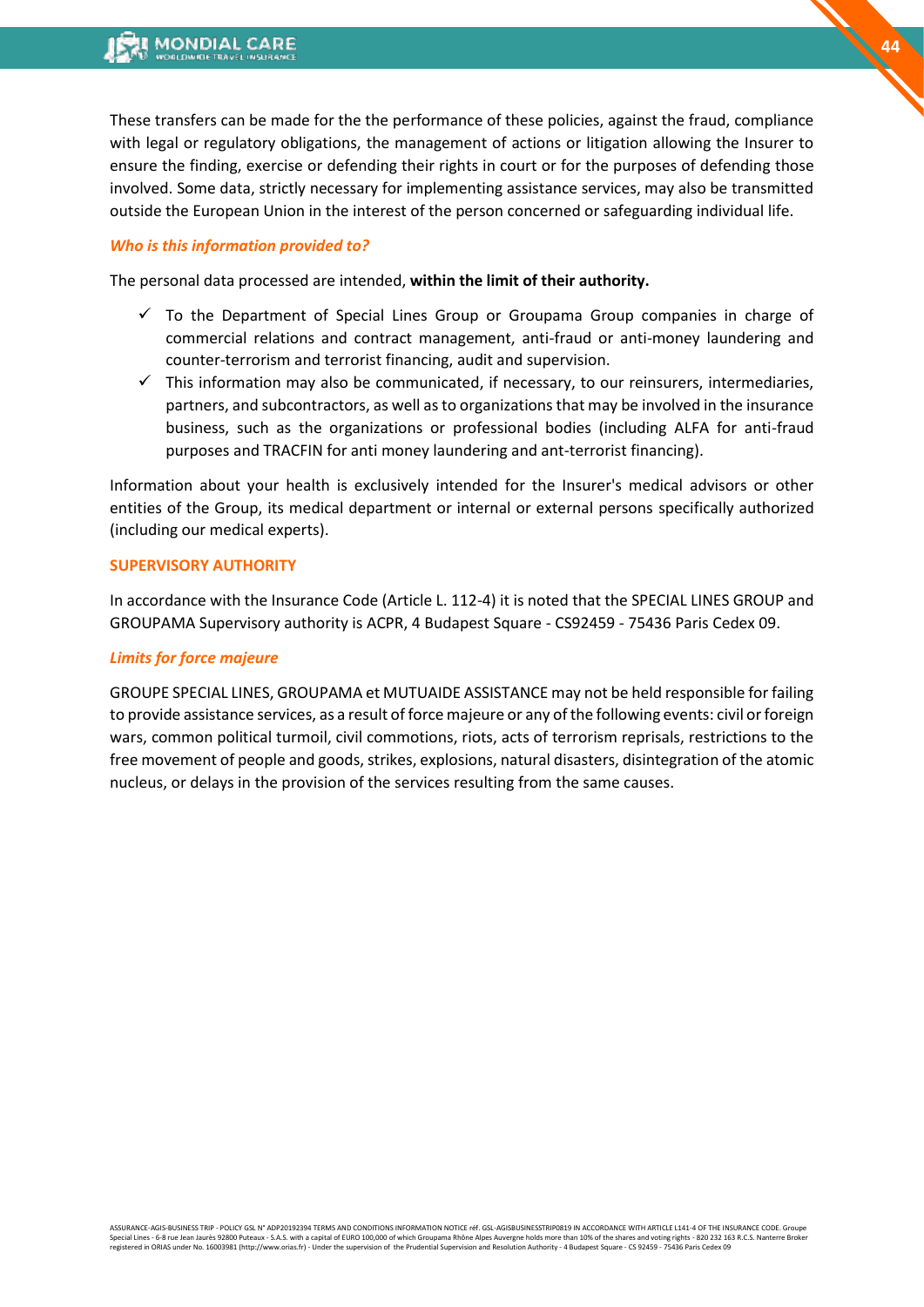These transfers can be made for the the performance of these policies, against the fraud, compliance with legal or regulatory obligations, the management of actions or litigation allowing the Insurer to ensure the finding, exercise or defending their rights in court or for the purposes of defending those involved. Some data, strictly necessary for implementing assistance services, may also be transmitted outside the European Union in the interest of the person concerned or safeguarding individual life.

### *Who is this information provided to?*

The personal data processed are intended, **within the limit of their authority.**

- ✓ To the Department of Special Lines Group or Groupama Group companies in charge of commercial relations and contract management, anti-fraud or anti-money laundering and counter-terrorism and terrorist financing, audit and supervision.
- ✓ This information may also be communicated, if necessary, to our reinsurers, intermediaries, partners, and subcontractors, as well as to organizations that may be involved in the insurance business, such as the organizations or professional bodies (including ALFA for anti-fraud purposes and TRACFIN for anti money laundering and ant-terrorist financing).

Information about your health is exclusively intended for the Insurer's medical advisors or other entities of the Group, its medical department or internal or external persons specifically authorized (including our medical experts).

## SUPERVISORY AUTHORITY

In accordance with the Insurance Code (Article L. 112-4) it is noted that the SPECIAL LINES GROUP and GROUPAMA Supervisory authority is ACPR, 4 Budapest Square - CS92459 - 75436 Paris Cedex 09.

### *Limits for force majeure*

GROUPE SPECIAL LINES, GROUPAMA et MUTUAIDE ASSISTANCE may not be held responsible for failing to provide assistance services, as a result of force majeure or any of the following events: civil or foreign wars, common political turmoil, civil commotions, riots, acts of terrorism reprisals, restrictions to the free movement of people and goods, strikes, explosions, natural disasters, disintegration of the atomic nucleus, or delays in the provision of the services resulting from the same causes.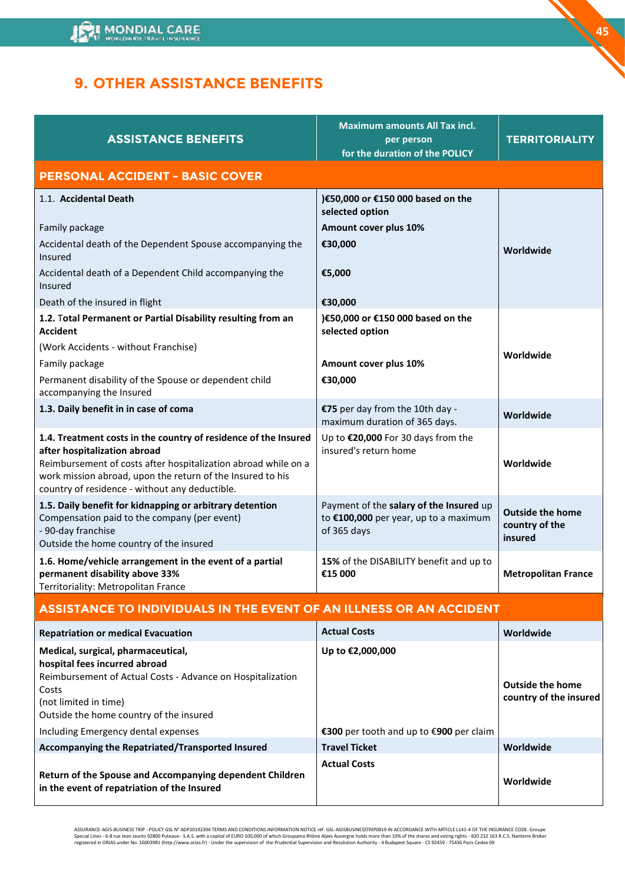## 9. OTHER ASSISTANCE BENEFITS

| ASSISTANCE BENEFITS | Maximum amounts All Tax incl. per person for the duration of the POLICY | TERRITORIALITY |
|---|---|---|
| **PERSONAL ACCIDENT - BASIC COVER** | | |
| 1.1. **Accidental Death** | **)€50,000 or €150 000 based on the selected option** | Worldwide |
| Family package | **Amount cover plus 10%** | |
| Accidental death of the Dependent Spouse accompanying the Insured | **€30,000** | |
| Accidental death of a Dependent Child accompanying the Insured | **€5,000** | |
| Death of the insured in flight | **€30,000** | |
| **1.2.** Total **Permanent or Partial Disability resulting from an Accident** | **)€50,000 or €150 000 based on the selected option** | Worldwide |
| (Work Accidents - without Franchise) | | |
| Family package | **Amount cover plus 10%** | |
| Permanent disability of the Spouse or dependent child accompanying the Insured | **€30,000** | |
| **1.3. Daily benefit in in case of coma** | **€75** per day from the 10th day - maximum duration of 365 days. | Worldwide |
| **1.4. Treatment costs in the country of residence of the Insured after hospitalization abroad** Reimbursement of costs after hospitalization abroad while on a work mission abroad, upon the return of the Insured to his country of residence - without any deductible. | Up to **€20,000** For 30 days from the insured's return home | Worldwide |
| **1.5. Daily benefit for kidnapping or arbitrary detention** Compensation paid to the company (per event) - 90-day franchise Outside the home country of the insured | Payment of the **salary of the Insured** up to **€100,000** per year, up to a maximum of 365 days | Outside the home country of the insured |
| **1.6. Home/vehicle arrangement in the event of a partial permanent disability above 33%** Territoriality: Metropolitan France | **15%** of the DISABILITY benefit and up to **€15 000** | Metropolitan France |
| **ASSISTANCE TO INDIVIDUALS IN THE EVENT OF AN ILLNESS OR AN ACCIDENT** | | |
| **Repatriation or medical Evacuation** | **Actual Costs** | Worldwide |
| **Medical, surgical, pharmaceutical, hospital fees incurred abroad** Reimbursement of Actual Costs - Advance on Hospitalization Costs (not limited in time) Outside the home country of the insured | **Up to €2,000,000** | Outside the home country of the insured |
| Including Emergency dental expenses | **€300** per tooth and up to **€900** per claim | |
| **Accompanying the Repatriated/Transported Insured** | **Travel Ticket** | Worldwide |
| **Return of the Spouse and Accompanying dependent Children in the event of repatriation of the Insured** | **Actual Costs** | Worldwide |

ASSURANCE-AGIS-BUSINESS TRIP - POLICY GSL N° ADP20192394 TERMS AND CONDITIONS INFORMATION NOTICE réf. GSL-AGISBUSINESSTRIP0819 IN ACCORDANCE WITH ARTICLE L141-4 OF THE INSURANCE CODE. Groupe Special Lines - 6-8 rue Jean Jaurès 92800 Puteaux - S.A.S. with a capital of EURO 100,000 of which Groupama Rhône Alpes Auvergne holds more than 10% of the shares and voting rights - 820 232 163 R.C.S. Nanterre Broker registered in ORIAS under No. 16003981 (http://www.orias.fr) - Under the supervision of the Prudential Supervision and Resolution Authority - 4 Budapest Square - CS 92459 - 75436 Paris Cedex 09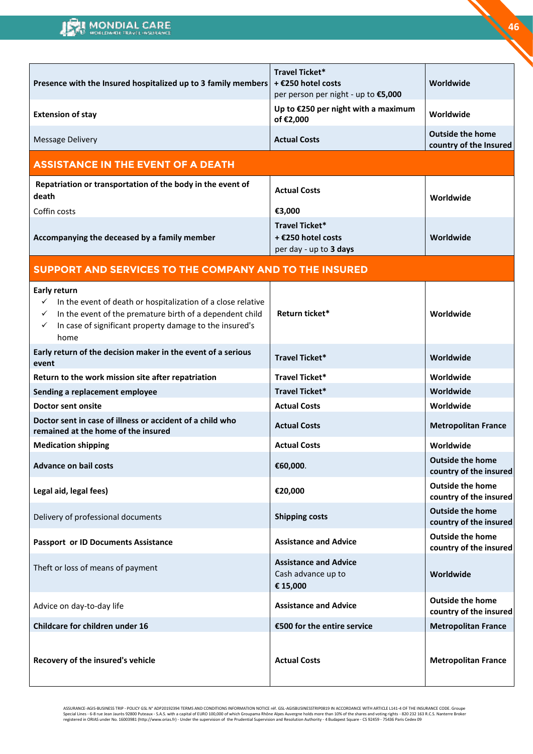| | | |
|---|---|---|
| **Presence with the Insured hospitalized up to 3 family members** | **Travel Ticket*** <br> **+ €250 hotel costs** <br> per person per night - up to **€5,000** | **Worldwide** |
| **Extension of stay** | **Up to €250 per night with a maximum of €2,000** | **Worldwide** |
| Message Delivery | **Actual Costs** | **Outside the home country of the Insured** |

## ASSISTANCE IN THE EVENT OF A DEATH

| | | |
|---|---|---|
| **Repatriation or transportation of the body in the event of death** <br> Coffin costs | **Actual Costs** <br> **€3,000** | **Worldwide** |
| **Accompanying the deceased by a family member** | **Travel Ticket*** <br> **+ €250 hotel costs** <br> per day - up to **3 days** | **Worldwide** |

## SUPPORT AND SERVICES TO THE COMPANY AND TO THE INSURED

| | | |
|---|---|---|
| **Early return** <br> ✓ In the event of death or hospitalization of a close relative <br> ✓ In the event of the premature birth of a dependent child <br> ✓ In case of significant property damage to the insured's home | **Return ticket*** | **Worldwide** |
| **Early return of the decision maker in the event of a serious event** | **Travel Ticket*** | **Worldwide** |
| **Return to the work mission site after repatriation** | **Travel Ticket*** | **Worldwide** |
| **Sending a replacement employee** | **Travel Ticket*** | **Worldwide** |
| **Doctor sent onsite** | **Actual Costs** | **Worldwide** |
| **Doctor sent in case of illness or accident of a child who remained at the home of the insured** | **Actual Costs** | **Metropolitan France** |
| **Medication shipping** | **Actual Costs** | **Worldwide** |
| **Advance on bail costs** | **€60,000**. | **Outside the home country of the insured** |
| **Legal aid, legal fees)** | **€20,000** | **Outside the home country of the insured** |
| Delivery of professional documents | **Shipping costs** | **Outside the home country of the insured** |
| **Passport or ID Documents Assistance** | **Assistance and Advice** | **Outside the home country of the insured** |
| Theft or loss of means of payment | **Assistance and Advice** <br> Cash advance up to <br> **€ 15,000** | **Worldwide** |
| Advice on day-to-day life | **Assistance and Advice** | **Outside the home country of the insured** |
| **Childcare for children under 16** | **€500 for the entire service** | **Metropolitan France** |
| **Recovery of the insured's vehicle** | **Actual Costs** | **Metropolitan France** |

ASSURANCE-AGIS-BUSINESS TRIP - POLICY GSL N° ADP20192394 TERMS AND CONDITIONS INFORMATION NOTICE réf. GSL-AGISBUSINESSTRIP0819 IN ACCORDANCE WITH ARTICLE L141-4 OF THE INSURANCE CODE. Groupe Special Lines - 6-8 rue Jean Jaurès 92800 Puteaux - S.A.S. with a capital of EURO 100,000 of which Groupama Rhône Alpes Auvergne holds more than 10% of the shares and voting rights - 820 232 163 R.C.S. Nanterre Broker registered in ORIAS under No. 16003981 (http://www.orias.fr) - Under the supervision of the Prudential Supervision and Resolution Authority - 4 Budapest Square - CS 92459 - 75436 Paris Cedex 09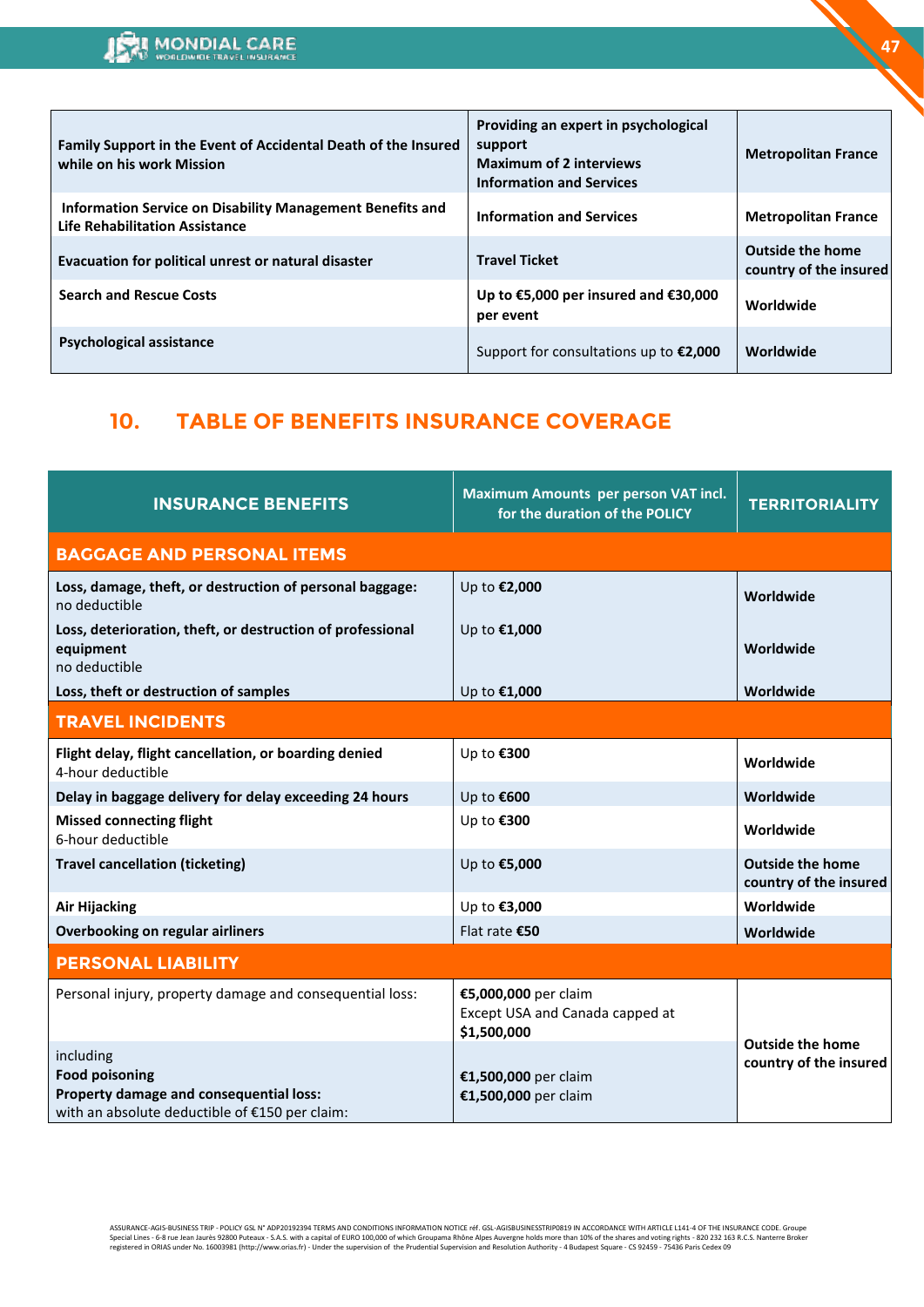| | | |
|---|---|---|
| **Family Support in the Event of Accidental Death of the Insured while on his work Mission** | **Providing an expert in psychological support**<br>**Maximum of 2 interviews**<br>**Information and Services** | **Metropolitan France** |
| **Information Service on Disability Management Benefits and Life Rehabilitation Assistance** | **Information and Services** | **Metropolitan France** |
| **Evacuation for political unrest or natural disaster** | **Travel Ticket** | **Outside the home country of the insured** |
| **Search and Rescue Costs** | **Up to €5,000 per insured and €30,000 per event** | **Worldwide** |
| **Psychological assistance** | Support for consultations up to **€2,000** | **Worldwide** |

## 10. TABLE OF BENEFITS INSURANCE COVERAGE

| INSURANCE BENEFITS | Maximum Amounts per person VAT incl. for the duration of the POLICY | TERRITORIALITY |
|---|---|---|
| **BAGGAGE AND PERSONAL ITEMS** | | |
| **Loss, damage, theft, or destruction of personal baggage:**<br>no deductible | Up to **€2,000** | **Worldwide** |
| **Loss, deterioration, theft, or destruction of professional equipment**<br>no deductible | Up to **€1,000** | **Worldwide** |
| **Loss, theft or destruction of samples** | Up to **€1,000** | **Worldwide** |
| **TRAVEL INCIDENTS** | | |
| **Flight delay, flight cancellation, or boarding denied**<br>4-hour deductible | Up to **€300** | **Worldwide** |
| **Delay in baggage delivery for delay exceeding 24 hours** | Up to **€600** | **Worldwide** |
| **Missed connecting flight**<br>6-hour deductible | Up to **€300** | **Worldwide** |
| **Travel cancellation (ticketing)** | Up to **€5,000** | **Outside the home country of the insured** |
| **Air Hijacking** | Up to **€3,000** | **Worldwide** |
| **Overbooking on regular airliners** | Flat rate **€50** | **Worldwide** |
| **PERSONAL LIABILITY** | | |
| Personal injury, property damage and consequential loss: | **€5,000,000** per claim<br>Except USA and Canada capped at **$1,500,000** | **Outside the home country of the insured** |
| including<br>**Food poisoning**<br>**Property damage and consequential loss:**<br>with an absolute deductible of €150 per claim: | **€1,500,000** per claim<br>**€1,500,000** per claim | |

ASSURANCE-AGIS-BUSINESS TRIP - POLICY GSL N° ADP20192394 TERMS AND CONDITIONS INFORMATION NOTICE réf. GSL-AGISBUSINESSTRIP0819 IN ACCORDANCE WITH ARTICLE L141-4 OF THE INSURANCE CODE. Groupe Special Lines - 6-8 rue Jean Jaurès 92800 Puteaux - S.A.S. with a capital of EURO 100,000 of which Groupama Rhône Alpes Auvergne holds more than 10% of the shares and voting rights - 820 232 163 R.C.S. Nanterre Broker registered in ORIAS under No. 16003981 (http://www.orias.fr) - Under the supervision of the Prudential Supervision and Resolution Authority - 4 Budapest Square - CS 92459 - 75436 Paris Cedex 09